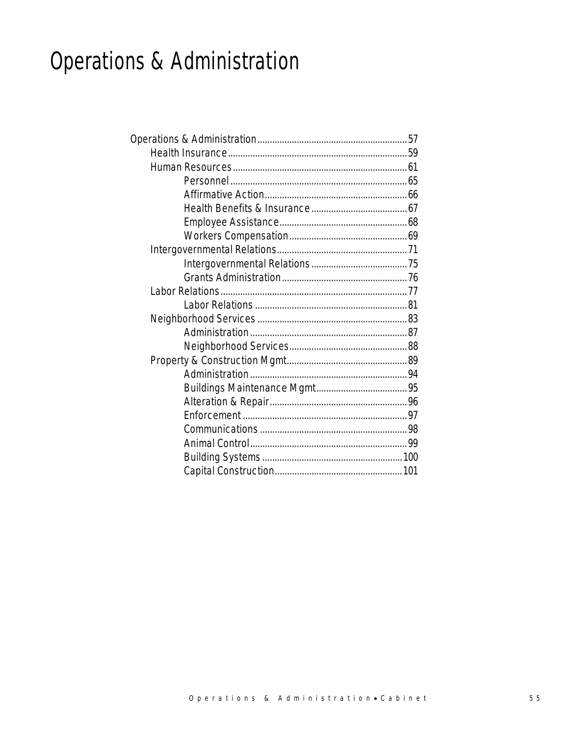# Operations & Administration

- Operations & Administration ............................................................ 57
  - Health Insurance ........................................................................ 59
  - Human Resources ...................................................................... 61
    - Personnel ........................................................................ 65
    - Affirmative Action .......................................................... 66
    - Health Benefits & Insurance ....................................... 67
    - Employee Assistance .................................................... 68
    - Workers Compensation ................................................ 69
  - Intergovernmental Relations ..................................................... 71
    - Intergovernmental Relations ....................................... 75
    - Grants Administration .................................................. 76
  - Labor Relations ........................................................................... 77
    - Labor Relations ............................................................. 81
  - Neighborhood Services ............................................................. 83
    - Administration ............................................................... 87
    - Neighborhood Services ................................................ 88
  - Property & Construction Mgmt ................................................. 89
    - Administration ............................................................... 94
    - Buildings Maintenance Mgmt ..................................... 95
    - Alteration & Repair ....................................................... 96
    - Enforcement .................................................................. 97
    - Communications ........................................................... 98
    - Animal Control ............................................................... 99
    - Building Systems ......................................................... 100
    - Capital Construction .................................................... 101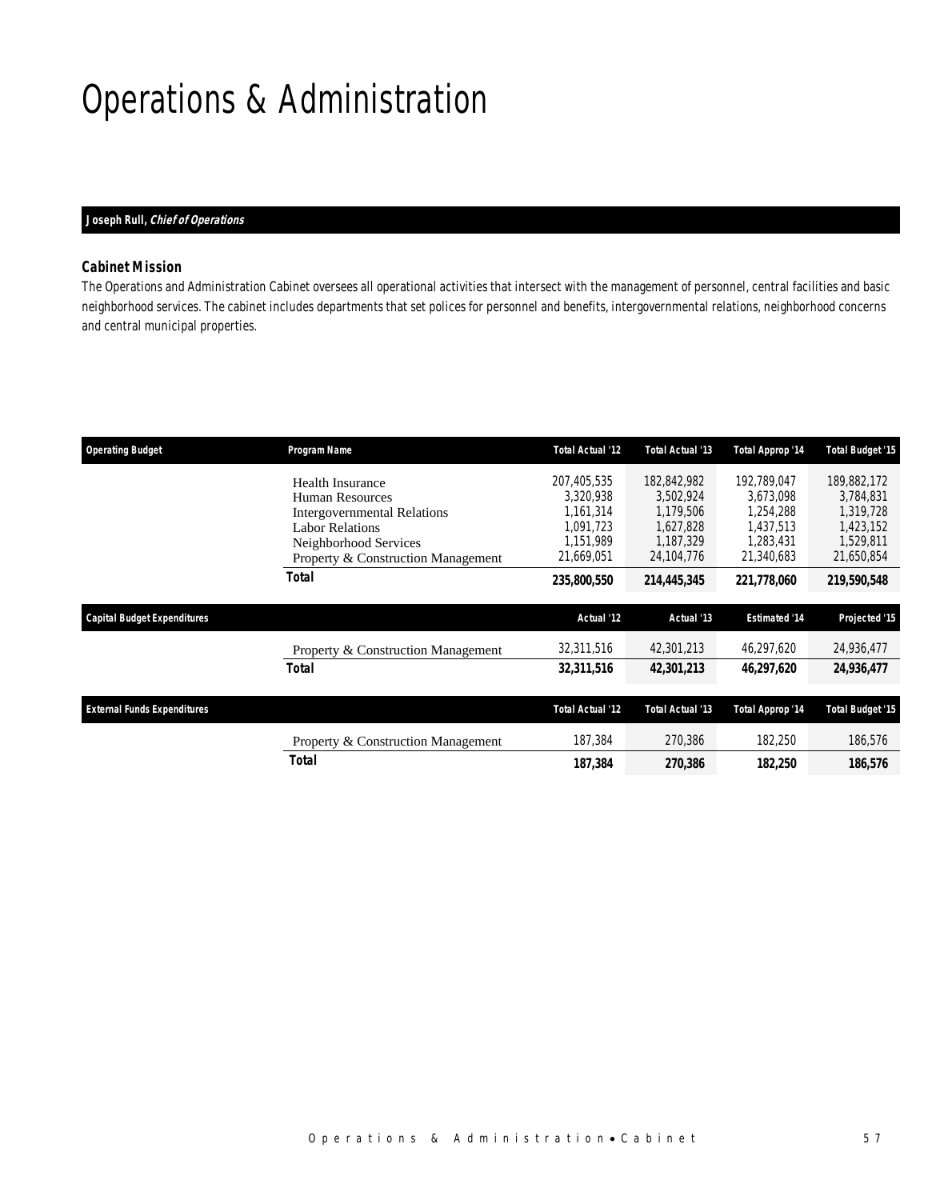# Operations & Administration

**Joseph Rull, *Chief of Operations***

### Cabinet Mission

The Operations and Administration Cabinet oversees all operational activities that intersect with the management of personnel, central facilities and basic neighborhood services. The cabinet includes departments that set polices for personnel and benefits, intergovernmental relations, neighborhood concerns and central municipal properties.

| Operating Budget | Program Name | Total Actual '12 | Total Actual '13 | Total Approp '14 | Total Budget '15 |
|---|---|---|---|---|---|
| | Health Insurance | 207,405,535 | 182,842,982 | 192,789,047 | 189,882,172 |
| | Human Resources | 3,320,938 | 3,502,924 | 3,673,098 | 3,784,831 |
| | Intergovernmental Relations | 1,161,314 | 1,179,506 | 1,254,288 | 1,319,728 |
| | Labor Relations | 1,091,723 | 1,627,828 | 1,437,513 | 1,423,152 |
| | Neighborhood Services | 1,151,989 | 1,187,329 | 1,283,431 | 1,529,811 |
| | Property & Construction Management | 21,669,051 | 24,104,776 | 21,340,683 | 21,650,854 |
| | **Total** | **235,800,550** | **214,445,345** | **221,778,060** | **219,590,548** |

| Capital Budget Expenditures | | Actual '12 | Actual '13 | Estimated '14 | Projected '15 |
|---|---|---|---|---|---|
| | Property & Construction Management | 32,311,516 | 42,301,213 | 46,297,620 | 24,936,477 |
| | **Total** | **32,311,516** | **42,301,213** | **46,297,620** | **24,936,477** |

| External Funds Expenditures | | Total Actual '12 | Total Actual '13 | Total Approp '14 | Total Budget '15 |
|---|---|---|---|---|---|
| | Property & Construction Management | 187,384 | 270,386 | 182,250 | 186,576 |
| | **Total** | **187,384** | **270,386** | **182,250** | **186,576** |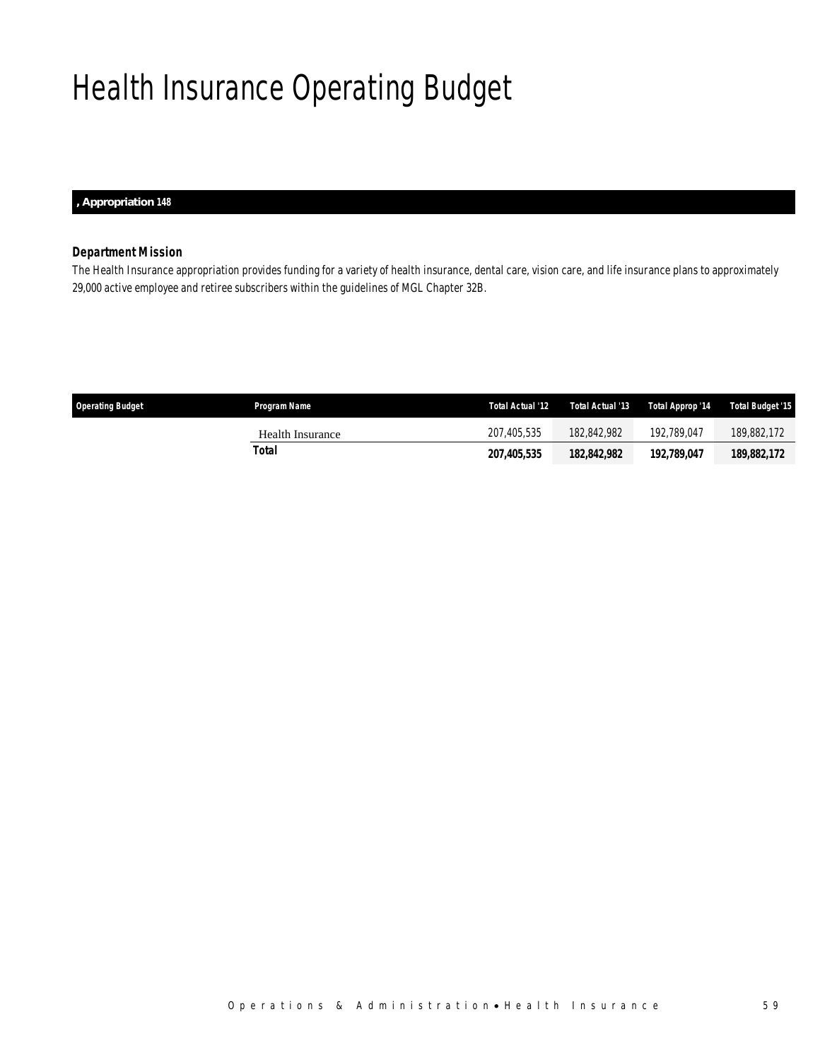# Health Insurance Operating Budget

**, Appropriation 148**

### *Department Mission*

*The Health Insurance appropriation provides funding for a variety of health insurance, dental care, vision care, and life insurance plans to approximately 29,000 active employee and retiree subscribers within the guidelines of MGL Chapter 32B.*

| Operating Budget | Program Name | Total Actual '12 | Total Actual '13 | Total Approp '14 | Total Budget '15 |
|---|---|---|---|---|---|
| | Health Insurance | 207,405,535 | 182,842,982 | 192,789,047 | 189,882,172 |
| | **Total** | **207,405,535** | **182,842,982** | **192,789,047** | **189,882,172** |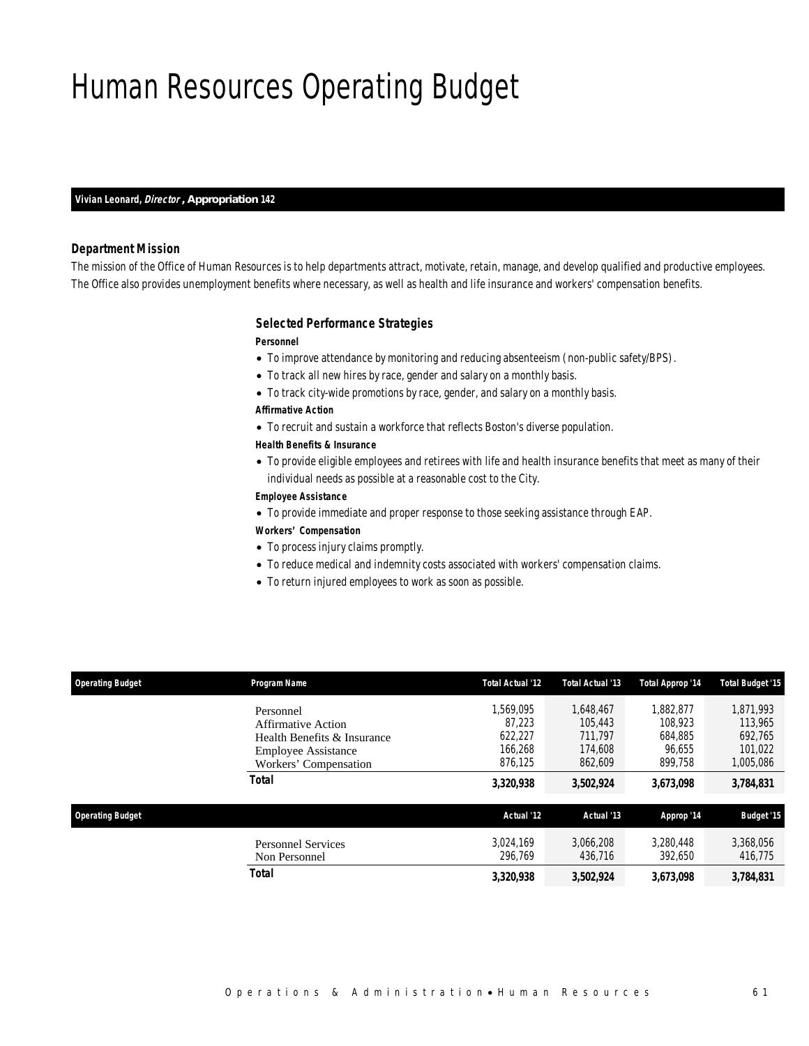# Human Resources Operating Budget

**Vivian Leonard, *Director*, Appropriation 142**

### Department Mission

The mission of the Office of Human Resources is to help departments attract, motivate, retain, manage, and develop qualified and productive employees. The Office also provides unemployment benefits where necessary, as well as health and life insurance and workers' compensation benefits.

### Selected Performance Strategies

**Personnel**

- To improve attendance by monitoring and reducing absenteeism (non-public safety/BPS).
- To track all new hires by race, gender and salary on a monthly basis.
- To track city-wide promotions by race, gender, and salary on a monthly basis.

**Affirmative Action**

- To recruit and sustain a workforce that reflects Boston's diverse population.

**Health Benefits & Insurance**

- To provide eligible employees and retirees with life and health insurance benefits that meet as many of their individual needs as possible at a reasonable cost to the City.

**Employee Assistance**

- To provide immediate and proper response to those seeking assistance through EAP.

**Workers' Compensation**

- To process injury claims promptly.
- To reduce medical and indemnity costs associated with workers' compensation claims.
- To return injured employees to work as soon as possible.

| Operating Budget | Program Name | Total Actual '12 | Total Actual '13 | Total Approp '14 | Total Budget '15 |
|---|---|---|---|---|---|
| | Personnel | 1,569,095 | 1,648,467 | 1,882,877 | 1,871,993 |
| | Affirmative Action | 87,223 | 105,443 | 108,923 | 113,965 |
| | Health Benefits & Insurance | 622,227 | 711,797 | 684,885 | 692,765 |
| | Employee Assistance | 166,268 | 174,608 | 96,655 | 101,022 |
| | Workers' Compensation | 876,125 | 862,609 | 899,758 | 1,005,086 |
| | **Total** | **3,320,938** | **3,502,924** | **3,673,098** | **3,784,831** |

| Operating Budget | | Actual '12 | Actual '13 | Approp '14 | Budget '15 |
|---|---|---|---|---|---|
| | Personnel Services | 3,024,169 | 3,066,208 | 3,280,448 | 3,368,056 |
| | Non Personnel | 296,769 | 436,716 | 392,650 | 416,775 |
| | **Total** | **3,320,938** | **3,502,924** | **3,673,098** | **3,784,831** |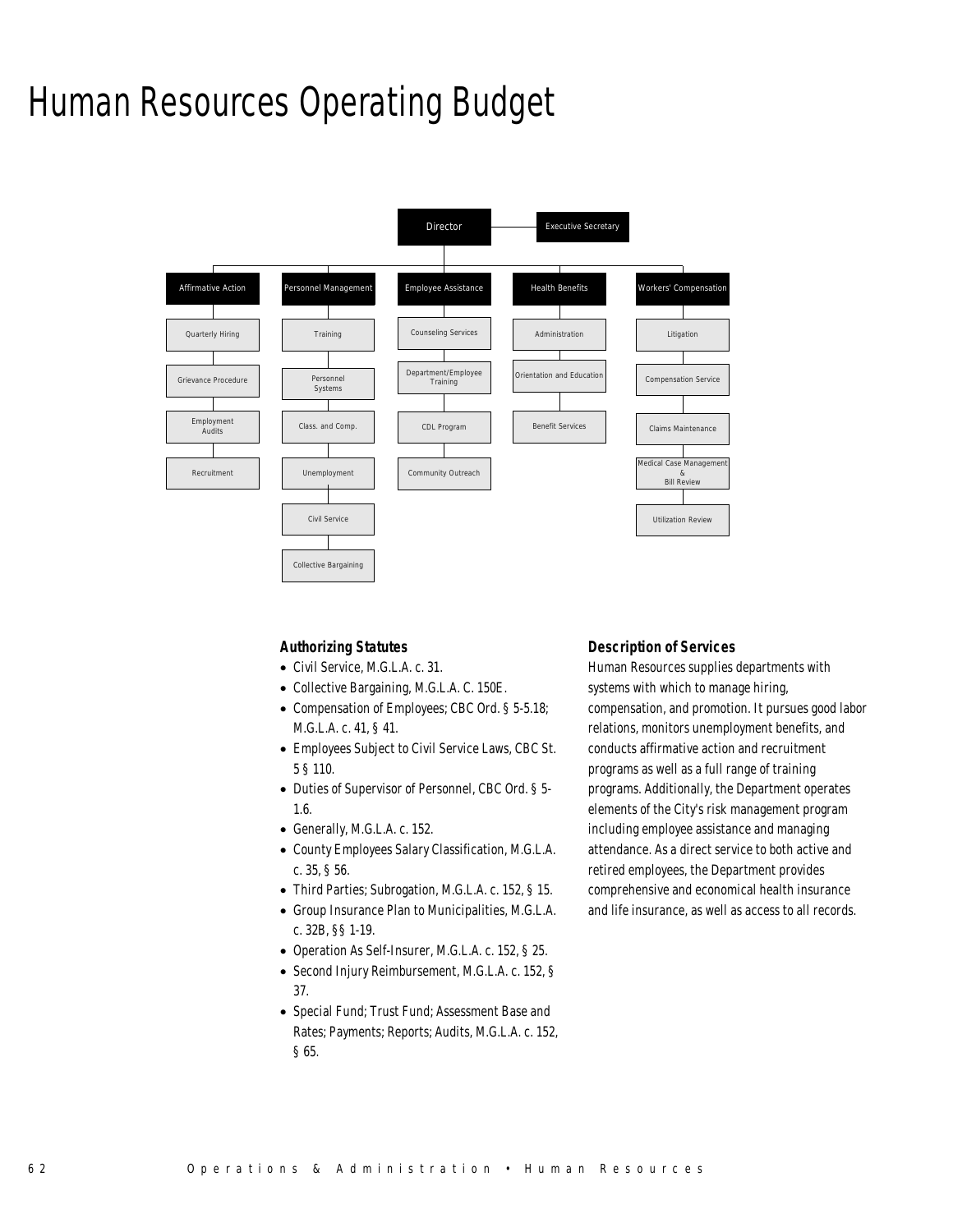# Human Resources Operating Budget

Director — Executive Secretary

- Affirmative Action
  - Quarterly Hiring
  - Grievance Procedure
  - Employment Audits
  - Recruitment
- Personnel Management
  - Training
  - Personnel Systems
  - Class. and Comp.
  - Unemployment
  - Civil Service
  - Collective Bargaining
- Employee Assistance
  - Counseling Services
  - Department/Employee Training
  - CDL Program
  - Community Outreach
- Health Benefits
  - Administration
  - Orientation and Education
  - Benefit Services
- Workers' Compensation
  - Litigation
  - Compensation Service
  - Claims Maintenance
  - Medical Case Management & Bill Review
  - Utilization Review

### Authorizing Statutes

- Civil Service, M.G.L.A. c. 31.
- Collective Bargaining, M.G.L.A. C. 150E.
- Compensation of Employees; CBC Ord. § 5-5.18; M.G.L.A. c. 41, § 41.
- Employees Subject to Civil Service Laws, CBC St. 5 § 110.
- Duties of Supervisor of Personnel, CBC Ord. § 5-1.6.
- Generally, M.G.L.A. c. 152.
- County Employees Salary Classification, M.G.L.A. c. 35, § 56.
- Third Parties; Subrogation, M.G.L.A. c. 152, § 15.
- Group Insurance Plan to Municipalities, M.G.L.A. c. 32B, §§ 1-19.
- Operation As Self-Insurer, M.G.L.A. c. 152, § 25.
- Second Injury Reimbursement, M.G.L.A. c. 152, § 37.
- Special Fund; Trust Fund; Assessment Base and Rates; Payments; Reports; Audits, M.G.L.A. c. 152, § 65.

### Description of Services

Human Resources supplies departments with systems with which to manage hiring, compensation, and promotion. It pursues good labor relations, monitors unemployment benefits, and conducts affirmative action and recruitment programs as well as a full range of training programs. Additionally, the Department operates elements of the City's risk management program including employee assistance and managing attendance. As a direct service to both active and retired employees, the Department provides comprehensive and economical health insurance and life insurance, as well as access to all records.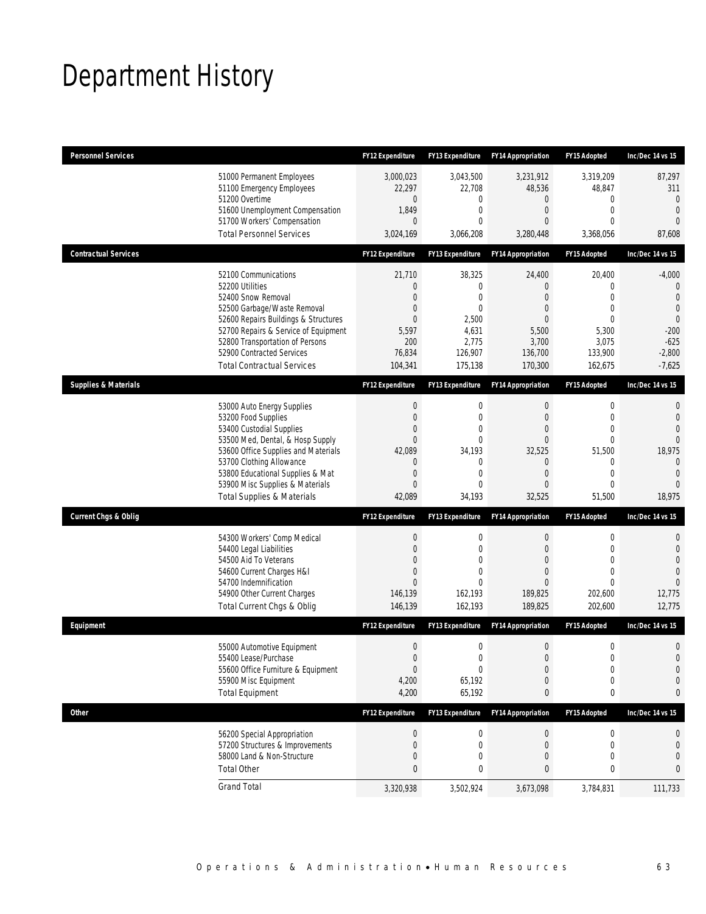# Department History

| Personnel Services | FY12 Expenditure | FY13 Expenditure | FY14 Appropriation | FY15 Adopted | Inc/Dec 14 vs 15 |
|---|---|---|---|---|---|
| 51000 Permanent Employees | 3,000,023 | 3,043,500 | 3,231,912 | 3,319,209 | 87,297 |
| 51100 Emergency Employees | 22,297 | 22,708 | 48,536 | 48,847 | 311 |
| 51200 Overtime | 0 | 0 | 0 | 0 | 0 |
| 51600 Unemployment Compensation | 1,849 | 0 | 0 | 0 | 0 |
| 51700 Workers' Compensation | 0 | 0 | 0 | 0 | 0 |
| Total Personnel Services | 3,024,169 | 3,066,208 | 3,280,448 | 3,368,056 | 87,608 |

| Contractual Services | FY12 Expenditure | FY13 Expenditure | FY14 Appropriation | FY15 Adopted | Inc/Dec 14 vs 15 |
|---|---|---|---|---|---|
| 52100 Communications | 21,710 | 38,325 | 24,400 | 20,400 | -4,000 |
| 52200 Utilities | 0 | 0 | 0 | 0 | 0 |
| 52400 Snow Removal | 0 | 0 | 0 | 0 | 0 |
| 52500 Garbage/Waste Removal | 0 | 0 | 0 | 0 | 0 |
| 52600 Repairs Buildings & Structures | 0 | 2,500 | 0 | 0 | 0 |
| 52700 Repairs & Service of Equipment | 5,597 | 4,631 | 5,500 | 5,300 | -200 |
| 52800 Transportation of Persons | 200 | 2,775 | 3,700 | 3,075 | -625 |
| 52900 Contracted Services | 76,834 | 126,907 | 136,700 | 133,900 | -2,800 |
| Total Contractual Services | 104,341 | 175,138 | 170,300 | 162,675 | -7,625 |

| Supplies & Materials | FY12 Expenditure | FY13 Expenditure | FY14 Appropriation | FY15 Adopted | Inc/Dec 14 vs 15 |
|---|---|---|---|---|---|
| 53000 Auto Energy Supplies | 0 | 0 | 0 | 0 | 0 |
| 53200 Food Supplies | 0 | 0 | 0 | 0 | 0 |
| 53400 Custodial Supplies | 0 | 0 | 0 | 0 | 0 |
| 53500 Med, Dental, & Hosp Supply | 0 | 0 | 0 | 0 | 0 |
| 53600 Office Supplies and Materials | 42,089 | 34,193 | 32,525 | 51,500 | 18,975 |
| 53700 Clothing Allowance | 0 | 0 | 0 | 0 | 0 |
| 53800 Educational Supplies & Mat | 0 | 0 | 0 | 0 | 0 |
| 53900 Misc Supplies & Materials | 0 | 0 | 0 | 0 | 0 |
| Total Supplies & Materials | 42,089 | 34,193 | 32,525 | 51,500 | 18,975 |

| Current Chgs & Oblig | FY12 Expenditure | FY13 Expenditure | FY14 Appropriation | FY15 Adopted | Inc/Dec 14 vs 15 |
|---|---|---|---|---|---|
| 54300 Workers' Comp Medical | 0 | 0 | 0 | 0 | 0 |
| 54400 Legal Liabilities | 0 | 0 | 0 | 0 | 0 |
| 54500 Aid To Veterans | 0 | 0 | 0 | 0 | 0 |
| 54600 Current Charges H&I | 0 | 0 | 0 | 0 | 0 |
| 54700 Indemnification | 0 | 0 | 0 | 0 | 0 |
| 54900 Other Current Charges | 146,139 | 162,193 | 189,825 | 202,600 | 12,775 |
| Total Current Chgs & Oblig | 146,139 | 162,193 | 189,825 | 202,600 | 12,775 |

| Equipment | FY12 Expenditure | FY13 Expenditure | FY14 Appropriation | FY15 Adopted | Inc/Dec 14 vs 15 |
|---|---|---|---|---|---|
| 55000 Automotive Equipment | 0 | 0 | 0 | 0 | 0 |
| 55400 Lease/Purchase | 0 | 0 | 0 | 0 | 0 |
| 55600 Office Furniture & Equipment | 0 | 0 | 0 | 0 | 0 |
| 55900 Misc Equipment | 4,200 | 65,192 | 0 | 0 | 0 |
| Total Equipment | 4,200 | 65,192 | 0 | 0 | 0 |

| Other | FY12 Expenditure | FY13 Expenditure | FY14 Appropriation | FY15 Adopted | Inc/Dec 14 vs 15 |
|---|---|---|---|---|---|
| 56200 Special Appropriation | 0 | 0 | 0 | 0 | 0 |
| 57200 Structures & Improvements | 0 | 0 | 0 | 0 | 0 |
| 58000 Land & Non-Structure | 0 | 0 | 0 | 0 | 0 |
| Total Other | 0 | 0 | 0 | 0 | 0 |
| Grand Total | 3,320,938 | 3,502,924 | 3,673,098 | 3,784,831 | 111,733 |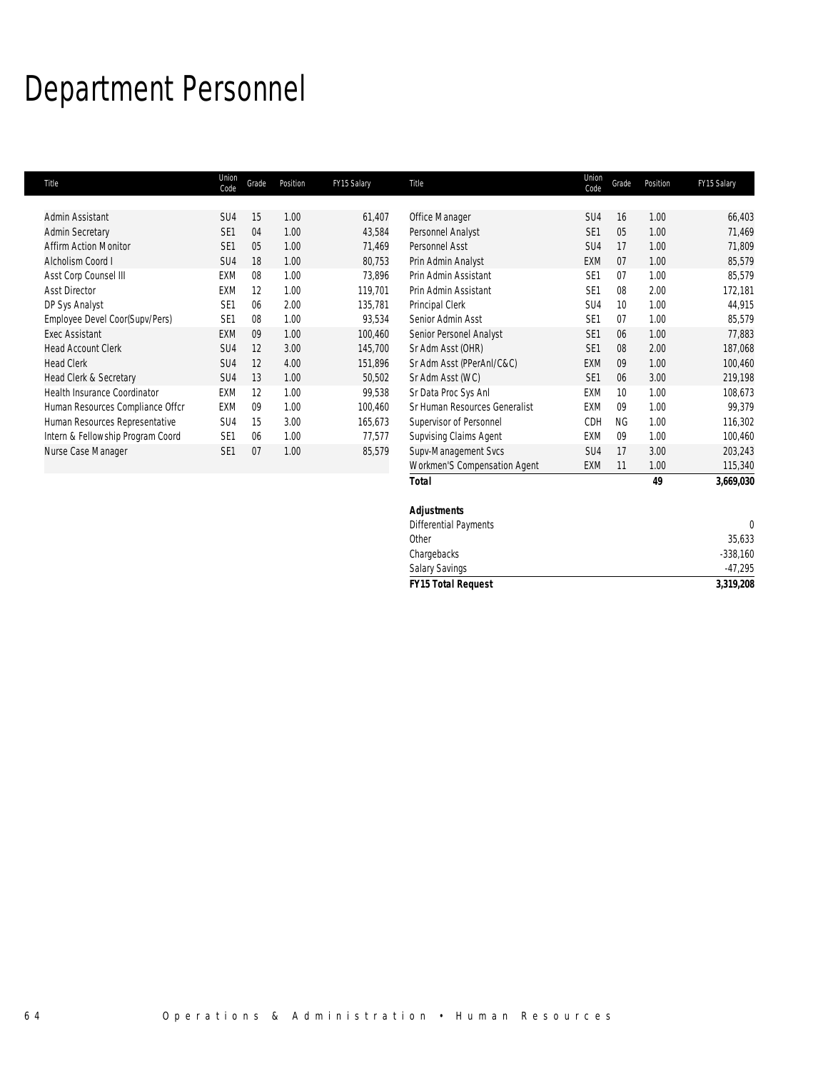# Department Personnel

| Title | Union Code | Grade | Position | FY15 Salary |
|---|---|---|---|---|
| Admin Assistant | SU4 | 15 | 1.00 | 61,407 |
| Admin Secretary | SE1 | 04 | 1.00 | 43,584 |
| Affirm Action Monitor | SE1 | 05 | 1.00 | 71,469 |
| Alcholism Coord I | SU4 | 18 | 1.00 | 80,753 |
| Asst Corp Counsel III | EXM | 08 | 1.00 | 73,896 |
| Asst Director | EXM | 12 | 1.00 | 119,701 |
| DP Sys Analyst | SE1 | 06 | 2.00 | 135,781 |
| Employee Devel Coor(Supv/Pers) | SE1 | 08 | 1.00 | 93,534 |
| Exec Assistant | EXM | 09 | 1.00 | 100,460 |
| Head Account Clerk | SU4 | 12 | 3.00 | 145,700 |
| Head Clerk | SU4 | 12 | 4.00 | 151,896 |
| Head Clerk & Secretary | SU4 | 13 | 1.00 | 50,502 |
| Health Insurance Coordinator | EXM | 12 | 1.00 | 99,538 |
| Human Resources Compliance Offcr | EXM | 09 | 1.00 | 100,460 |
| Human Resources Representative | SU4 | 15 | 3.00 | 165,673 |
| Intern & Fellowship Program Coord | SE1 | 06 | 1.00 | 77,577 |
| Nurse Case Manager | SE1 | 07 | 1.00 | 85,579 |
| Office Manager | SU4 | 16 | 1.00 | 66,403 |
| Personnel Analyst | SE1 | 05 | 1.00 | 71,469 |
| Personnel Asst | SU4 | 17 | 1.00 | 71,809 |
| Prin Admin Analyst | EXM | 07 | 1.00 | 85,579 |
| Prin Admin Assistant | SE1 | 07 | 1.00 | 85,579 |
| Prin Admin Assistant | SE1 | 08 | 2.00 | 172,181 |
| Principal Clerk | SU4 | 10 | 1.00 | 44,915 |
| Senior Admin Asst | SE1 | 07 | 1.00 | 85,579 |
| Senior Personel Analyst | SE1 | 06 | 1.00 | 77,883 |
| Sr Adm Asst (OHR) | SE1 | 08 | 2.00 | 187,068 |
| Sr Adm Asst (PPerAnl/C&C) | EXM | 09 | 1.00 | 100,460 |
| Sr Adm Asst (WC) | SE1 | 06 | 3.00 | 219,198 |
| Sr Data Proc Sys Anl | EXM | 10 | 1.00 | 108,673 |
| Sr Human Resources Generalist | EXM | 09 | 1.00 | 99,379 |
| Supervisor of Personnel | CDH | NG | 1.00 | 116,302 |
| Supvising Claims Agent | EXM | 09 | 1.00 | 100,460 |
| Supv-Management Svcs | SU4 | 17 | 3.00 | 203,243 |
| Workmen'S Compensation Agent | EXM | 11 | 1.00 | 115,340 |
| ***Total*** | | | ***49*** | ***3,669,030*** |

| | |
|---|---|
| ***Adjustments*** | |
| Differential Payments | 0 |
| Other | 35,633 |
| Chargebacks | -338,160 |
| Salary Savings | -47,295 |
| ***FY15 Total Request*** | ***3,319,208*** |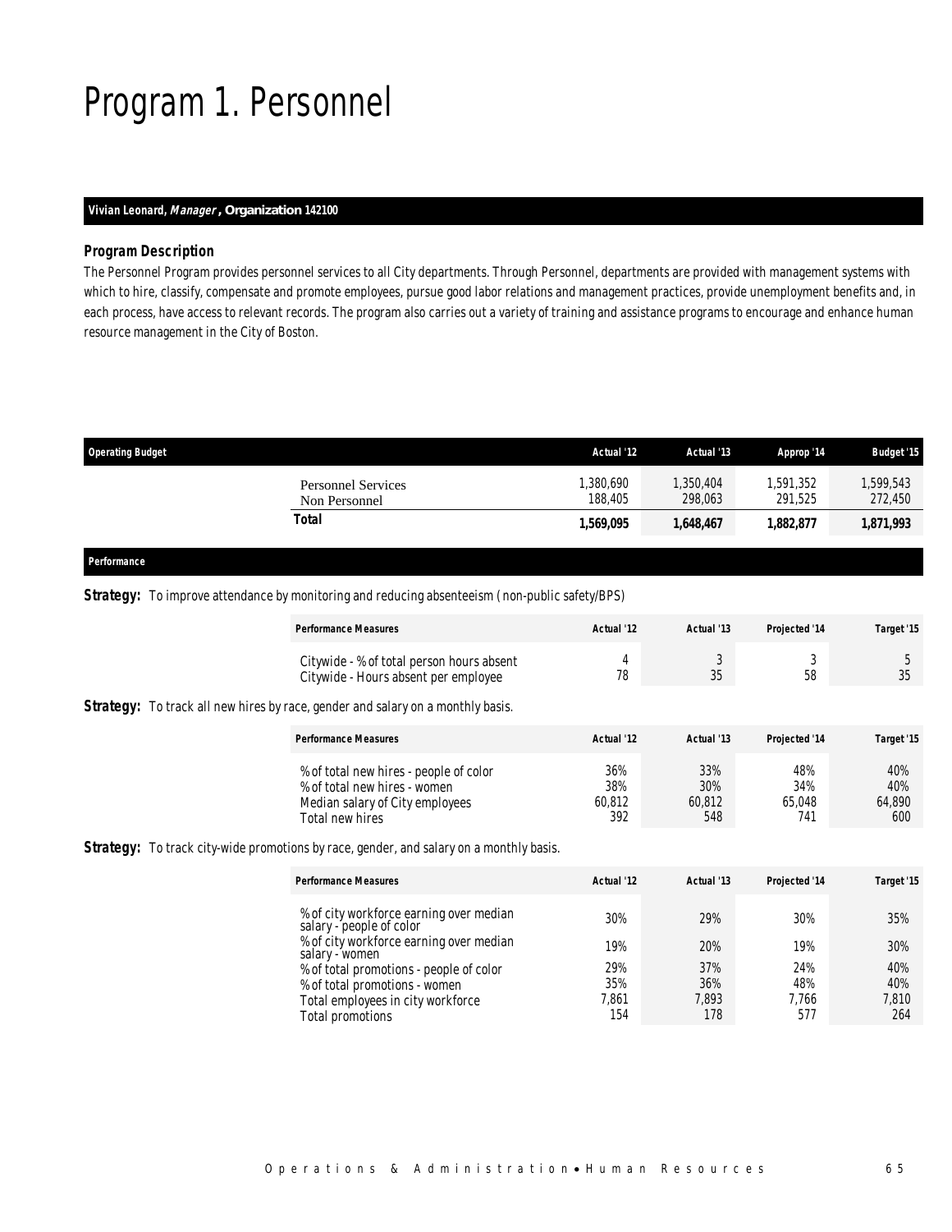# Program 1. Personnel

**Vivian Leonard, *Manager*, Organization 142100**

### *Program Description*

The Personnel Program provides personnel services to all City departments. Through Personnel, departments are provided with management systems with which to hire, classify, compensate and promote employees, pursue good labor relations and management practices, provide unemployment benefits and, in each process, have access to relevant records. The program also carries out a variety of training and assistance programs to encourage and enhance human resource management in the City of Boston.

| Operating Budget | Actual '12 | Actual '13 | Approp '14 | Budget '15 |
|---|---|---|---|---|
| Personnel Services | 1,380,690 | 1,350,404 | 1,591,352 | 1,599,543 |
| Non Personnel | 188,405 | 298,063 | 291,525 | 272,450 |
| **Total** | **1,569,095** | **1,648,467** | **1,882,877** | **1,871,993** |

### *Performance*

**Strategy:** To improve attendance by monitoring and reducing absenteeism (non-public safety/BPS)

| Performance Measures | Actual '12 | Actual '13 | Projected '14 | Target '15 |
|---|---|---|---|---|
| Citywide - % of total person hours absent | 4 | 3 | 3 | 5 |
| Citywide - Hours absent per employee | 78 | 35 | 58 | 35 |

**Strategy:** To track all new hires by race, gender and salary on a monthly basis.

| Performance Measures | Actual '12 | Actual '13 | Projected '14 | Target '15 |
|---|---|---|---|---|
| % of total new hires - people of color | 36% | 33% | 48% | 40% |
| % of total new hires - women | 38% | 30% | 34% | 40% |
| Median salary of City employees | 60,812 | 60,812 | 65,048 | 64,890 |
| Total new hires | 392 | 548 | 741 | 600 |

**Strategy:** To track city-wide promotions by race, gender, and salary on a monthly basis.

| Performance Measures | Actual '12 | Actual '13 | Projected '14 | Target '15 |
|---|---|---|---|---|
| % of city workforce earning over median salary - people of color | 30% | 29% | 30% | 35% |
| % of city workforce earning over median salary - women | 19% | 20% | 19% | 30% |
| % of total promotions - people of color | 29% | 37% | 24% | 40% |
| % of total promotions - women | 35% | 36% | 48% | 40% |
| Total employees in city workforce | 7,861 | 7,893 | 7,766 | 7,810 |
| Total promotions | 154 | 178 | 577 | 264 |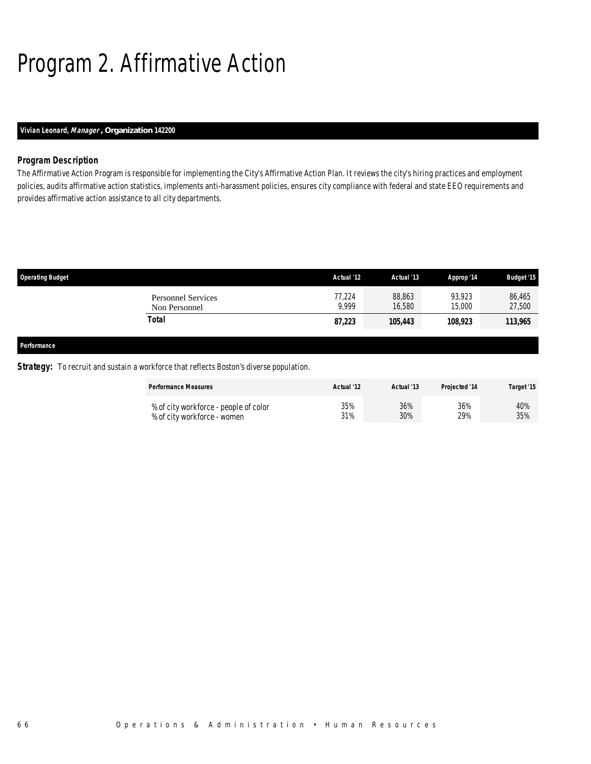# Program 2. Affirmative Action

**Vivian Leonard, *Manager*, Organization 142200**

### Program Description

The Affirmative Action Program is responsible for implementing the City's Affirmative Action Plan. It reviews the city's hiring practices and employment policies, audits affirmative action statistics, implements anti-harassment policies, ensures city compliance with federal and state EEO requirements and provides affirmative action assistance to all city departments.

| Operating Budget | Actual '12 | Actual '13 | Approp '14 | Budget '15 |
|---|---|---|---|---|
| Personnel Services | 77,224 | 88,863 | 93,923 | 86,465 |
| Non Personnel | 9,999 | 16,580 | 15,000 | 27,500 |
| **Total** | **87,223** | **105,443** | **108,923** | **113,965** |

**Performance**

***Strategy:*** To recruit and sustain a workforce that reflects Boston's diverse population.

| Performance Measures | Actual '12 | Actual '13 | Projected '14 | Target '15 |
|---|---|---|---|---|
| % of city workforce - people of color | 35% | 36% | 36% | 40% |
| % of city workforce - women | 31% | 30% | 29% | 35% |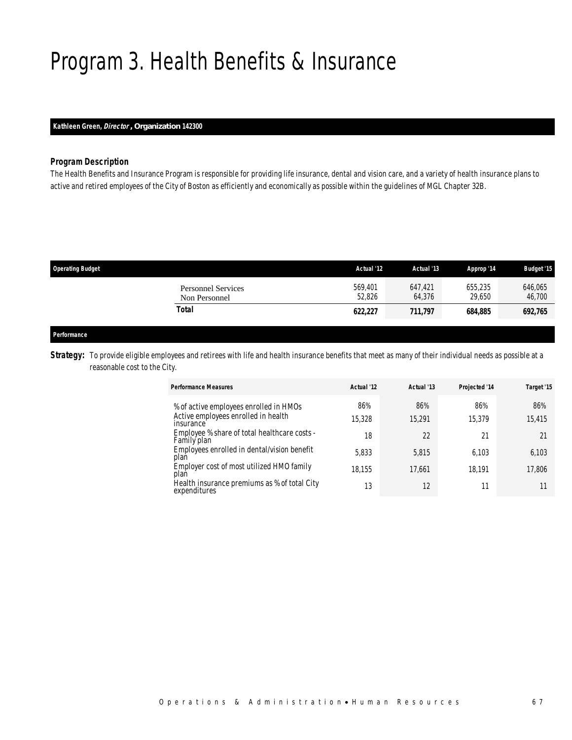# Program 3. Health Benefits & Insurance

**Kathleen Green, *Director*, Organization 142300**

### *Program Description*

*The Health Benefits and Insurance Program is responsible for providing life insurance, dental and vision care, and a variety of health insurance plans to active and retired employees of the City of Boston as efficiently and economically as possible within the guidelines of MGL Chapter 32B.*

| Operating Budget | Actual '12 | Actual '13 | Approp '14 | Budget '15 |
|---|---|---|---|---|
| Personnel Services | 569,401 | 647,421 | 655,235 | 646,065 |
| Non Personnel | 52,826 | 64,376 | 29,650 | 46,700 |
| **Total** | **622,227** | **711,797** | **684,885** | **692,765** |

### *Performance*

**Strategy:** To provide eligible employees and retirees with life and health insurance benefits that meet as many of their individual needs as possible at a reasonable cost to the City.

| Performance Measures | Actual '12 | Actual '13 | Projected '14 | Target '15 |
|---|---|---|---|---|
| % of active employees enrolled in HMOs | 86% | 86% | 86% | 86% |
| Active employees enrolled in health insurance | 15,328 | 15,291 | 15,379 | 15,415 |
| Employee % share of total healthcare costs - Family plan | 18 | 22 | 21 | 21 |
| Employees enrolled in dental/vision benefit plan | 5,833 | 5,815 | 6,103 | 6,103 |
| Employer cost of most utilized HMO family plan | 18,155 | 17,661 | 18,191 | 17,806 |
| Health insurance premiums as % of total City expenditures | 13 | 12 | 11 | 11 |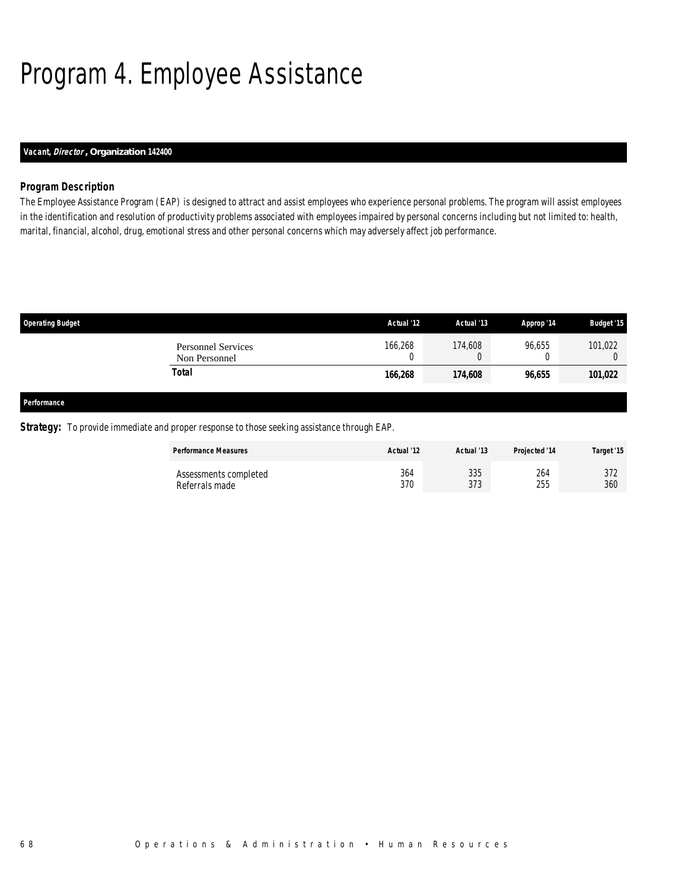# Program 4. Employee Assistance

***Vacant, Director*, Organization 142400**

### Program Description

The Employee Assistance Program (EAP) is designed to attract and assist employees who experience personal problems. The program will assist employees in the identification and resolution of productivity problems associated with employees impaired by personal concerns including but not limited to: health, marital, financial, alcohol, drug, emotional stress and other personal concerns which may adversely affect job performance.

| Operating Budget | Actual '12 | Actual '13 | Approp '14 | Budget '15 |
|---|---|---|---|---|
| Personnel Services | 166,268 | 174,608 | 96,655 | 101,022 |
| Non Personnel | 0 | 0 | 0 | 0 |
| **Total** | **166,268** | **174,608** | **96,655** | **101,022** |

**Performance**

**Strategy:** To provide immediate and proper response to those seeking assistance through EAP.

| Performance Measures | Actual '12 | Actual '13 | Projected '14 | Target '15 |
|---|---|---|---|---|
| Assessments completed | 364 | 335 | 264 | 372 |
| Referrals made | 370 | 373 | 255 | 360 |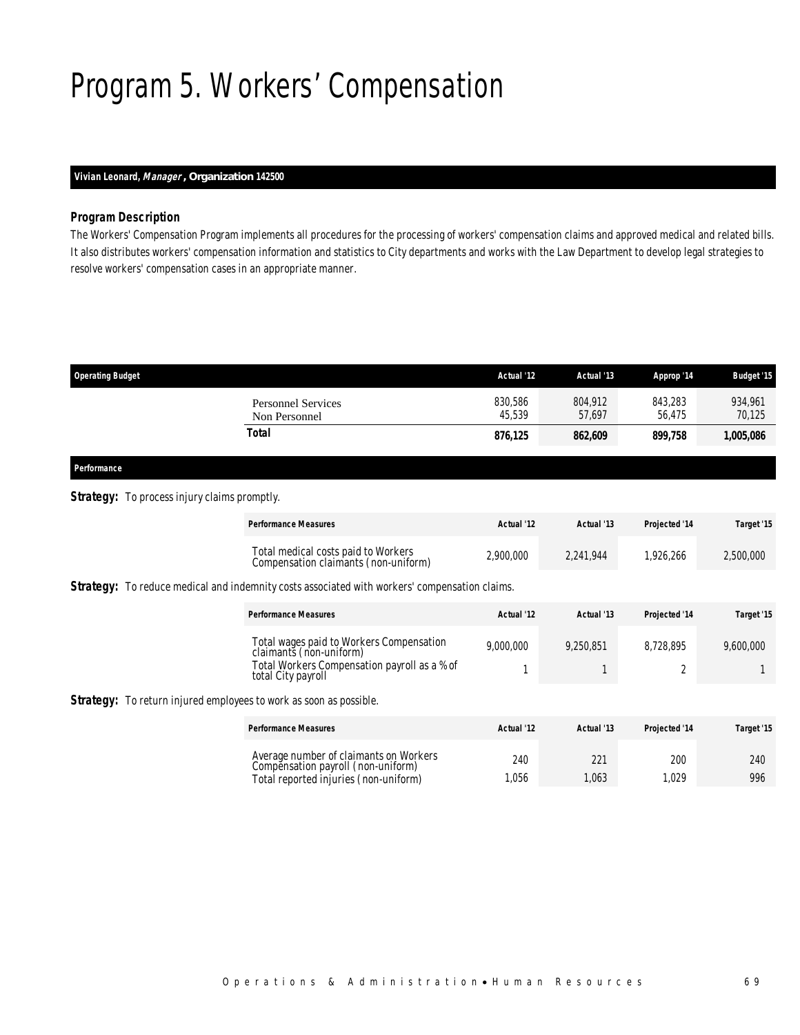# Program 5. Workers' Compensation

**Vivian Leonard, *Manager*, Organization 142500**

### Program Description

The Workers' Compensation Program implements all procedures for the processing of workers' compensation claims and approved medical and related bills. It also distributes workers' compensation information and statistics to City departments and works with the Law Department to develop legal strategies to resolve workers' compensation cases in an appropriate manner.

| Operating Budget | Actual '12 | Actual '13 | Approp '14 | Budget '15 |
|---|---|---|---|---|
| Personnel Services | 830,586 | 804,912 | 843,283 | 934,961 |
| Non Personnel | 45,539 | 57,697 | 56,475 | 70,125 |
| **Total** | **876,125** | **862,609** | **899,758** | **1,005,086** |

### Performance

**Strategy:** To process injury claims promptly.

| Performance Measures | Actual '12 | Actual '13 | Projected '14 | Target '15 |
|---|---|---|---|---|
| Total medical costs paid to Workers Compensation claimants (non-uniform) | 2,900,000 | 2,241,944 | 1,926,266 | 2,500,000 |

**Strategy:** To reduce medical and indemnity costs associated with workers' compensation claims.

| Performance Measures | Actual '12 | Actual '13 | Projected '14 | Target '15 |
|---|---|---|---|---|
| Total wages paid to Workers Compensation claimants (non-uniform) | 9,000,000 | 9,250,851 | 8,728,895 | 9,600,000 |
| Total Workers Compensation payroll as a % of total City payroll | 1 | 1 | 2 | 1 |

**Strategy:** To return injured employees to work as soon as possible.

| Performance Measures | Actual '12 | Actual '13 | Projected '14 | Target '15 |
|---|---|---|---|---|
| Average number of claimants on Workers Compensation payroll (non-uniform) | 240 | 221 | 200 | 240 |
| Total reported injuries (non-uniform) | 1,056 | 1,063 | 1,029 | 996 |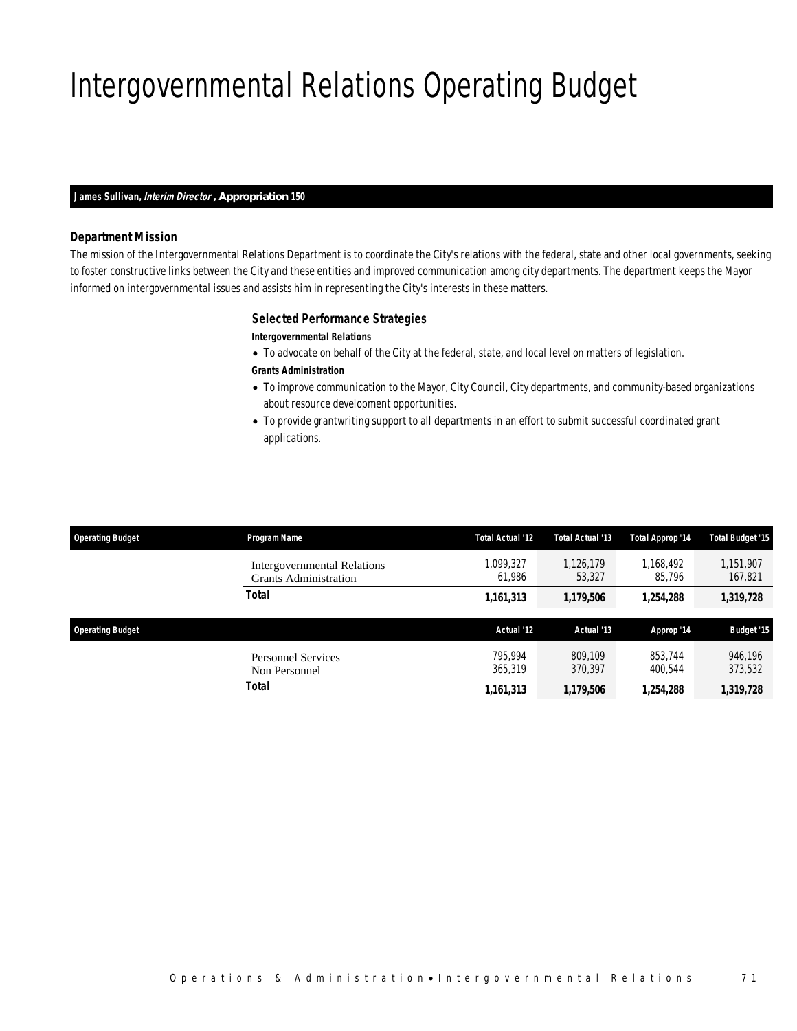# Intergovernmental Relations Operating Budget

***James Sullivan, Interim Director*, Appropriation 150**

### Department Mission

The mission of the Intergovernmental Relations Department is to coordinate the City's relations with the federal, state and other local governments, seeking to foster constructive links between the City and these entities and improved communication among city departments. The department keeps the Mayor informed on intergovernmental issues and assists him in representing the City's interests in these matters.

### Selected Performance Strategies

***Intergovernmental Relations***

- To advocate on behalf of the City at the federal, state, and local level on matters of legislation.

***Grants Administration***

- To improve communication to the Mayor, City Council, City departments, and community-based organizations about resource development opportunities.
- To provide grantwriting support to all departments in an effort to submit successful coordinated grant applications.

| Operating Budget | Program Name | Total Actual '12 | Total Actual '13 | Total Approp '14 | Total Budget '15 |
|---|---|---|---|---|---|
| | Intergovernmental Relations | 1,099,327 | 1,126,179 | 1,168,492 | 1,151,907 |
| | Grants Administration | 61,986 | 53,327 | 85,796 | 167,821 |
| | **Total** | **1,161,313** | **1,179,506** | **1,254,288** | **1,319,728** |

| Operating Budget | | Actual '12 | Actual '13 | Approp '14 | Budget '15 |
|---|---|---|---|---|---|
| | Personnel Services | 795,994 | 809,109 | 853,744 | 946,196 |
| | Non Personnel | 365,319 | 370,397 | 400,544 | 373,532 |
| | **Total** | **1,161,313** | **1,179,506** | **1,254,288** | **1,319,728** |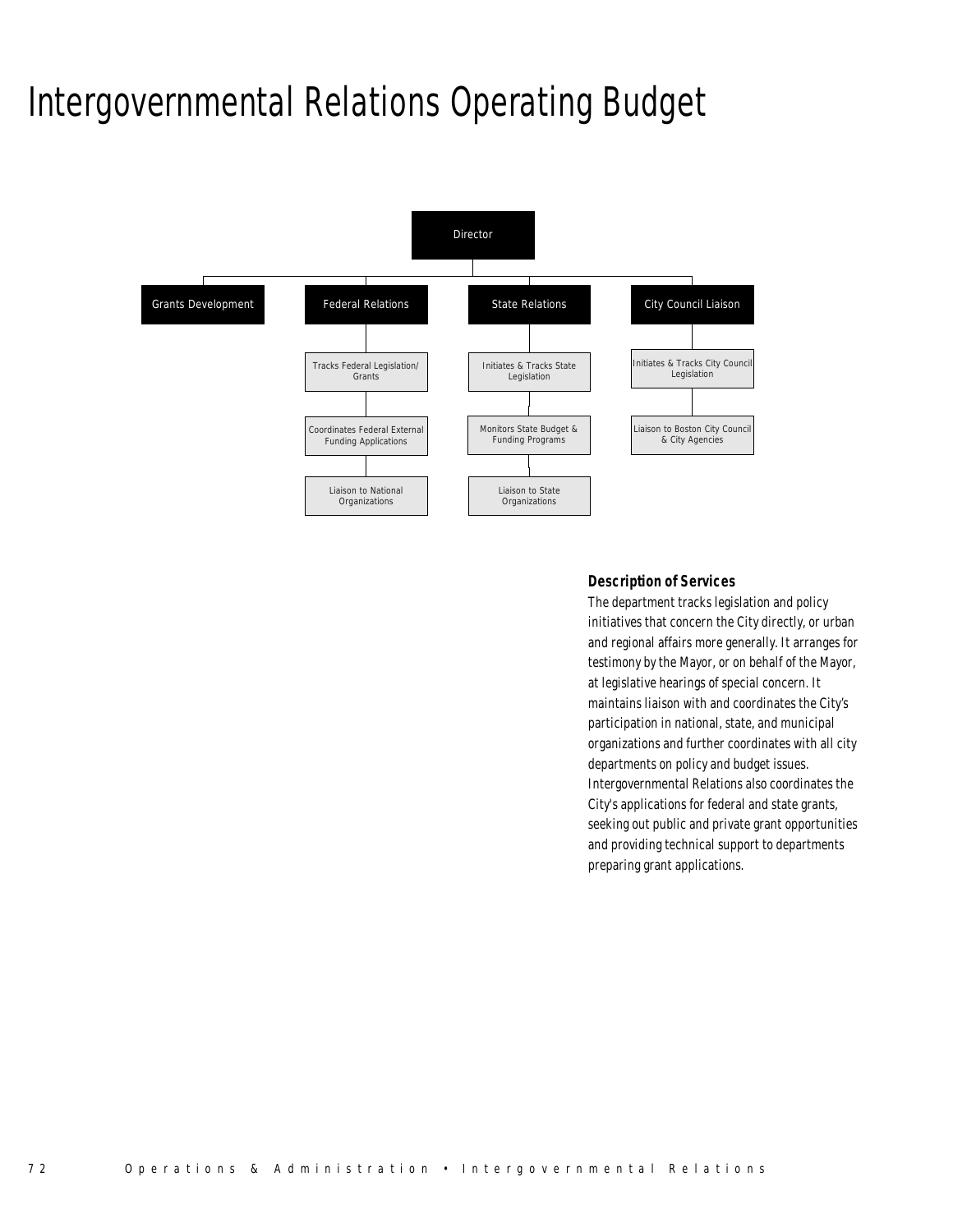# Intergovernmental Relations Operating Budget

- Director
  - Grants Development
  - Federal Relations
    - Tracks Federal Legislation/ Grants
    - Coordinates Federal External Funding Applications
    - Liaison to National Organizations
  - State Relations
    - Initiates & Tracks State Legislation
    - Monitors State Budget & Funding Programs
    - Liaison to State Organizations
  - City Council Liaison
    - Initiates & Tracks City Council Legislation
    - Liaison to Boston City Council & City Agencies

### Description of Services

The department tracks legislation and policy initiatives that concern the City directly, or urban and regional affairs more generally. It arranges for testimony by the Mayor, or on behalf of the Mayor, at legislative hearings of special concern. It maintains liaison with and coordinates the City's participation in national, state, and municipal organizations and further coordinates with all city departments on policy and budget issues. Intergovernmental Relations also coordinates the City's applications for federal and state grants, seeking out public and private grant opportunities and providing technical support to departments preparing grant applications.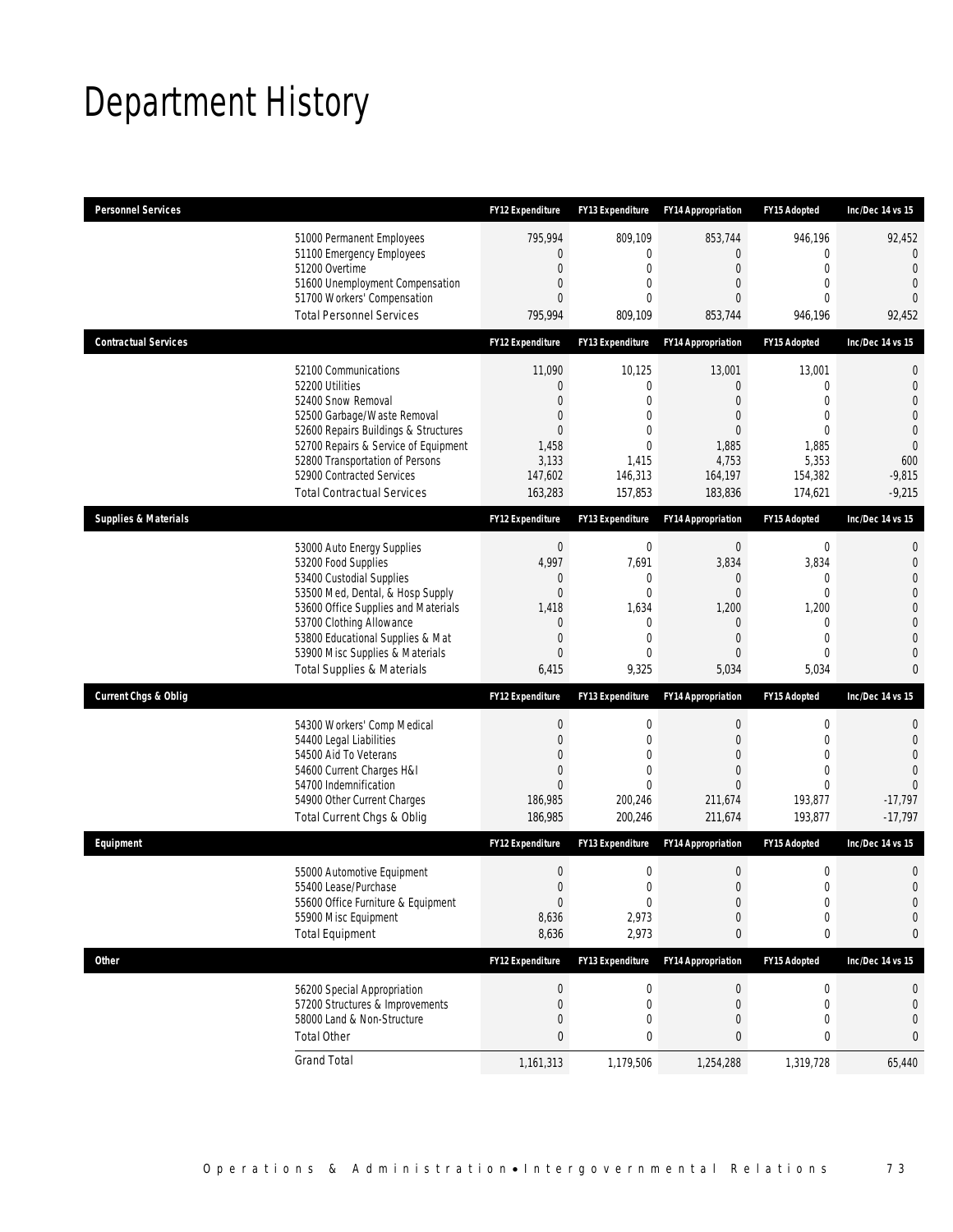# Department History

| Personnel Services | | FY12 Expenditure | FY13 Expenditure | FY14 Appropriation | FY15 Adopted | Inc/Dec 14 vs 15 |
|---|---|---|---|---|---|---|
| | 51000 Permanent Employees | 795,994 | 809,109 | 853,744 | 946,196 | 92,452 |
| | 51100 Emergency Employees | 0 | 0 | 0 | 0 | 0 |
| | 51200 Overtime | 0 | 0 | 0 | 0 | 0 |
| | 51600 Unemployment Compensation | 0 | 0 | 0 | 0 | 0 |
| | 51700 Workers' Compensation | 0 | 0 | 0 | 0 | 0 |
| | Total Personnel Services | 795,994 | 809,109 | 853,744 | 946,196 | 92,452 |

| Contractual Services | | FY12 Expenditure | FY13 Expenditure | FY14 Appropriation | FY15 Adopted | Inc/Dec 14 vs 15 |
|---|---|---|---|---|---|---|
| | 52100 Communications | 11,090 | 10,125 | 13,001 | 13,001 | 0 |
| | 52200 Utilities | 0 | 0 | 0 | 0 | 0 |
| | 52400 Snow Removal | 0 | 0 | 0 | 0 | 0 |
| | 52500 Garbage/Waste Removal | 0 | 0 | 0 | 0 | 0 |
| | 52600 Repairs Buildings & Structures | 0 | 0 | 0 | 0 | 0 |
| | 52700 Repairs & Service of Equipment | 1,458 | 0 | 1,885 | 1,885 | 0 |
| | 52800 Transportation of Persons | 3,133 | 1,415 | 4,753 | 5,353 | 600 |
| | 52900 Contracted Services | 147,602 | 146,313 | 164,197 | 154,382 | -9,815 |
| | Total Contractual Services | 163,283 | 157,853 | 183,836 | 174,621 | -9,215 |

| Supplies & Materials | | FY12 Expenditure | FY13 Expenditure | FY14 Appropriation | FY15 Adopted | Inc/Dec 14 vs 15 |
|---|---|---|---|---|---|---|
| | 53000 Auto Energy Supplies | 0 | 0 | 0 | 0 | 0 |
| | 53200 Food Supplies | 4,997 | 7,691 | 3,834 | 3,834 | 0 |
| | 53400 Custodial Supplies | 0 | 0 | 0 | 0 | 0 |
| | 53500 Med, Dental, & Hosp Supply | 0 | 0 | 0 | 0 | 0 |
| | 53600 Office Supplies and Materials | 1,418 | 1,634 | 1,200 | 1,200 | 0 |
| | 53700 Clothing Allowance | 0 | 0 | 0 | 0 | 0 |
| | 53800 Educational Supplies & Mat | 0 | 0 | 0 | 0 | 0 |
| | 53900 Misc Supplies & Materials | 0 | 0 | 0 | 0 | 0 |
| | Total Supplies & Materials | 6,415 | 9,325 | 5,034 | 5,034 | 0 |

| Current Chgs & Oblig | | FY12 Expenditure | FY13 Expenditure | FY14 Appropriation | FY15 Adopted | Inc/Dec 14 vs 15 |
|---|---|---|---|---|---|---|
| | 54300 Workers' Comp Medical | 0 | 0 | 0 | 0 | 0 |
| | 54400 Legal Liabilities | 0 | 0 | 0 | 0 | 0 |
| | 54500 Aid To Veterans | 0 | 0 | 0 | 0 | 0 |
| | 54600 Current Charges H&I | 0 | 0 | 0 | 0 | 0 |
| | 54700 Indemnification | 0 | 0 | 0 | 0 | 0 |
| | 54900 Other Current Charges | 186,985 | 200,246 | 211,674 | 193,877 | -17,797 |
| | Total Current Chgs & Oblig | 186,985 | 200,246 | 211,674 | 193,877 | -17,797 |

| Equipment | | FY12 Expenditure | FY13 Expenditure | FY14 Appropriation | FY15 Adopted | Inc/Dec 14 vs 15 |
|---|---|---|---|---|---|---|
| | 55000 Automotive Equipment | 0 | 0 | 0 | 0 | 0 |
| | 55400 Lease/Purchase | 0 | 0 | 0 | 0 | 0 |
| | 55600 Office Furniture & Equipment | 0 | 0 | 0 | 0 | 0 |
| | 55900 Misc Equipment | 8,636 | 2,973 | 0 | 0 | 0 |
| | Total Equipment | 8,636 | 2,973 | 0 | 0 | 0 |

| Other | | FY12 Expenditure | FY13 Expenditure | FY14 Appropriation | FY15 Adopted | Inc/Dec 14 vs 15 |
|---|---|---|---|---|---|---|
| | 56200 Special Appropriation | 0 | 0 | 0 | 0 | 0 |
| | 57200 Structures & Improvements | 0 | 0 | 0 | 0 | 0 |
| | 58000 Land & Non-Structure | 0 | 0 | 0 | 0 | 0 |
| | Total Other | 0 | 0 | 0 | 0 | 0 |
| | Grand Total | 1,161,313 | 1,179,506 | 1,254,288 | 1,319,728 | 65,440 |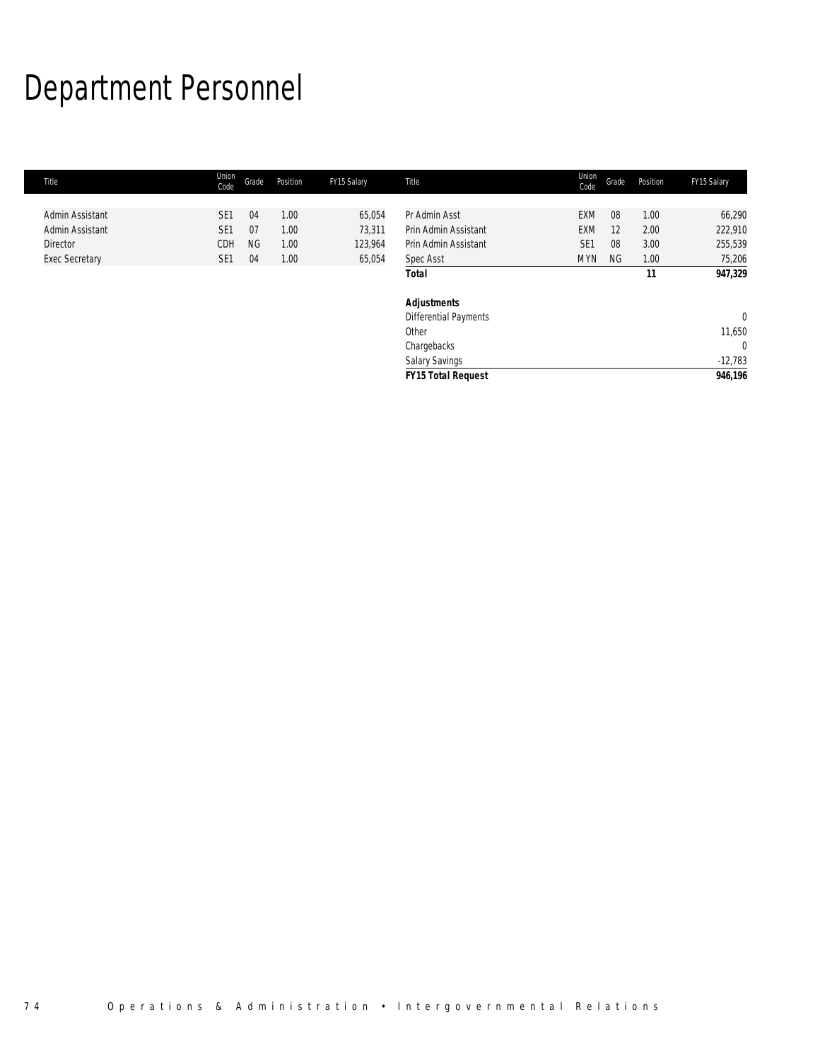# Department Personnel

| Title | Union Code | Grade | Position | FY15 Salary |
|---|---|---|---|---|
| Admin Assistant | SE1 | 04 | 1.00 | 65,054 |
| Admin Assistant | SE1 | 07 | 1.00 | 73,311 |
| Director | CDH | NG | 1.00 | 123,964 |
| Exec Secretary | SE1 | 04 | 1.00 | 65,054 |
| Pr Admin Asst | EXM | 08 | 1.00 | 66,290 |
| Prin Admin Assistant | EXM | 12 | 2.00 | 222,910 |
| Prin Admin Assistant | SE1 | 08 | 3.00 | 255,539 |
| Spec Asst | MYN | NG | 1.00 | 75,206 |
| **Total** | | | **11** | **947,329** |
| | | | | |
| ***Adjustments*** | | | | |
| Differential Payments | | | | 0 |
| Other | | | | 11,650 |
| Chargebacks | | | | 0 |
| Salary Savings | | | | -12,783 |
| ***FY15 Total Request*** | | | | **946,196** |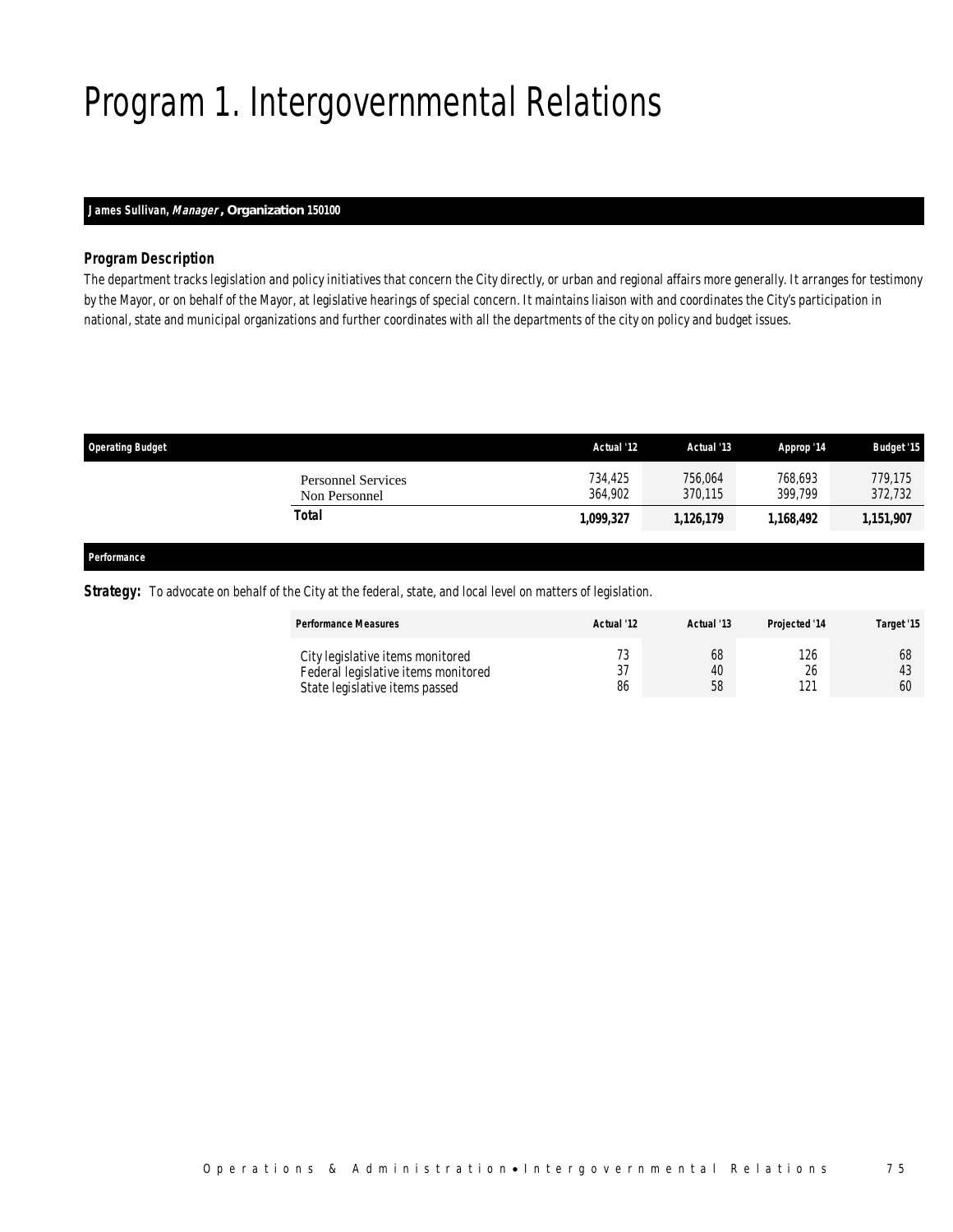# Program 1. Intergovernmental Relations

**James Sullivan, *Manager*, Organization 150100**

### Program Description

The department tracks legislation and policy initiatives that concern the City directly, or urban and regional affairs more generally. It arranges for testimony by the Mayor, or on behalf of the Mayor, at legislative hearings of special concern. It maintains liaison with and coordinates the City's participation in national, state and municipal organizations and further coordinates with all the departments of the city on policy and budget issues.

| Operating Budget | Actual '12 | Actual '13 | Approp '14 | Budget '15 |
|---|---|---|---|---|
| Personnel Services | 734,425 | 756,064 | 768,693 | 779,175 |
| Non Personnel | 364,902 | 370,115 | 399,799 | 372,732 |
| **Total** | **1,099,327** | **1,126,179** | **1,168,492** | **1,151,907** |

**Performance**

**Strategy:** To advocate on behalf of the City at the federal, state, and local level on matters of legislation.

| Performance Measures | Actual '12 | Actual '13 | Projected '14 | Target '15 |
|---|---|---|---|---|
| City legislative items monitored | 73 | 68 | 126 | 68 |
| Federal legislative items monitored | 37 | 40 | 26 | 43 |
| State legislative items passed | 86 | 58 | 121 | 60 |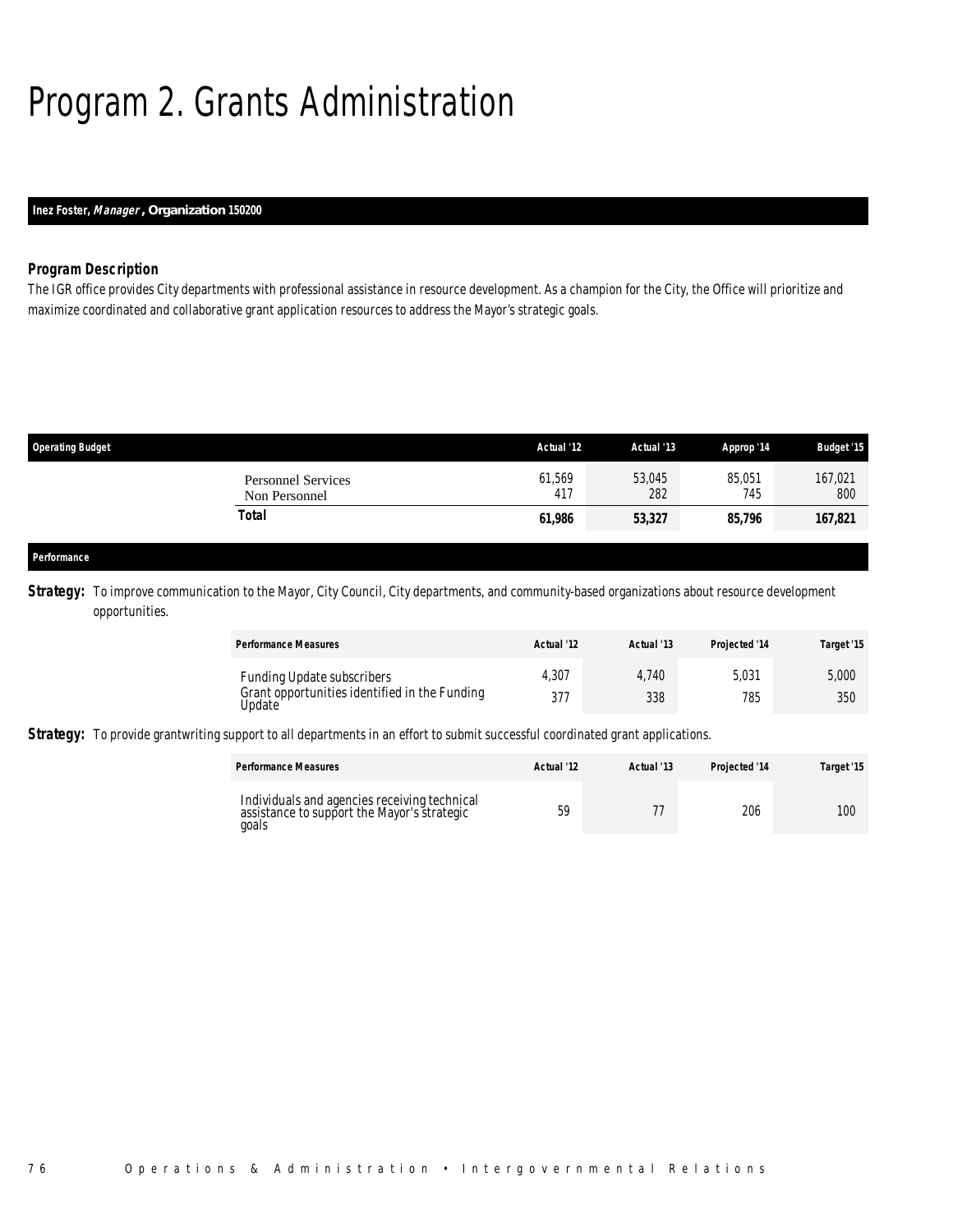# Program 2. Grants Administration

**Inez Foster, *Manager*, Organization 150200**

### *Program Description*

The IGR office provides City departments with professional assistance in resource development. As a champion for the City, the Office will prioritize and maximize coordinated and collaborative grant application resources to address the Mayor's strategic goals.

| Operating Budget | Actual '12 | Actual '13 | Approp '14 | Budget '15 |
|---|---|---|---|---|
| Personnel Services | 61,569 | 53,045 | 85,051 | 167,021 |
| Non Personnel | 417 | 282 | 745 | 800 |
| **Total** | **61,986** | **53,327** | **85,796** | **167,821** |

**Performance**

***Strategy:*** To improve communication to the Mayor, City Council, City departments, and community-based organizations about resource development opportunities.

| Performance Measures | Actual '12 | Actual '13 | Projected '14 | Target '15 |
|---|---|---|---|---|
| Funding Update subscribers | 4,307 | 4,740 | 5,031 | 5,000 |
| Grant opportunities identified in the Funding Update | 377 | 338 | 785 | 350 |

***Strategy:*** To provide grantwriting support to all departments in an effort to submit successful coordinated grant applications.

| Performance Measures | Actual '12 | Actual '13 | Projected '14 | Target '15 |
|---|---|---|---|---|
| Individuals and agencies receiving technical assistance to support the Mayor's strategic goals | 59 | 77 | 206 | 100 |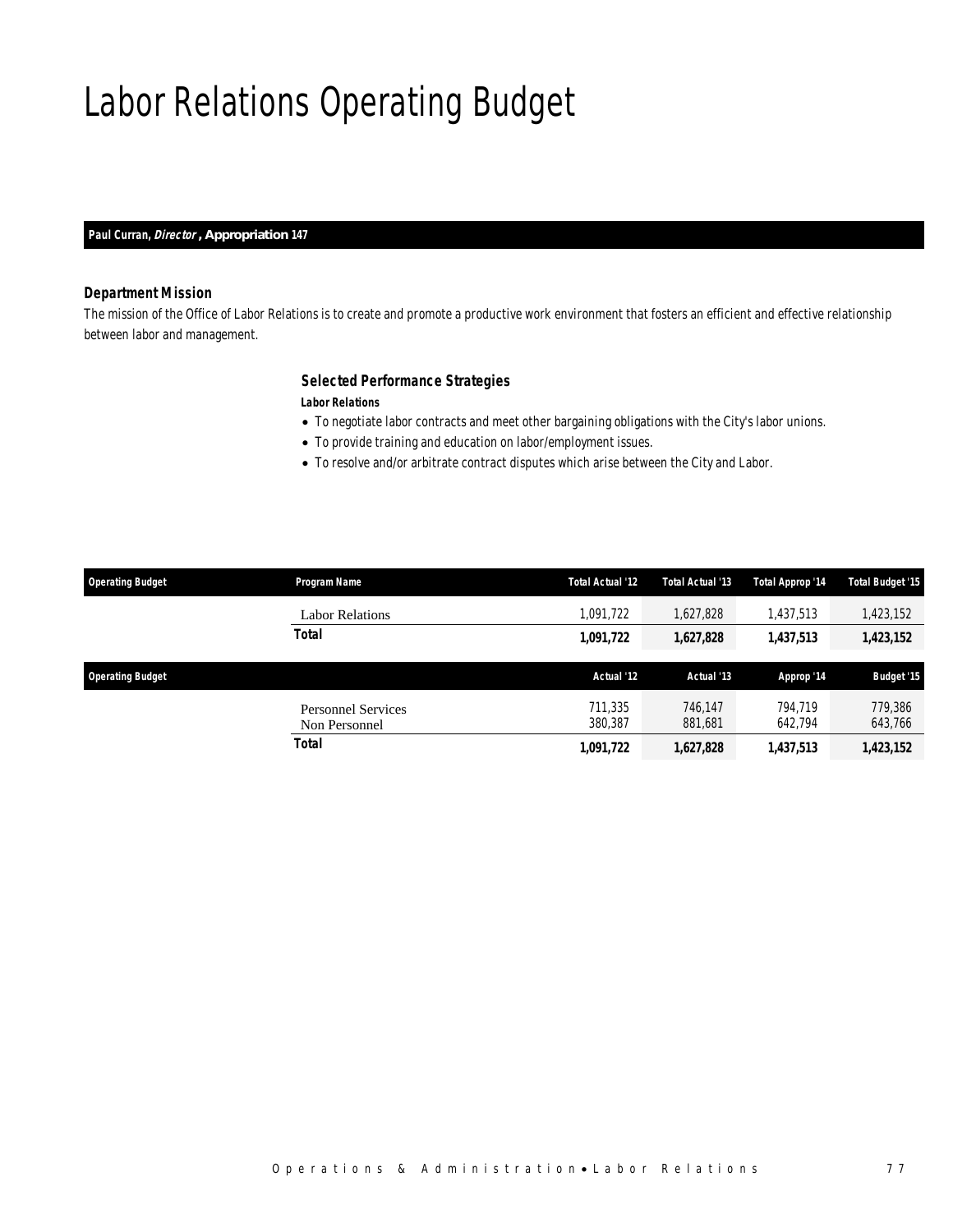# Labor Relations Operating Budget

**Paul Curran, *Director*, Appropriation 147**

### Department Mission

*The mission of the Office of Labor Relations is to create and promote a productive work environment that fosters an efficient and effective relationship between labor and management.*

### Selected Performance Strategies

***Labor Relations***

- To negotiate labor contracts and meet other bargaining obligations with the City's labor unions.
- To provide training and education on labor/employment issues.
- To resolve and/or arbitrate contract disputes which arise between the City and Labor.

| Operating Budget | Program Name | Total Actual '12 | Total Actual '13 | Total Approp '14 | Total Budget '15 |
|---|---|---|---|---|---|
| | Labor Relations | 1,091,722 | 1,627,828 | 1,437,513 | 1,423,152 |
| | **Total** | **1,091,722** | **1,627,828** | **1,437,513** | **1,423,152** |

| Operating Budget | | Actual '12 | Actual '13 | Approp '14 | Budget '15 |
|---|---|---|---|---|---|
| | Personnel Services | 711,335 | 746,147 | 794,719 | 779,386 |
| | Non Personnel | 380,387 | 881,681 | 642,794 | 643,766 |
| | **Total** | **1,091,722** | **1,627,828** | **1,437,513** | **1,423,152** |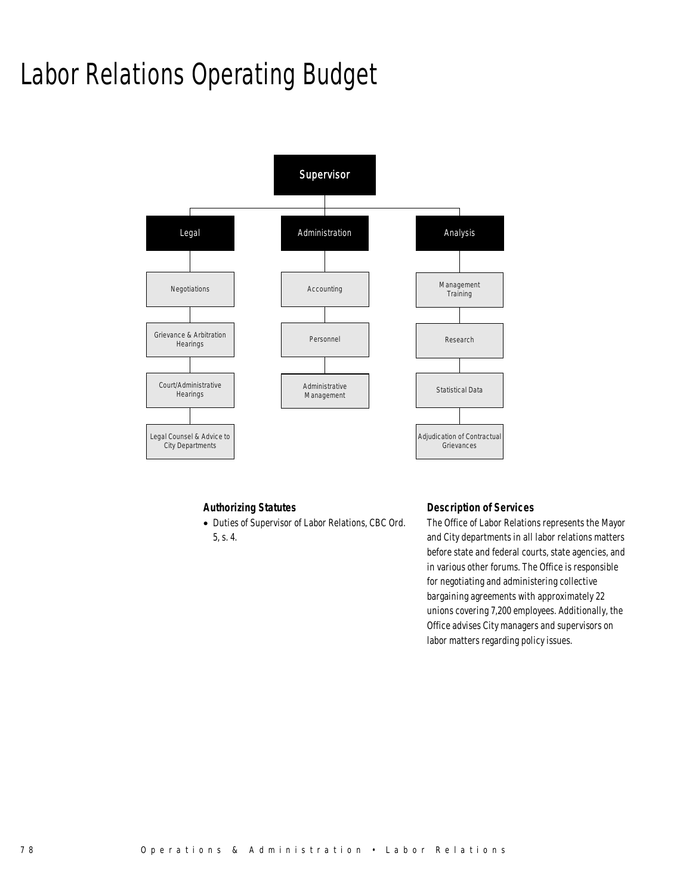# Labor Relations Operating Budget

- Supervisor
  - Legal
    - Negotiations
    - Grievance & Arbitration Hearings
    - Court/Administrative Hearings
    - Legal Counsel & Advice to City Departments
  - Administration
    - Accounting
    - Personnel
    - Administrative Management
  - Analysis
    - Management Training
    - Research
    - Statistical Data
    - Adjudication of Contractual Grievances

### *Authorizing Statutes*

- Duties of Supervisor of Labor Relations, CBC Ord. 5, s. 4.

### *Description of Services*

The Office of Labor Relations represents the Mayor and City departments in all labor relations matters before state and federal courts, state agencies, and in various other forums. The Office is responsible for negotiating and administering collective bargaining agreements with approximately 22 unions covering 7,200 employees. Additionally, the Office advises City managers and supervisors on labor matters regarding policy issues.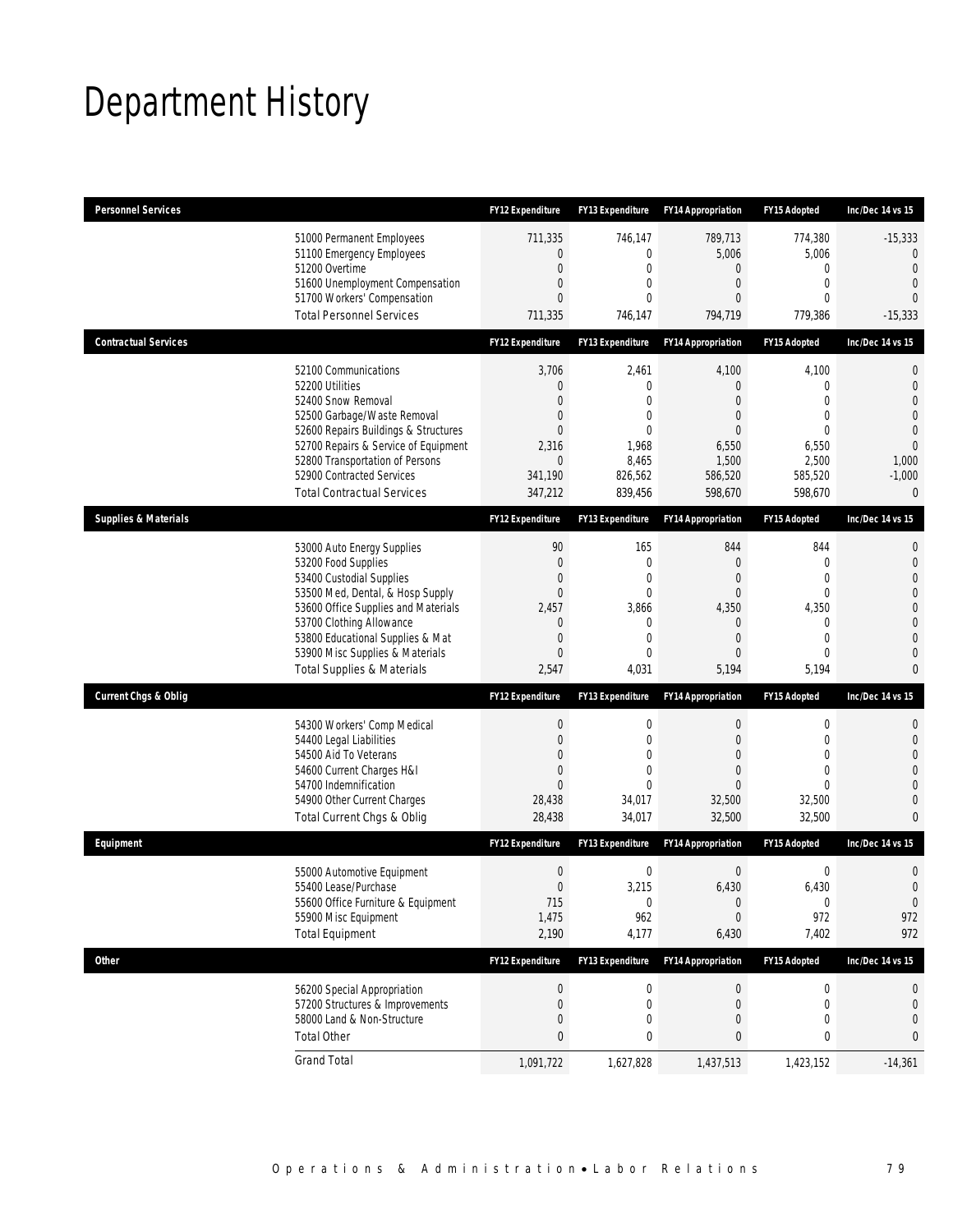# Department History

| Personnel Services | FY12 Expenditure | FY13 Expenditure | FY14 Appropriation | FY15 Adopted | Inc/Dec 14 vs 15 |
|---|---|---|---|---|---|
| 51000 Permanent Employees | 711,335 | 746,147 | 789,713 | 774,380 | -15,333 |
| 51100 Emergency Employees | 0 | 0 | 5,006 | 5,006 | 0 |
| 51200 Overtime | 0 | 0 | 0 | 0 | 0 |
| 51600 Unemployment Compensation | 0 | 0 | 0 | 0 | 0 |
| 51700 Workers' Compensation | 0 | 0 | 0 | 0 | 0 |
| Total Personnel Services | 711,335 | 746,147 | 794,719 | 779,386 | -15,333 |

| Contractual Services | FY12 Expenditure | FY13 Expenditure | FY14 Appropriation | FY15 Adopted | Inc/Dec 14 vs 15 |
|---|---|---|---|---|---|
| 52100 Communications | 3,706 | 2,461 | 4,100 | 4,100 | 0 |
| 52200 Utilities | 0 | 0 | 0 | 0 | 0 |
| 52400 Snow Removal | 0 | 0 | 0 | 0 | 0 |
| 52500 Garbage/Waste Removal | 0 | 0 | 0 | 0 | 0 |
| 52600 Repairs Buildings & Structures | 0 | 0 | 0 | 0 | 0 |
| 52700 Repairs & Service of Equipment | 2,316 | 1,968 | 6,550 | 6,550 | 0 |
| 52800 Transportation of Persons | 0 | 8,465 | 1,500 | 2,500 | 1,000 |
| 52900 Contracted Services | 341,190 | 826,562 | 586,520 | 585,520 | -1,000 |
| Total Contractual Services | 347,212 | 839,456 | 598,670 | 598,670 | 0 |

| Supplies & Materials | FY12 Expenditure | FY13 Expenditure | FY14 Appropriation | FY15 Adopted | Inc/Dec 14 vs 15 |
|---|---|---|---|---|---|
| 53000 Auto Energy Supplies | 90 | 165 | 844 | 844 | 0 |
| 53200 Food Supplies | 0 | 0 | 0 | 0 | 0 |
| 53400 Custodial Supplies | 0 | 0 | 0 | 0 | 0 |
| 53500 Med, Dental, & Hosp Supply | 0 | 0 | 0 | 0 | 0 |
| 53600 Office Supplies and Materials | 2,457 | 3,866 | 4,350 | 4,350 | 0 |
| 53700 Clothing Allowance | 0 | 0 | 0 | 0 | 0 |
| 53800 Educational Supplies & Mat | 0 | 0 | 0 | 0 | 0 |
| 53900 Misc Supplies & Materials | 0 | 0 | 0 | 0 | 0 |
| Total Supplies & Materials | 2,547 | 4,031 | 5,194 | 5,194 | 0 |

| Current Chgs & Oblig | FY12 Expenditure | FY13 Expenditure | FY14 Appropriation | FY15 Adopted | Inc/Dec 14 vs 15 |
|---|---|---|---|---|---|
| 54300 Workers' Comp Medical | 0 | 0 | 0 | 0 | 0 |
| 54400 Legal Liabilities | 0 | 0 | 0 | 0 | 0 |
| 54500 Aid To Veterans | 0 | 0 | 0 | 0 | 0 |
| 54600 Current Charges H&I | 0 | 0 | 0 | 0 | 0 |
| 54700 Indemnification | 0 | 0 | 0 | 0 | 0 |
| 54900 Other Current Charges | 28,438 | 34,017 | 32,500 | 32,500 | 0 |
| Total Current Chgs & Oblig | 28,438 | 34,017 | 32,500 | 32,500 | 0 |

| Equipment | FY12 Expenditure | FY13 Expenditure | FY14 Appropriation | FY15 Adopted | Inc/Dec 14 vs 15 |
|---|---|---|---|---|---|
| 55000 Automotive Equipment | 0 | 0 | 0 | 0 | 0 |
| 55400 Lease/Purchase | 0 | 3,215 | 6,430 | 6,430 | 0 |
| 55600 Office Furniture & Equipment | 715 | 0 | 0 | 0 | 0 |
| 55900 Misc Equipment | 1,475 | 962 | 0 | 972 | 972 |
| Total Equipment | 2,190 | 4,177 | 6,430 | 7,402 | 972 |

| Other | FY12 Expenditure | FY13 Expenditure | FY14 Appropriation | FY15 Adopted | Inc/Dec 14 vs 15 |
|---|---|---|---|---|---|
| 56200 Special Appropriation | 0 | 0 | 0 | 0 | 0 |
| 57200 Structures & Improvements | 0 | 0 | 0 | 0 | 0 |
| 58000 Land & Non-Structure | 0 | 0 | 0 | 0 | 0 |
| Total Other | 0 | 0 | 0 | 0 | 0 |
| Grand Total | 1,091,722 | 1,627,828 | 1,437,513 | 1,423,152 | -14,361 |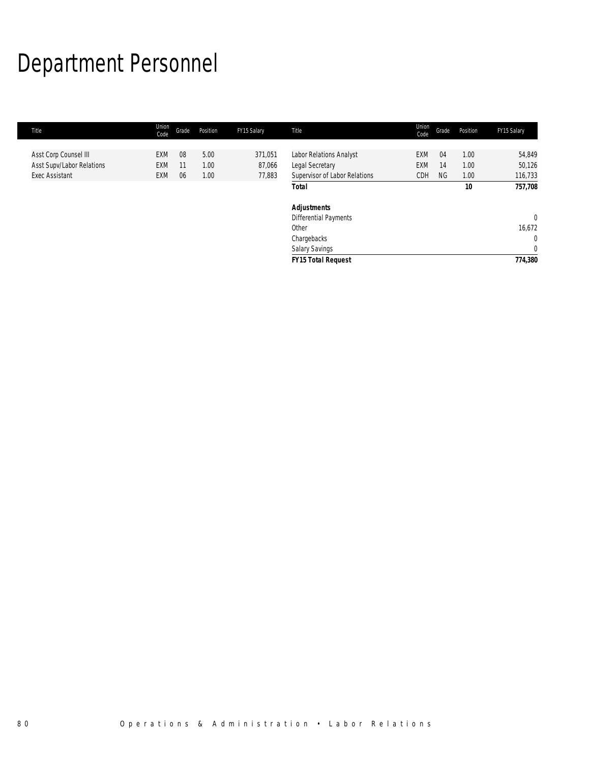# Department Personnel

| Title | Union Code | Grade | Position | FY15 Salary | Title | Union Code | Grade | Position | FY15 Salary |
|---|---|---|---|---|---|---|---|---|---|
| Asst Corp Counsel III | EXM | 08 | 5.00 | 371,051 | Labor Relations Analyst | EXM | 04 | 1.00 | 54,849 |
| Asst Supv/Labor Relations | EXM | 11 | 1.00 | 87,066 | Legal Secretary | EXM | 14 | 1.00 | 50,126 |
| Exec Assistant | EXM | 06 | 1.00 | 77,883 | Supervisor of Labor Relations | CDH | NG | 1.00 | 116,733 |
| | | | | | **Total** | | | **10** | **757,708** |
| | | | | | | | | | |
| | | | | | ***Adjustments*** | | | | |
| | | | | | Differential Payments | | | | 0 |
| | | | | | Other | | | | 16,672 |
| | | | | | Chargebacks | | | | 0 |
| | | | | | Salary Savings | | | | 0 |
| | | | | | ***FY15 Total Request*** | | | | **774,380** |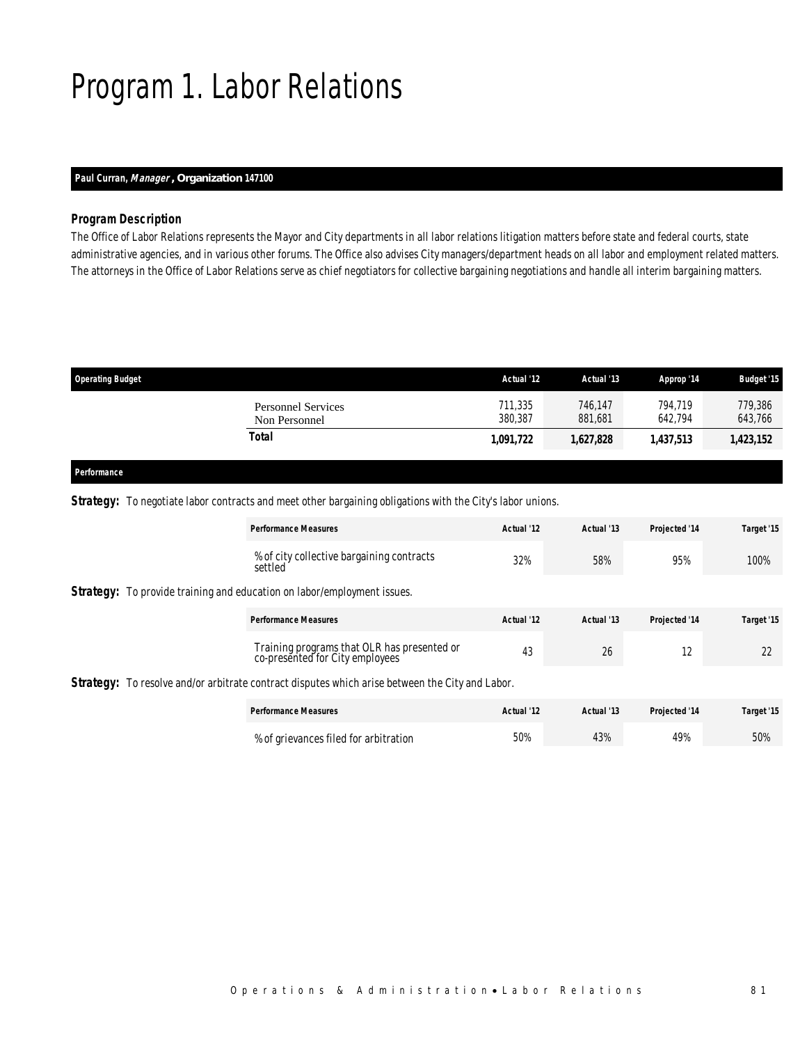# Program 1. Labor Relations

**Paul Curran, *Manager*, Organization 147100**

### *Program Description*

The Office of Labor Relations represents the Mayor and City departments in all labor relations litigation matters before state and federal courts, state administrative agencies, and in various other forums. The Office also advises City managers/department heads on all labor and employment related matters. The attorneys in the Office of Labor Relations serve as chief negotiators for collective bargaining negotiations and handle all interim bargaining matters.

| Operating Budget | Actual '12 | Actual '13 | Approp '14 | Budget '15 |
|---|---|---|---|---|
| Personnel Services | 711,335 | 746,147 | 794,719 | 779,386 |
| Non Personnel | 380,387 | 881,681 | 642,794 | 643,766 |
| **Total** | **1,091,722** | **1,627,828** | **1,437,513** | **1,423,152** |

### *Performance*

**Strategy:** To negotiate labor contracts and meet other bargaining obligations with the City's labor unions.

| Performance Measures | Actual '12 | Actual '13 | Projected '14 | Target '15 |
|---|---|---|---|---|
| % of city collective bargaining contracts settled | 32% | 58% | 95% | 100% |

**Strategy:** To provide training and education on labor/employment issues.

| Performance Measures | Actual '12 | Actual '13 | Projected '14 | Target '15 |
|---|---|---|---|---|
| Training programs that OLR has presented or co-presented for City employees | 43 | 26 | 12 | 22 |

**Strategy:** To resolve and/or arbitrate contract disputes which arise between the City and Labor.

| Performance Measures | Actual '12 | Actual '13 | Projected '14 | Target '15 |
|---|---|---|---|---|
| % of grievances filed for arbitration | 50% | 43% | 49% | 50% |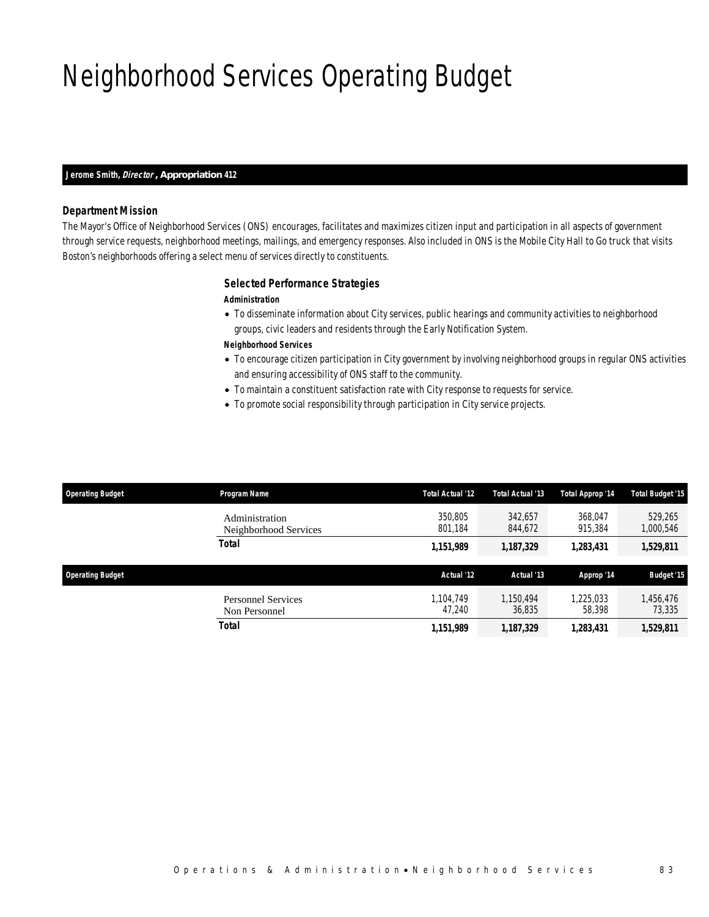# Neighborhood Services Operating Budget

**Jerome Smith, *Director*, Appropriation 412**

### Department Mission

The Mayor's Office of Neighborhood Services (ONS) encourages, facilitates and maximizes citizen input and participation in all aspects of government through service requests, neighborhood meetings, mailings, and emergency responses. Also included in ONS is the Mobile City Hall to Go truck that visits Boston's neighborhoods offering a select menu of services directly to constituents.

### Selected Performance Strategies

**Administration**

- To disseminate information about City services, public hearings and community activities to neighborhood groups, civic leaders and residents through the Early Notification System.

**Neighborhood Services**

- To encourage citizen participation in City government by involving neighborhood groups in regular ONS activities and ensuring accessibility of ONS staff to the community.
- To maintain a constituent satisfaction rate with City response to requests for service.
- To promote social responsibility through participation in City service projects.

| Operating Budget | Program Name | Total Actual '12 | Total Actual '13 | Total Approp '14 | Total Budget '15 |
|---|---|---|---|---|---|
| | Administration | 350,805 | 342,657 | 368,047 | 529,265 |
| | Neighborhood Services | 801,184 | 844,672 | 915,384 | 1,000,546 |
| | **Total** | **1,151,989** | **1,187,329** | **1,283,431** | **1,529,811** |

| Operating Budget | | Actual '12 | Actual '13 | Approp '14 | Budget '15 |
|---|---|---|---|---|---|
| | Personnel Services | 1,104,749 | 1,150,494 | 1,225,033 | 1,456,476 |
| | Non Personnel | 47,240 | 36,835 | 58,398 | 73,335 |
| | **Total** | **1,151,989** | **1,187,329** | **1,283,431** | **1,529,811** |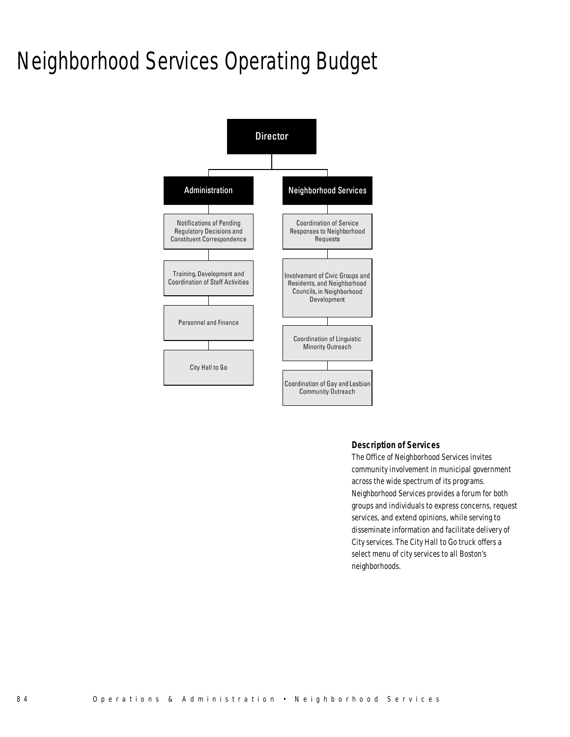# Neighborhood Services Operating Budget

- Director
  - Administration
    - Notifications of Pending Regulatory Decisions and Constituent Correspondence
    - Training, Development and Coordination of Staff Activities
    - Personnel and Finance
    - City Hall to Go
  - Neighborhood Services
    - Coordination of Service Responses to Neighborhood Requests
    - Involvement of Civic Groups and Residents, and Neighborhood Councils, in Neighborhood Development
    - Coordination of Linguistic Minority Outreach
    - Coordination of Gay and Lesbian Community Outreach

### Description of Services

The Office of Neighborhood Services invites community involvement in municipal government across the wide spectrum of its programs. Neighborhood Services provides a forum for both groups and individuals to express concerns, request services, and extend opinions, while serving to disseminate information and facilitate delivery of City services. The City Hall to Go truck offers a select menu of city services to all Boston's neighborhoods.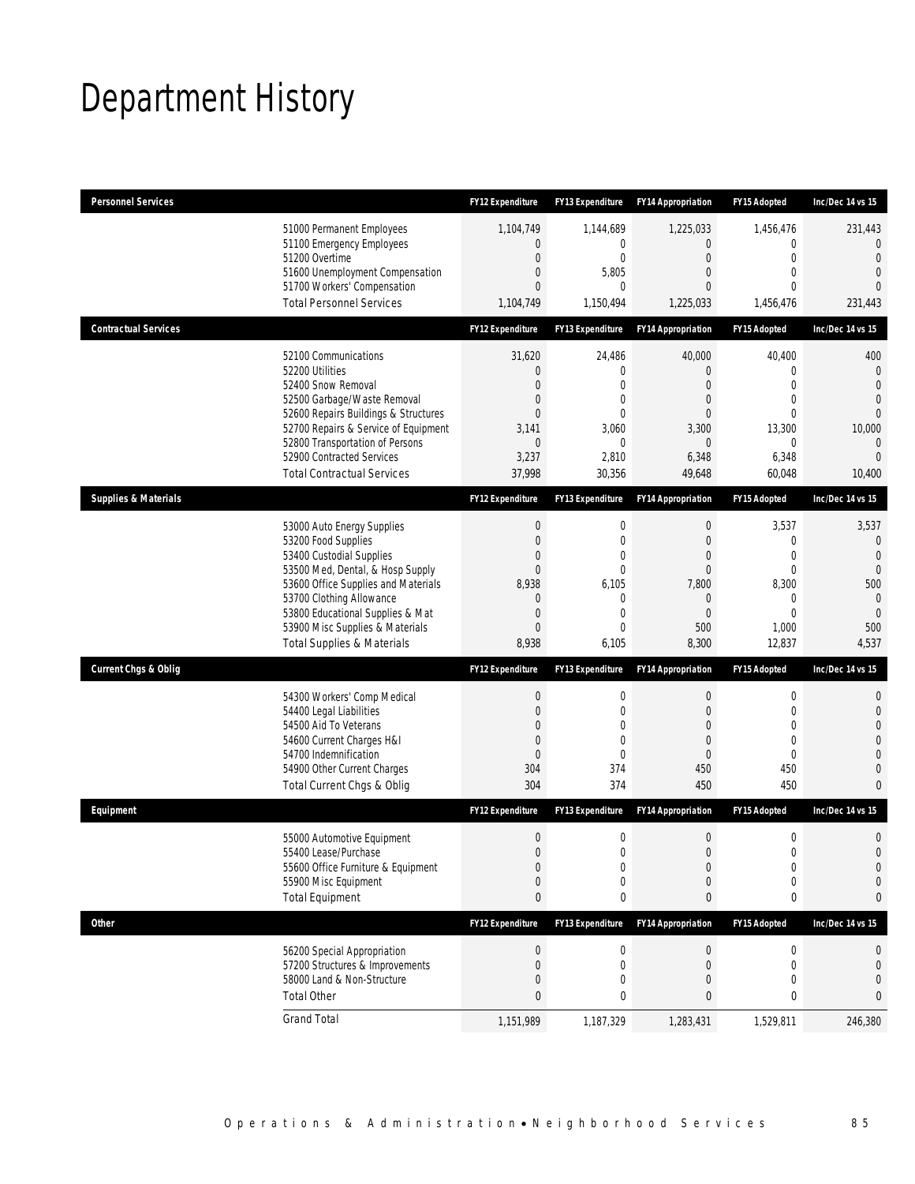# Department History

| Personnel Services | FY12 Expenditure | FY13 Expenditure | FY14 Appropriation | FY15 Adopted | Inc/Dec 14 vs 15 |
|---|---|---|---|---|---|
| 51000 Permanent Employees | 1,104,749 | 1,144,689 | 1,225,033 | 1,456,476 | 231,443 |
| 51100 Emergency Employees | 0 | 0 | 0 | 0 | 0 |
| 51200 Overtime | 0 | 0 | 0 | 0 | 0 |
| 51600 Unemployment Compensation | 0 | 5,805 | 0 | 0 | 0 |
| 51700 Workers' Compensation | 0 | 0 | 0 | 0 | 0 |
| Total Personnel Services | 1,104,749 | 1,150,494 | 1,225,033 | 1,456,476 | 231,443 |

| Contractual Services | FY12 Expenditure | FY13 Expenditure | FY14 Appropriation | FY15 Adopted | Inc/Dec 14 vs 15 |
|---|---|---|---|---|---|
| 52100 Communications | 31,620 | 24,486 | 40,000 | 40,400 | 400 |
| 52200 Utilities | 0 | 0 | 0 | 0 | 0 |
| 52400 Snow Removal | 0 | 0 | 0 | 0 | 0 |
| 52500 Garbage/Waste Removal | 0 | 0 | 0 | 0 | 0 |
| 52600 Repairs Buildings & Structures | 0 | 0 | 0 | 0 | 0 |
| 52700 Repairs & Service of Equipment | 3,141 | 3,060 | 3,300 | 13,300 | 10,000 |
| 52800 Transportation of Persons | 0 | 0 | 0 | 0 | 0 |
| 52900 Contracted Services | 3,237 | 2,810 | 6,348 | 6,348 | 0 |
| Total Contractual Services | 37,998 | 30,356 | 49,648 | 60,048 | 10,400 |

| Supplies & Materials | FY12 Expenditure | FY13 Expenditure | FY14 Appropriation | FY15 Adopted | Inc/Dec 14 vs 15 |
|---|---|---|---|---|---|
| 53000 Auto Energy Supplies | 0 | 0 | 0 | 3,537 | 3,537 |
| 53200 Food Supplies | 0 | 0 | 0 | 0 | 0 |
| 53400 Custodial Supplies | 0 | 0 | 0 | 0 | 0 |
| 53500 Med, Dental, & Hosp Supply | 0 | 0 | 0 | 0 | 0 |
| 53600 Office Supplies and Materials | 8,938 | 6,105 | 7,800 | 8,300 | 500 |
| 53700 Clothing Allowance | 0 | 0 | 0 | 0 | 0 |
| 53800 Educational Supplies & Mat | 0 | 0 | 0 | 0 | 0 |
| 53900 Misc Supplies & Materials | 0 | 0 | 500 | 1,000 | 500 |
| Total Supplies & Materials | 8,938 | 6,105 | 8,300 | 12,837 | 4,537 |

| Current Chgs & Oblig | FY12 Expenditure | FY13 Expenditure | FY14 Appropriation | FY15 Adopted | Inc/Dec 14 vs 15 |
|---|---|---|---|---|---|
| 54300 Workers' Comp Medical | 0 | 0 | 0 | 0 | 0 |
| 54400 Legal Liabilities | 0 | 0 | 0 | 0 | 0 |
| 54500 Aid To Veterans | 0 | 0 | 0 | 0 | 0 |
| 54600 Current Charges H&I | 0 | 0 | 0 | 0 | 0 |
| 54700 Indemnification | 0 | 0 | 0 | 0 | 0 |
| 54900 Other Current Charges | 304 | 374 | 450 | 450 | 0 |
| Total Current Chgs & Oblig | 304 | 374 | 450 | 450 | 0 |

| Equipment | FY12 Expenditure | FY13 Expenditure | FY14 Appropriation | FY15 Adopted | Inc/Dec 14 vs 15 |
|---|---|---|---|---|---|
| 55000 Automotive Equipment | 0 | 0 | 0 | 0 | 0 |
| 55400 Lease/Purchase | 0 | 0 | 0 | 0 | 0 |
| 55600 Office Furniture & Equipment | 0 | 0 | 0 | 0 | 0 |
| 55900 Misc Equipment | 0 | 0 | 0 | 0 | 0 |
| Total Equipment | 0 | 0 | 0 | 0 | 0 |

| Other | FY12 Expenditure | FY13 Expenditure | FY14 Appropriation | FY15 Adopted | Inc/Dec 14 vs 15 |
|---|---|---|---|---|---|
| 56200 Special Appropriation | 0 | 0 | 0 | 0 | 0 |
| 57200 Structures & Improvements | 0 | 0 | 0 | 0 | 0 |
| 58000 Land & Non-Structure | 0 | 0 | 0 | 0 | 0 |
| Total Other | 0 | 0 | 0 | 0 | 0 |
| Grand Total | 1,151,989 | 1,187,329 | 1,283,431 | 1,529,811 | 246,380 |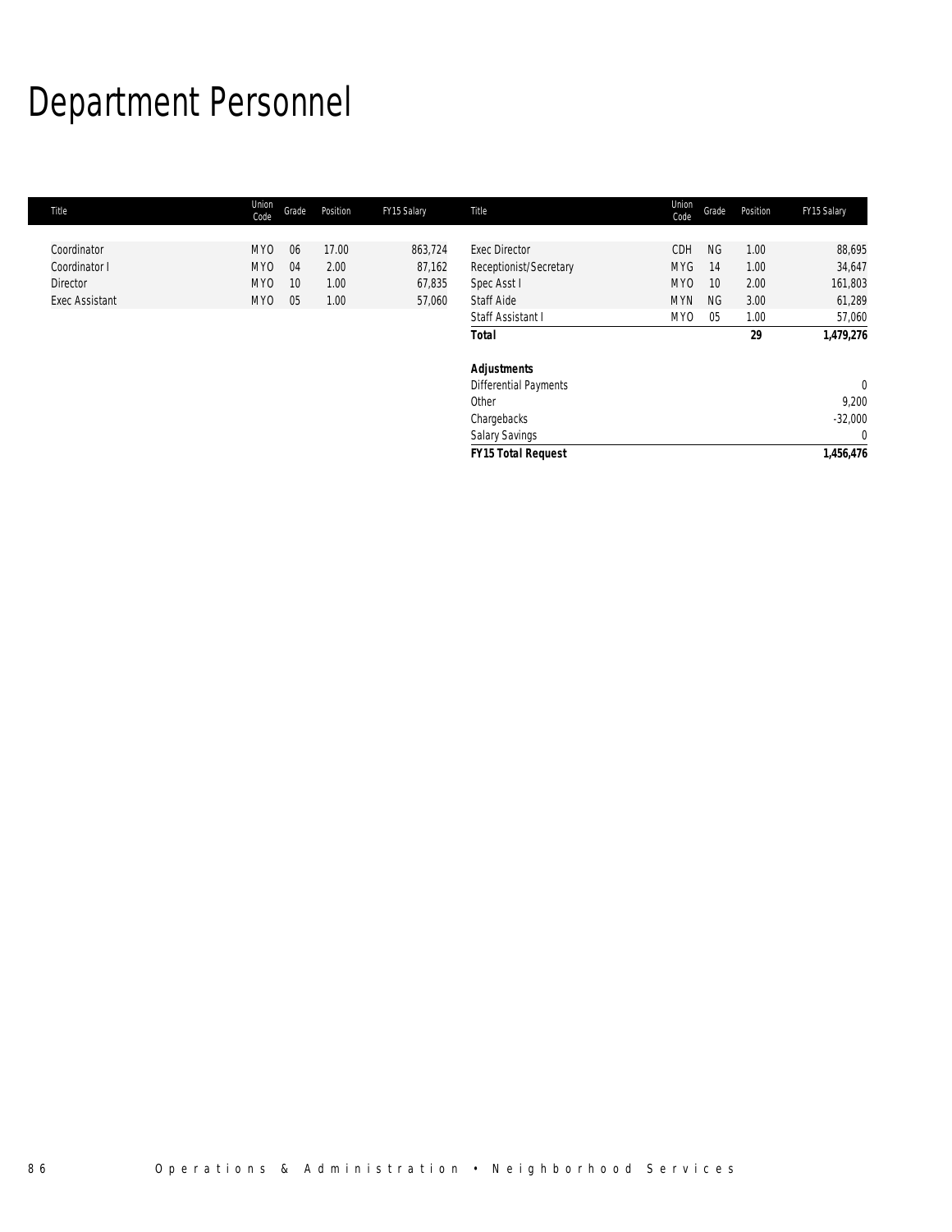# Department Personnel

| Title | Union Code | Grade | Position | FY15 Salary | Title | Union Code | Grade | Position | FY15 Salary |
|---|---|---|---|---|---|---|---|---|---|
| Coordinator | MYO | 06 | 17.00 | 863,724 | Exec Director | CDH | NG | 1.00 | 88,695 |
| Coordinator I | MYO | 04 | 2.00 | 87,162 | Receptionist/Secretary | MYG | 14 | 1.00 | 34,647 |
| Director | MYO | 10 | 1.00 | 67,835 | Spec Asst I | MYO | 10 | 2.00 | 161,803 |
| Exec Assistant | MYO | 05 | 1.00 | 57,060 | Staff Aide | MYN | NG | 3.00 | 61,289 |
| | | | | | Staff Assistant I | MYO | 05 | 1.00 | 57,060 |
| | | | | | ***Total*** | | | ***29*** | ***1,479,276*** |
| | | | | | | | | | |
| | | | | | ***Adjustments*** | | | | |
| | | | | | Differential Payments | | | | 0 |
| | | | | | Other | | | | 9,200 |
| | | | | | Chargebacks | | | | -32,000 |
| | | | | | Salary Savings | | | | 0 |
| | | | | | ***FY15 Total Request*** | | | | ***1,456,476*** |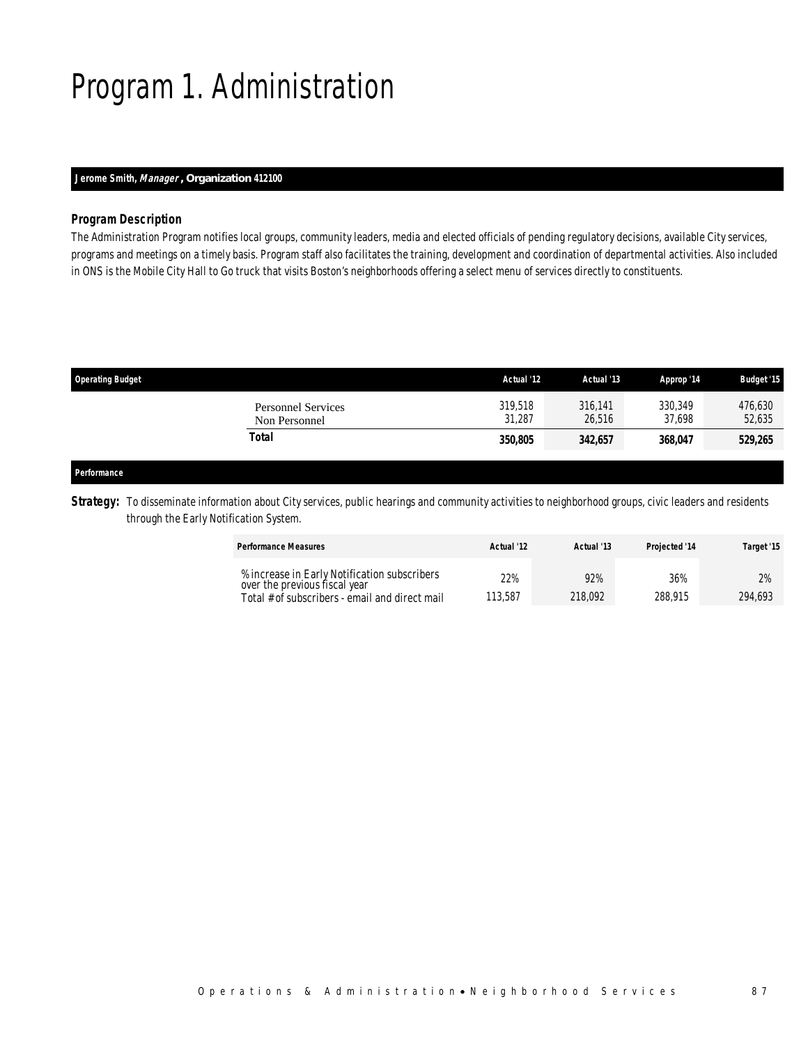# Program 1. Administration

**Jerome Smith, *Manager*, Organization 412100**

### Program Description

The Administration Program notifies local groups, community leaders, media and elected officials of pending regulatory decisions, available City services, programs and meetings on a timely basis. Program staff also facilitates the training, development and coordination of departmental activities. Also included in ONS is the Mobile City Hall to Go truck that visits Boston's neighborhoods offering a select menu of services directly to constituents.

| Operating Budget | Actual '12 | Actual '13 | Approp '14 | Budget '15 |
|---|---|---|---|---|
| Personnel Services | 319,518 | 316,141 | 330,349 | 476,630 |
| Non Personnel | 31,287 | 26,516 | 37,698 | 52,635 |
| **Total** | **350,805** | **342,657** | **368,047** | **529,265** |

### Performance

**Strategy:** To disseminate information about City services, public hearings and community activities to neighborhood groups, civic leaders and residents through the Early Notification System.

| Performance Measures | Actual '12 | Actual '13 | Projected '14 | Target '15 |
|---|---|---|---|---|
| % increase in Early Notification subscribers over the previous fiscal year | 22% | 92% | 36% | 2% |
| Total # of subscribers - email and direct mail | 113,587 | 218,092 | 288,915 | 294,693 |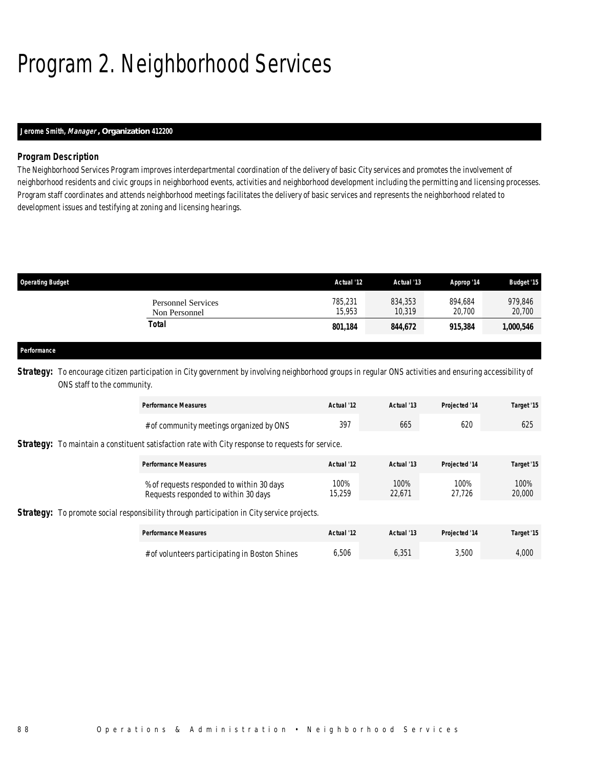# Program 2. Neighborhood Services

**Jerome Smith, *Manager*, Organization 412200**

### *Program Description*

The Neighborhood Services Program improves interdepartmental coordination of the delivery of basic City services and promotes the involvement of neighborhood residents and civic groups in neighborhood events, activities and neighborhood development including the permitting and licensing processes. Program staff coordinates and attends neighborhood meetings facilitates the delivery of basic services and represents the neighborhood related to development issues and testifying at zoning and licensing hearings.

| Operating Budget | Actual '12 | Actual '13 | Approp '14 | Budget '15 |
|---|---|---|---|---|
| Personnel Services | 785,231 | 834,353 | 894,684 | 979,846 |
| Non Personnel | 15,953 | 10,319 | 20,700 | 20,700 |
| **Total** | **801,184** | **844,672** | **915,384** | **1,000,546** |

### Performance

**Strategy:** To encourage citizen participation in City government by involving neighborhood groups in regular ONS activities and ensuring accessibility of ONS staff to the community.

| Performance Measures | Actual '12 | Actual '13 | Projected '14 | Target '15 |
|---|---|---|---|---|
| # of community meetings organized by ONS | 397 | 665 | 620 | 625 |

**Strategy:** To maintain a constituent satisfaction rate with City response to requests for service.

| Performance Measures | Actual '12 | Actual '13 | Projected '14 | Target '15 |
|---|---|---|---|---|
| % of requests responded to within 30 days | 100% | 100% | 100% | 100% |
| Requests responded to within 30 days | 15,259 | 22,671 | 27,726 | 20,000 |

**Strategy:** To promote social responsibility through participation in City service projects.

| Performance Measures | Actual '12 | Actual '13 | Projected '14 | Target '15 |
|---|---|---|---|---|
| # of volunteers participating in Boston Shines | 6,506 | 6,351 | 3,500 | 4,000 |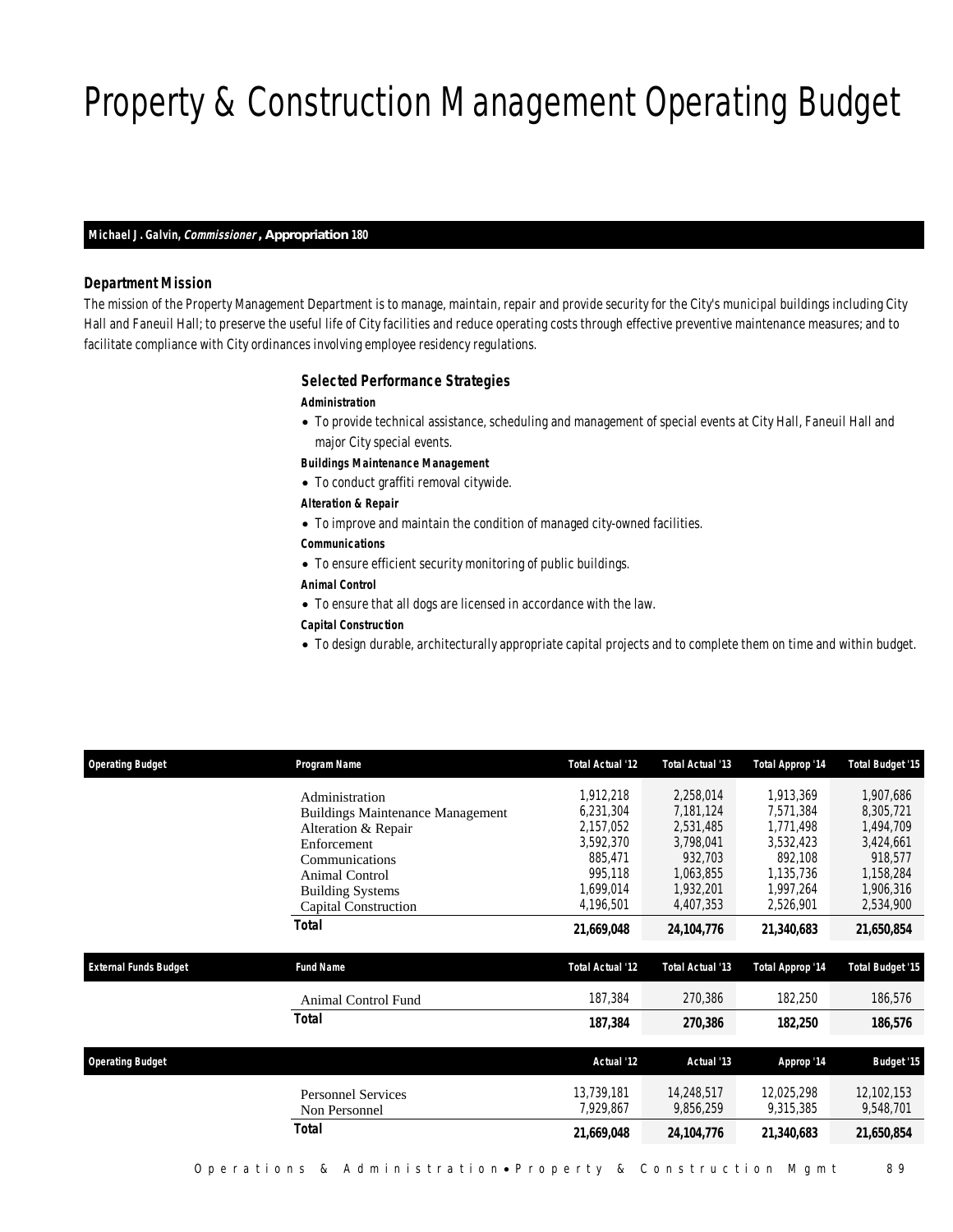# Property & Construction Management Operating Budget

**Michael J. Galvin, *Commissioner*, Appropriation 180**

### Department Mission

The mission of the Property Management Department is to manage, maintain, repair and provide security for the City's municipal buildings including City Hall and Faneuil Hall; to preserve the useful life of City facilities and reduce operating costs through effective preventive maintenance measures; and to facilitate compliance with City ordinances involving employee residency regulations.

### Selected Performance Strategies

***Administration***

- To provide technical assistance, scheduling and management of special events at City Hall, Faneuil Hall and major City special events.

***Buildings Maintenance Management***

- To conduct graffiti removal citywide.

***Alteration & Repair***

- To improve and maintain the condition of managed city-owned facilities.

***Communications***

- To ensure efficient security monitoring of public buildings.

***Animal Control***

- To ensure that all dogs are licensed in accordance with the law.

***Capital Construction***

- To design durable, architecturally appropriate capital projects and to complete them on time and within budget.

| Operating Budget | Program Name | Total Actual '12 | Total Actual '13 | Total Approp '14 | Total Budget '15 |
|---|---|---|---|---|---|
| | Administration | 1,912,218 | 2,258,014 | 1,913,369 | 1,907,686 |
| | Buildings Maintenance Management | 6,231,304 | 7,181,124 | 7,571,384 | 8,305,721 |
| | Alteration & Repair | 2,157,052 | 2,531,485 | 1,771,498 | 1,494,709 |
| | Enforcement | 3,592,370 | 3,798,041 | 3,532,423 | 3,424,661 |
| | Communications | 885,471 | 932,703 | 892,108 | 918,577 |
| | Animal Control | 995,118 | 1,063,855 | 1,135,736 | 1,158,284 |
| | Building Systems | 1,699,014 | 1,932,201 | 1,997,264 | 1,906,316 |
| | Capital Construction | 4,196,501 | 4,407,353 | 2,526,901 | 2,534,900 |
| | **Total** | **21,669,048** | **24,104,776** | **21,340,683** | **21,650,854** |

| External Funds Budget | Fund Name | Total Actual '12 | Total Actual '13 | Total Approp '14 | Total Budget '15 |
|---|---|---|---|---|---|
| | Animal Control Fund | 187,384 | 270,386 | 182,250 | 186,576 |
| | **Total** | **187,384** | **270,386** | **182,250** | **186,576** |

| Operating Budget | | Actual '12 | Actual '13 | Approp '14 | Budget '15 |
|---|---|---|---|---|---|
| | Personnel Services | 13,739,181 | 14,248,517 | 12,025,298 | 12,102,153 |
| | Non Personnel | 7,929,867 | 9,856,259 | 9,315,385 | 9,548,701 |
| | **Total** | **21,669,048** | **24,104,776** | **21,340,683** | **21,650,854** |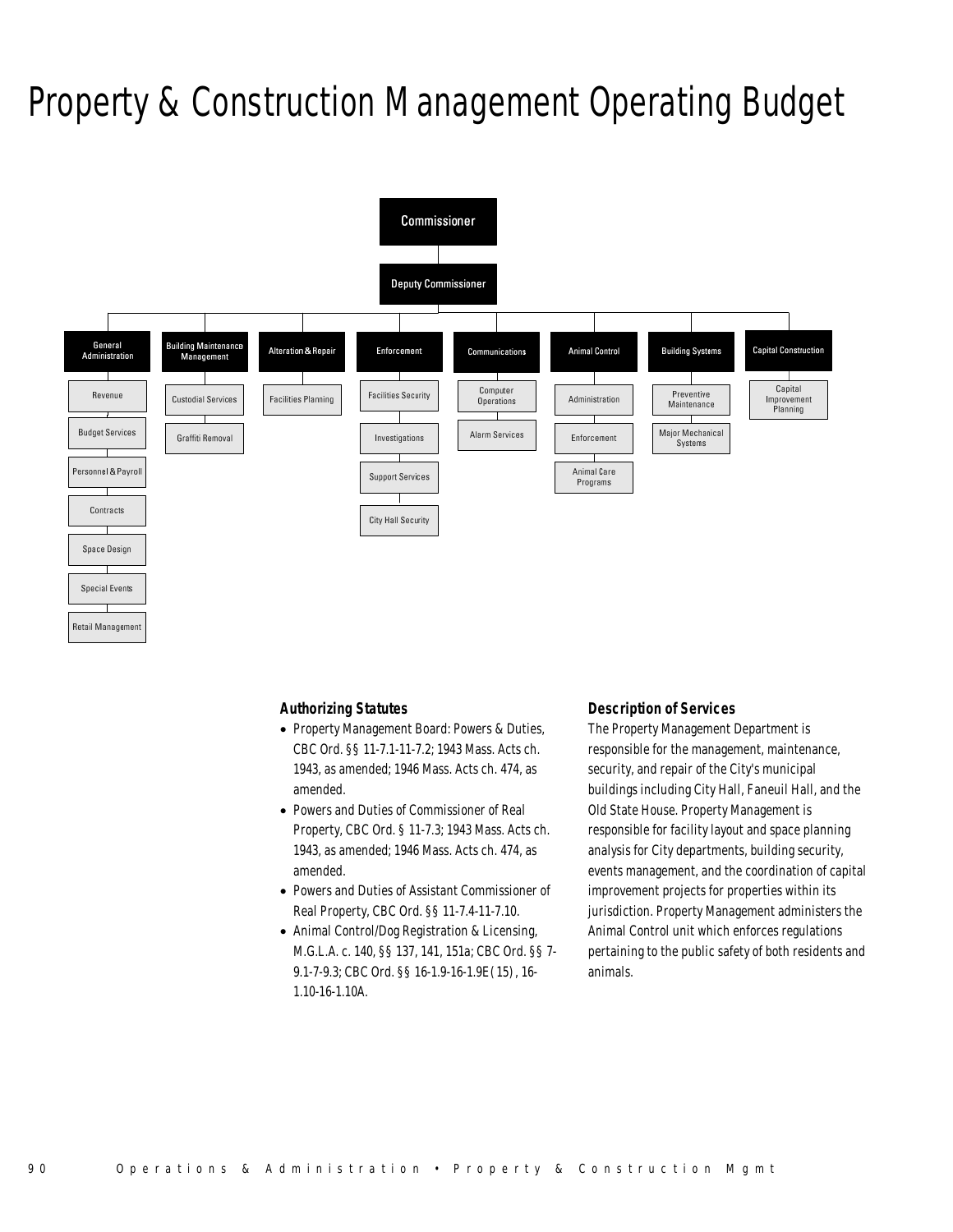# Property & Construction Management Operating Budget

- Commissioner
  - Deputy Commissioner
    - General Administration
      - Revenue
      - Budget Services
      - Personnel & Payroll
      - Contracts
      - Space Design
      - Special Events
      - Retail Management
    - Building Maintenance Management
      - Custodial Services
      - Graffiti Removal
    - Alteration & Repair
      - Facilities Planning
    - Enforcement
      - Facilities Security
      - Investigations
      - Support Services
      - City Hall Security
    - Communications
      - Computer Operations
      - Alarm Services
    - Animal Control
      - Administration
      - Enforcement
      - Animal Care Programs
    - Building Systems
      - Preventive Maintenance
      - Major Mechanical Systems
    - Capital Construction
      - Capital Improvement Planning

### Authorizing Statutes

- Property Management Board: Powers & Duties, CBC Ord. §§ 11-7.1-11-7.2; 1943 Mass. Acts ch. 1943, as amended; 1946 Mass. Acts ch. 474, as amended.
- Powers and Duties of Commissioner of Real Property, CBC Ord. § 11-7.3; 1943 Mass. Acts ch. 1943, as amended; 1946 Mass. Acts ch. 474, as amended.
- Powers and Duties of Assistant Commissioner of Real Property, CBC Ord. §§ 11-7.4-11-7.10.
- Animal Control/Dog Registration & Licensing, M.G.L.A. c. 140, §§ 137, 141, 151a; CBC Ord. §§ 7-9.1-7-9.3; CBC Ord. §§ 16-1.9-16-1.9E(15), 16-1.10-16-1.10A.

### Description of Services

The Property Management Department is responsible for the management, maintenance, security, and repair of the City's municipal buildings including City Hall, Faneuil Hall, and the Old State House. Property Management is responsible for facility layout and space planning analysis for City departments, building security, events management, and the coordination of capital improvement projects for properties within its jurisdiction. Property Management administers the Animal Control unit which enforces regulations pertaining to the public safety of both residents and animals.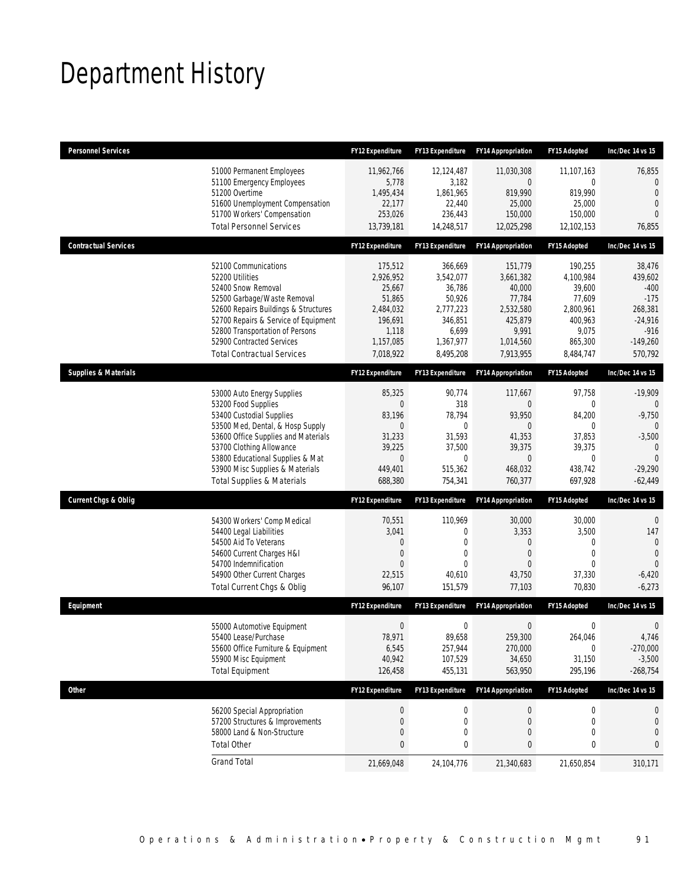# Department History

| Personnel Services | | FY12 Expenditure | FY13 Expenditure | FY14 Appropriation | FY15 Adopted | Inc/Dec 14 vs 15 |
|---|---|---|---|---|---|---|
| | 51000 Permanent Employees | 11,962,766 | 12,124,487 | 11,030,308 | 11,107,163 | 76,855 |
| | 51100 Emergency Employees | 5,778 | 3,182 | 0 | 0 | 0 |
| | 51200 Overtime | 1,495,434 | 1,861,965 | 819,990 | 819,990 | 0 |
| | 51600 Unemployment Compensation | 22,177 | 22,440 | 25,000 | 25,000 | 0 |
| | 51700 Workers' Compensation | 253,026 | 236,443 | 150,000 | 150,000 | 0 |
| | Total Personnel Services | 13,739,181 | 14,248,517 | 12,025,298 | 12,102,153 | 76,855 |
| **Contractual Services** | | **FY12 Expenditure** | **FY13 Expenditure** | **FY14 Appropriation** | **FY15 Adopted** | **Inc/Dec 14 vs 15** |
| | 52100 Communications | 175,512 | 366,669 | 151,779 | 190,255 | 38,476 |
| | 52200 Utilities | 2,926,952 | 3,542,077 | 3,661,382 | 4,100,984 | 439,602 |
| | 52400 Snow Removal | 25,667 | 36,786 | 40,000 | 39,600 | -400 |
| | 52500 Garbage/Waste Removal | 51,865 | 50,926 | 77,784 | 77,609 | -175 |
| | 52600 Repairs Buildings & Structures | 2,484,032 | 2,777,223 | 2,532,580 | 2,800,961 | 268,381 |
| | 52700 Repairs & Service of Equipment | 196,691 | 346,851 | 425,879 | 400,963 | -24,916 |
| | 52800 Transportation of Persons | 1,118 | 6,699 | 9,991 | 9,075 | -916 |
| | 52900 Contracted Services | 1,157,085 | 1,367,977 | 1,014,560 | 865,300 | -149,260 |
| | Total Contractual Services | 7,018,922 | 8,495,208 | 7,913,955 | 8,484,747 | 570,792 |
| **Supplies & Materials** | | **FY12 Expenditure** | **FY13 Expenditure** | **FY14 Appropriation** | **FY15 Adopted** | **Inc/Dec 14 vs 15** |
| | 53000 Auto Energy Supplies | 85,325 | 90,774 | 117,667 | 97,758 | -19,909 |
| | 53200 Food Supplies | 0 | 318 | 0 | 0 | 0 |
| | 53400 Custodial Supplies | 83,196 | 78,794 | 93,950 | 84,200 | -9,750 |
| | 53500 Med, Dental, & Hosp Supply | 0 | 0 | 0 | 0 | 0 |
| | 53600 Office Supplies and Materials | 31,233 | 31,593 | 41,353 | 37,853 | -3,500 |
| | 53700 Clothing Allowance | 39,225 | 37,500 | 39,375 | 39,375 | 0 |
| | 53800 Educational Supplies & Mat | 0 | 0 | 0 | 0 | 0 |
| | 53900 Misc Supplies & Materials | 449,401 | 515,362 | 468,032 | 438,742 | -29,290 |
| | Total Supplies & Materials | 688,380 | 754,341 | 760,377 | 697,928 | -62,449 |
| **Current Chgs & Oblig** | | **FY12 Expenditure** | **FY13 Expenditure** | **FY14 Appropriation** | **FY15 Adopted** | **Inc/Dec 14 vs 15** |
| | 54300 Workers' Comp Medical | 70,551 | 110,969 | 30,000 | 30,000 | 0 |
| | 54400 Legal Liabilities | 3,041 | 0 | 3,353 | 3,500 | 147 |
| | 54500 Aid To Veterans | 0 | 0 | 0 | 0 | 0 |
| | 54600 Current Charges H&I | 0 | 0 | 0 | 0 | 0 |
| | 54700 Indemnification | 0 | 0 | 0 | 0 | 0 |
| | 54900 Other Current Charges | 22,515 | 40,610 | 43,750 | 37,330 | -6,420 |
| | Total Current Chgs & Oblig | 96,107 | 151,579 | 77,103 | 70,830 | -6,273 |
| **Equipment** | | **FY12 Expenditure** | **FY13 Expenditure** | **FY14 Appropriation** | **FY15 Adopted** | **Inc/Dec 14 vs 15** |
| | 55000 Automotive Equipment | 0 | 0 | 0 | 0 | 0 |
| | 55400 Lease/Purchase | 78,971 | 89,658 | 259,300 | 264,046 | 4,746 |
| | 55600 Office Furniture & Equipment | 6,545 | 257,944 | 270,000 | 0 | -270,000 |
| | 55900 Misc Equipment | 40,942 | 107,529 | 34,650 | 31,150 | -3,500 |
| | Total Equipment | 126,458 | 455,131 | 563,950 | 295,196 | -268,754 |
| **Other** | | **FY12 Expenditure** | **FY13 Expenditure** | **FY14 Appropriation** | **FY15 Adopted** | **Inc/Dec 14 vs 15** |
| | 56200 Special Appropriation | 0 | 0 | 0 | 0 | 0 |
| | 57200 Structures & Improvements | 0 | 0 | 0 | 0 | 0 |
| | 58000 Land & Non-Structure | 0 | 0 | 0 | 0 | 0 |
| | Total Other | 0 | 0 | 0 | 0 | 0 |
| | Grand Total | 21,669,048 | 24,104,776 | 21,340,683 | 21,650,854 | 310,171 |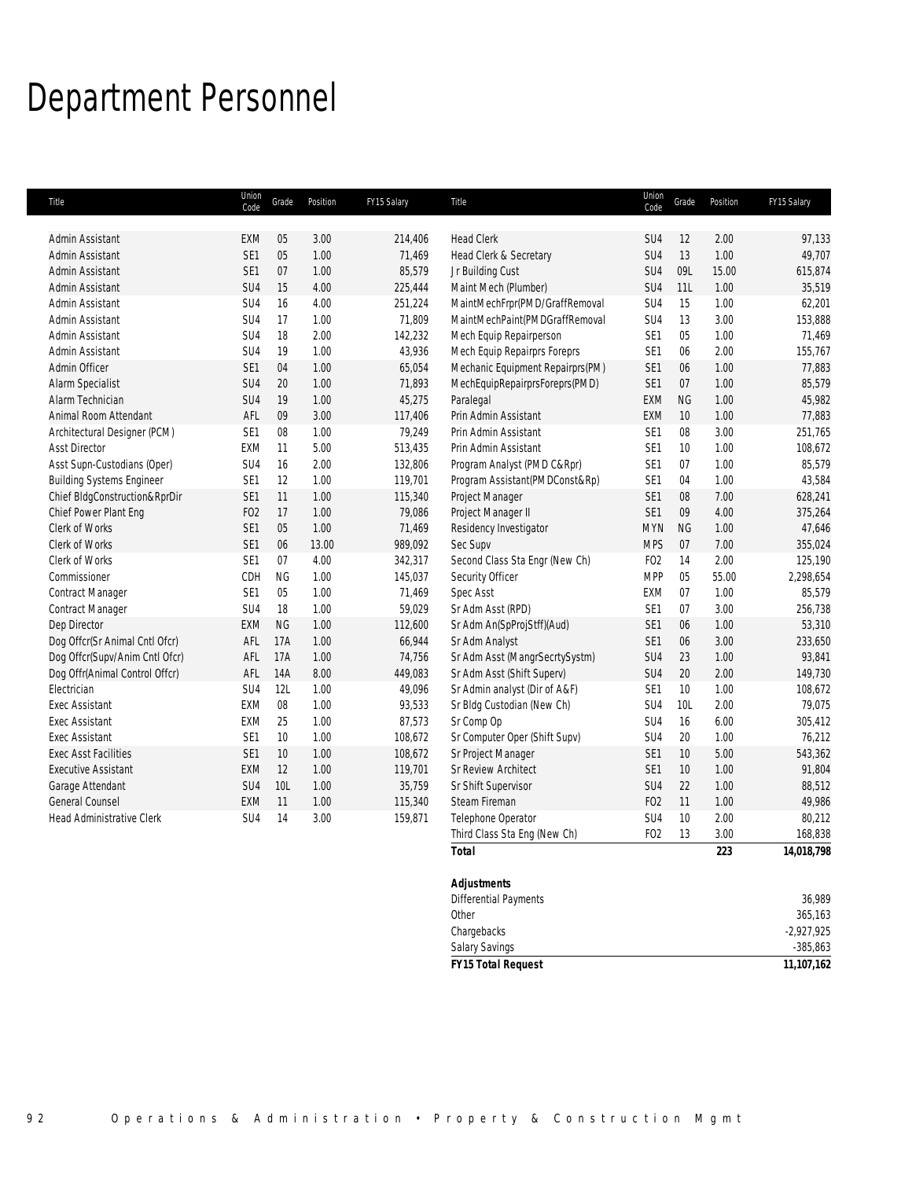# Department Personnel

| Title | Union Code | Grade | Position | FY15 Salary |
|---|---|---|---|---|
| Admin Assistant | EXM | 05 | 3.00 | 214,406 |
| Admin Assistant | SE1 | 05 | 1.00 | 71,469 |
| Admin Assistant | SE1 | 07 | 1.00 | 85,579 |
| Admin Assistant | SU4 | 15 | 4.00 | 225,444 |
| Admin Assistant | SU4 | 16 | 4.00 | 251,224 |
| Admin Assistant | SU4 | 17 | 1.00 | 71,809 |
| Admin Assistant | SU4 | 18 | 2.00 | 142,232 |
| Admin Assistant | SU4 | 19 | 1.00 | 43,936 |
| Admin Officer | SE1 | 04 | 1.00 | 65,054 |
| Alarm Specialist | SU4 | 20 | 1.00 | 71,893 |
| Alarm Technician | SU4 | 19 | 1.00 | 45,275 |
| Animal Room Attendant | AFL | 09 | 3.00 | 117,406 |
| Architectural Designer (PCM) | SE1 | 08 | 1.00 | 79,249 |
| Asst Director | EXM | 11 | 5.00 | 513,435 |
| Asst Supn-Custodians (Oper) | SU4 | 16 | 2.00 | 132,806 |
| Building Systems Engineer | SE1 | 12 | 1.00 | 119,701 |
| Chief BldgConstruction&RprDir | SE1 | 11 | 1.00 | 115,340 |
| Chief Power Plant Eng | FO2 | 17 | 1.00 | 79,086 |
| Clerk of Works | SE1 | 05 | 1.00 | 71,469 |
| Clerk of Works | SE1 | 06 | 13.00 | 989,092 |
| Clerk of Works | SE1 | 07 | 4.00 | 342,317 |
| Commissioner | CDH | NG | 1.00 | 145,037 |
| Contract Manager | SE1 | 05 | 1.00 | 71,469 |
| Contract Manager | SU4 | 18 | 1.00 | 59,029 |
| Dep Director | EXM | NG | 1.00 | 112,600 |
| Dog Offcr(Sr Animal Cntl Ofcr) | AFL | 17A | 1.00 | 66,944 |
| Dog Offcr(Supv/Anim Cntl Ofcr) | AFL | 17A | 1.00 | 74,756 |
| Dog Offr(Animal Control Offcr) | AFL | 14A | 8.00 | 449,083 |
| Electrician | SU4 | 12L | 1.00 | 49,096 |
| Exec Assistant | EXM | 08 | 1.00 | 93,533 |
| Exec Assistant | EXM | 25 | 1.00 | 87,573 |
| Exec Assistant | SE1 | 10 | 1.00 | 108,672 |
| Exec Asst Facilities | SE1 | 10 | 1.00 | 108,672 |
| Executive Assistant | EXM | 12 | 1.00 | 119,701 |
| Garage Attendant | SU4 | 10L | 1.00 | 35,759 |
| General Counsel | EXM | 11 | 1.00 | 115,340 |
| Head Administrative Clerk | SU4 | 14 | 3.00 | 159,871 |
| Head Clerk | SU4 | 12 | 2.00 | 97,133 |
| Head Clerk & Secretary | SU4 | 13 | 1.00 | 49,707 |
| Jr Building Cust | SU4 | 09L | 15.00 | 615,874 |
| Maint Mech (Plumber) | SU4 | 11L | 1.00 | 35,519 |
| MaintMechFrpr(PMD/GraffRemoval | SU4 | 15 | 1.00 | 62,201 |
| MaintMechPaint(PMDGraffRemoval | SU4 | 13 | 3.00 | 153,888 |
| Mech Equip Repairperson | SE1 | 05 | 1.00 | 71,469 |
| Mech Equip Repairprs Foreprs | SE1 | 06 | 2.00 | 155,767 |
| Mechanic Equipment Repairprs(PM) | SE1 | 06 | 1.00 | 77,883 |
| MechEquipRepairprsForeprs(PMD) | SE1 | 07 | 1.00 | 85,579 |
| Paralegal | EXM | NG | 1.00 | 45,982 |
| Prin Admin Assistant | EXM | 10 | 1.00 | 77,883 |
| Prin Admin Assistant | SE1 | 08 | 3.00 | 251,765 |
| Prin Admin Assistant | SE1 | 10 | 1.00 | 108,672 |
| Program Analyst (PMD C&Rpr) | SE1 | 07 | 1.00 | 85,579 |
| Program Assistant(PMDConst&Rp) | SE1 | 04 | 1.00 | 43,584 |
| Project Manager | SE1 | 08 | 7.00 | 628,241 |
| Project Manager II | SE1 | 09 | 4.00 | 375,264 |
| Residency Investigator | MYN | NG | 1.00 | 47,646 |
| Sec Supv | MPS | 07 | 7.00 | 355,024 |
| Second Class Sta Engr (New Ch) | FO2 | 14 | 2.00 | 125,190 |
| Security Officer | MPP | 05 | 55.00 | 2,298,654 |
| Spec Asst | EXM | 07 | 1.00 | 85,579 |
| Sr Adm Asst (RPD) | SE1 | 07 | 3.00 | 256,738 |
| Sr Adm An(SpProjStff)(Aud) | SE1 | 06 | 1.00 | 53,310 |
| Sr Adm Analyst | SE1 | 06 | 3.00 | 233,650 |
| Sr Adm Asst (MangrSecrtySystm) | SU4 | 23 | 1.00 | 93,841 |
| Sr Adm Asst (Shift Superv) | SU4 | 20 | 2.00 | 149,730 |
| Sr Admin analyst (Dir of A&F) | SE1 | 10 | 1.00 | 108,672 |
| Sr Bldg Custodian (New Ch) | SU4 | 10L | 2.00 | 79,075 |
| Sr Comp Op | SU4 | 16 | 6.00 | 305,412 |
| Sr Computer Oper (Shift Supv) | SU4 | 20 | 1.00 | 76,212 |
| Sr Project Manager | SE1 | 10 | 5.00 | 543,362 |
| Sr Review Architect | SE1 | 10 | 1.00 | 91,804 |
| Sr Shift Supervisor | SU4 | 22 | 1.00 | 88,512 |
| Steam Fireman | FO2 | 11 | 1.00 | 49,986 |
| Telephone Operator | SU4 | 10 | 2.00 | 80,212 |
| Third Class Sta Eng (New Ch) | FO2 | 13 | 3.00 | 168,838 |
| **Total** | | | **223** | **14,018,798** |

| **Adjustments** | |
|---|---|
| Differential Payments | 36,989 |
| Other | 365,163 |
| Chargebacks | -2,927,925 |
| Salary Savings | -385,863 |
| **FY15 Total Request** | **11,107,162** |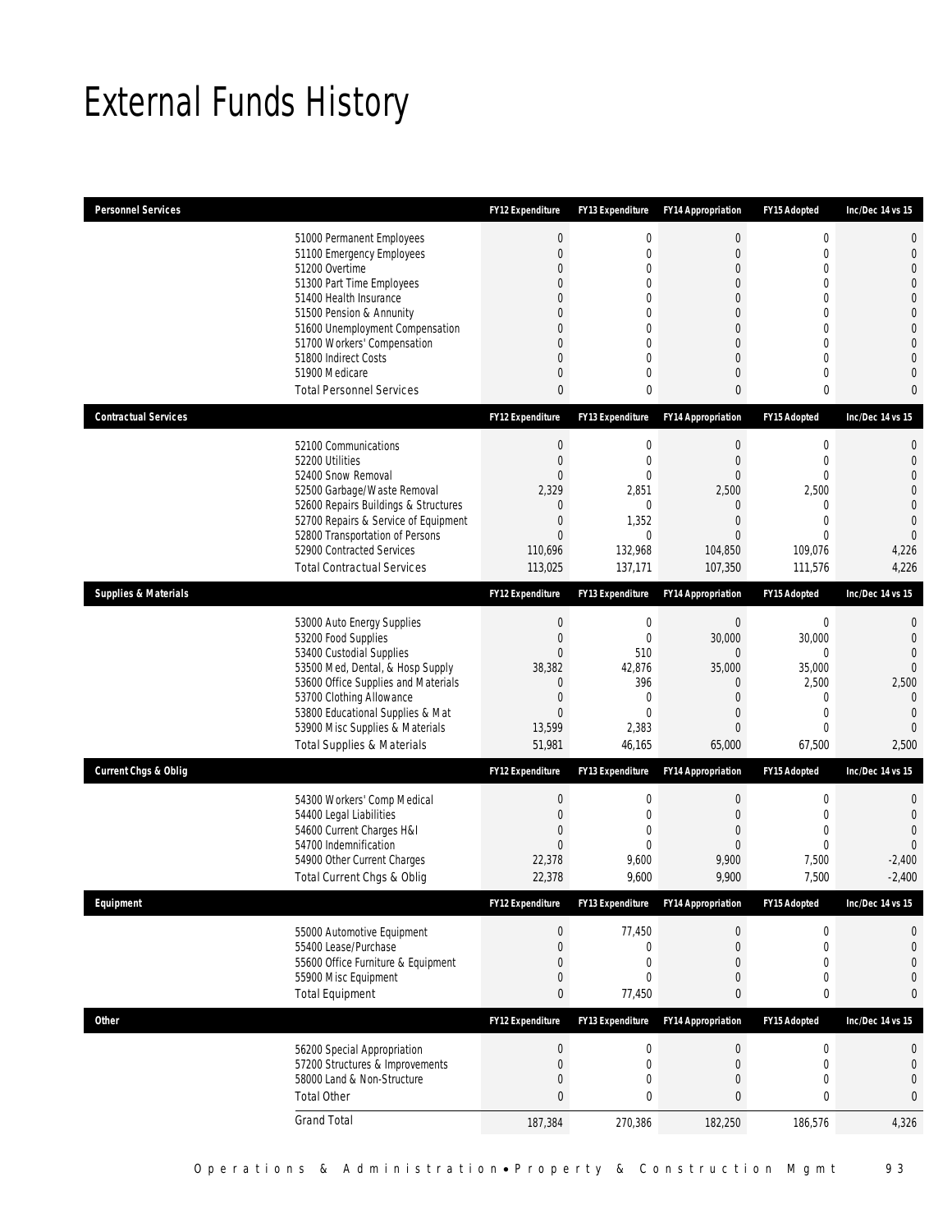# External Funds History

| Personnel Services | FY12 Expenditure | FY13 Expenditure | FY14 Appropriation | FY15 Adopted | Inc/Dec 14 vs 15 |
|---|---|---|---|---|---|
| 51000 Permanent Employees | 0 | 0 | 0 | 0 | 0 |
| 51100 Emergency Employees | 0 | 0 | 0 | 0 | 0 |
| 51200 Overtime | 0 | 0 | 0 | 0 | 0 |
| 51300 Part Time Employees | 0 | 0 | 0 | 0 | 0 |
| 51400 Health Insurance | 0 | 0 | 0 | 0 | 0 |
| 51500 Pension & Annunity | 0 | 0 | 0 | 0 | 0 |
| 51600 Unemployment Compensation | 0 | 0 | 0 | 0 | 0 |
| 51700 Workers' Compensation | 0 | 0 | 0 | 0 | 0 |
| 51800 Indirect Costs | 0 | 0 | 0 | 0 | 0 |
| 51900 Medicare | 0 | 0 | 0 | 0 | 0 |
| Total Personnel Services | 0 | 0 | 0 | 0 | 0 |

| Contractual Services | FY12 Expenditure | FY13 Expenditure | FY14 Appropriation | FY15 Adopted | Inc/Dec 14 vs 15 |
|---|---|---|---|---|---|
| 52100 Communications | 0 | 0 | 0 | 0 | 0 |
| 52200 Utilities | 0 | 0 | 0 | 0 | 0 |
| 52400 Snow Removal | 0 | 0 | 0 | 0 | 0 |
| 52500 Garbage/Waste Removal | 2,329 | 2,851 | 2,500 | 2,500 | 0 |
| 52600 Repairs Buildings & Structures | 0 | 0 | 0 | 0 | 0 |
| 52700 Repairs & Service of Equipment | 0 | 1,352 | 0 | 0 | 0 |
| 52800 Transportation of Persons | 0 | 0 | 0 | 0 | 0 |
| 52900 Contracted Services | 110,696 | 132,968 | 104,850 | 109,076 | 4,226 |
| Total Contractual Services | 113,025 | 137,171 | 107,350 | 111,576 | 4,226 |

| Supplies & Materials | FY12 Expenditure | FY13 Expenditure | FY14 Appropriation | FY15 Adopted | Inc/Dec 14 vs 15 |
|---|---|---|---|---|---|
| 53000 Auto Energy Supplies | 0 | 0 | 0 | 0 | 0 |
| 53200 Food Supplies | 0 | 0 | 30,000 | 30,000 | 0 |
| 53400 Custodial Supplies | 0 | 510 | 0 | 0 | 0 |
| 53500 Med, Dental, & Hosp Supply | 38,382 | 42,876 | 35,000 | 35,000 | 0 |
| 53600 Office Supplies and Materials | 0 | 396 | 0 | 2,500 | 2,500 |
| 53700 Clothing Allowance | 0 | 0 | 0 | 0 | 0 |
| 53800 Educational Supplies & Mat | 0 | 0 | 0 | 0 | 0 |
| 53900 Misc Supplies & Materials | 13,599 | 2,383 | 0 | 0 | 0 |
| Total Supplies & Materials | 51,981 | 46,165 | 65,000 | 67,500 | 2,500 |

| Current Chgs & Oblig | FY12 Expenditure | FY13 Expenditure | FY14 Appropriation | FY15 Adopted | Inc/Dec 14 vs 15 |
|---|---|---|---|---|---|
| 54300 Workers' Comp Medical | 0 | 0 | 0 | 0 | 0 |
| 54400 Legal Liabilities | 0 | 0 | 0 | 0 | 0 |
| 54600 Current Charges H&I | 0 | 0 | 0 | 0 | 0 |
| 54700 Indemnification | 0 | 0 | 0 | 0 | 0 |
| 54900 Other Current Charges | 22,378 | 9,600 | 9,900 | 7,500 | -2,400 |
| Total Current Chgs & Oblig | 22,378 | 9,600 | 9,900 | 7,500 | -2,400 |

| Equipment | FY12 Expenditure | FY13 Expenditure | FY14 Appropriation | FY15 Adopted | Inc/Dec 14 vs 15 |
|---|---|---|---|---|---|
| 55000 Automotive Equipment | 0 | 77,450 | 0 | 0 | 0 |
| 55400 Lease/Purchase | 0 | 0 | 0 | 0 | 0 |
| 55600 Office Furniture & Equipment | 0 | 0 | 0 | 0 | 0 |
| 55900 Misc Equipment | 0 | 0 | 0 | 0 | 0 |
| Total Equipment | 0 | 77,450 | 0 | 0 | 0 |

| Other | FY12 Expenditure | FY13 Expenditure | FY14 Appropriation | FY15 Adopted | Inc/Dec 14 vs 15 |
|---|---|---|---|---|---|
| 56200 Special Appropriation | 0 | 0 | 0 | 0 | 0 |
| 57200 Structures & Improvements | 0 | 0 | 0 | 0 | 0 |
| 58000 Land & Non-Structure | 0 | 0 | 0 | 0 | 0 |
| Total Other | 0 | 0 | 0 | 0 | 0 |
| Grand Total | 187,384 | 270,386 | 182,250 | 186,576 | 4,326 |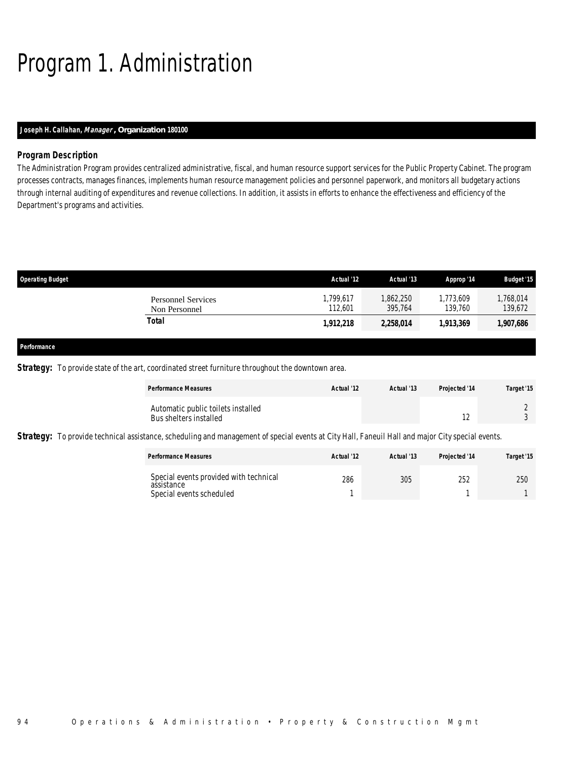# Program 1. Administration

**Joseph H. Callahan, *Manager*, Organization 180100**

### Program Description

The Administration Program provides centralized administrative, fiscal, and human resource support services for the Public Property Cabinet. The program processes contracts, manages finances, implements human resource management policies and personnel paperwork, and monitors all budgetary actions through internal auditing of expenditures and revenue collections. In addition, it assists in efforts to enhance the effectiveness and efficiency of the Department's programs and activities.

| Operating Budget | Actual '12 | Actual '13 | Approp '14 | Budget '15 |
|---|---|---|---|---|
| Personnel Services | 1,799,617 | 1,862,250 | 1,773,609 | 1,768,014 |
| Non Personnel | 112,601 | 395,764 | 139,760 | 139,672 |
| **Total** | **1,912,218** | **2,258,014** | **1,913,369** | **1,907,686** |

### Performance

**Strategy:** To provide state of the art, coordinated street furniture throughout the downtown area.

| Performance Measures | Actual '12 | Actual '13 | Projected '14 | Target '15 |
|---|---|---|---|---|
| Automatic public toilets installed | | | | 2 |
| Bus shelters installed | | | 12 | 3 |

**Strategy:** To provide technical assistance, scheduling and management of special events at City Hall, Faneuil Hall and major City special events.

| Performance Measures | Actual '12 | Actual '13 | Projected '14 | Target '15 |
|---|---|---|---|---|
| Special events provided with technical assistance | 286 | 305 | 252 | 250 |
| Special events scheduled | 1 | | 1 | 1 |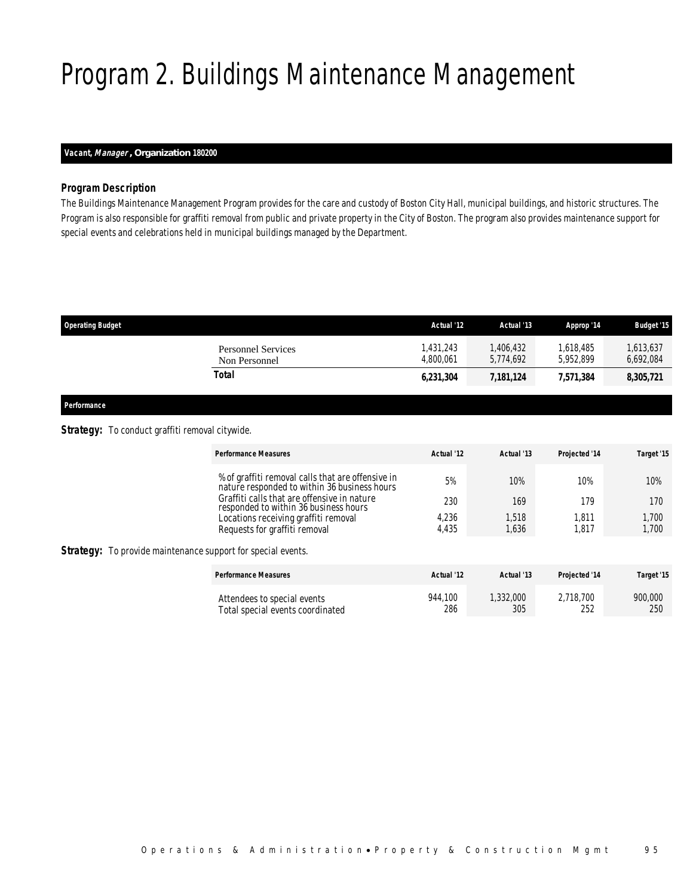# Program 2. Buildings Maintenance Management

***Vacant, Manager*, Organization 180200**

### *Program Description*

The Buildings Maintenance Management Program provides for the care and custody of Boston City Hall, municipal buildings, and historic structures. The Program is also responsible for graffiti removal from public and private property in the City of Boston. The program also provides maintenance support for special events and celebrations held in municipal buildings managed by the Department.

| Operating Budget | Actual '12 | Actual '13 | Approp '14 | Budget '15 |
|---|---|---|---|---|
| Personnel Services | 1,431,243 | 1,406,432 | 1,618,485 | 1,613,637 |
| Non Personnel | 4,800,061 | 5,774,692 | 5,952,899 | 6,692,084 |
| **Total** | **6,231,304** | **7,181,124** | **7,571,384** | **8,305,721** |

### *Performance*

***Strategy:*** To conduct graffiti removal citywide.

| Performance Measures | Actual '12 | Actual '13 | Projected '14 | Target '15 |
|---|---|---|---|---|
| % of graffiti removal calls that are offensive in nature responded to within 36 business hours | 5% | 10% | 10% | 10% |
| Graffiti calls that are offensive in nature responded to within 36 business hours | 230 | 169 | 179 | 170 |
| Locations receiving graffiti removal | 4,236 | 1,518 | 1,811 | 1,700 |
| Requests for graffiti removal | 4,435 | 1,636 | 1,817 | 1,700 |

***Strategy:*** To provide maintenance support for special events.

| Performance Measures | Actual '12 | Actual '13 | Projected '14 | Target '15 |
|---|---|---|---|---|
| Attendees to special events | 944,100 | 1,332,000 | 2,718,700 | 900,000 |
| Total special events coordinated | 286 | 305 | 252 | 250 |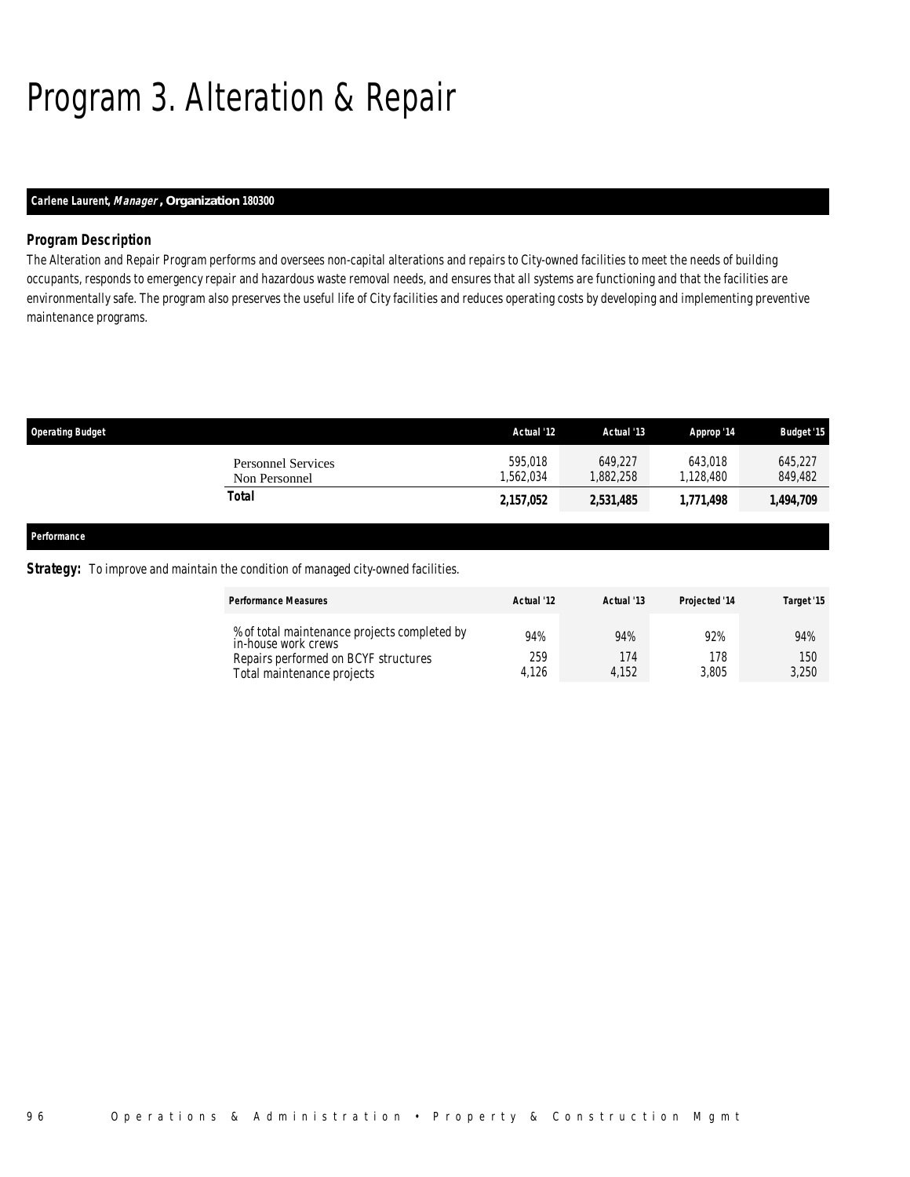# Program 3. Alteration & Repair

**Carlene Laurent, *Manager*, Organization 180300**

### Program Description

The Alteration and Repair Program performs and oversees non-capital alterations and repairs to City-owned facilities to meet the needs of building occupants, responds to emergency repair and hazardous waste removal needs, and ensures that all systems are functioning and that the facilities are environmentally safe. The program also preserves the useful life of City facilities and reduces operating costs by developing and implementing preventive maintenance programs.

| Operating Budget | Actual '12 | Actual '13 | Approp '14 | Budget '15 |
|---|---|---|---|---|
| Personnel Services | 595,018 | 649,227 | 643,018 | 645,227 |
| Non Personnel | 1,562,034 | 1,882,258 | 1,128,480 | 849,482 |
| **Total** | **2,157,052** | **2,531,485** | **1,771,498** | **1,494,709** |

### Performance

**Strategy:** To improve and maintain the condition of managed city-owned facilities.

| Performance Measures | Actual '12 | Actual '13 | Projected '14 | Target '15 |
|---|---|---|---|---|
| % of total maintenance projects completed by in-house work crews | 94% | 94% | 92% | 94% |
| Repairs performed on BCYF structures | 259 | 174 | 178 | 150 |
| Total maintenance projects | 4,126 | 4,152 | 3,805 | 3,250 |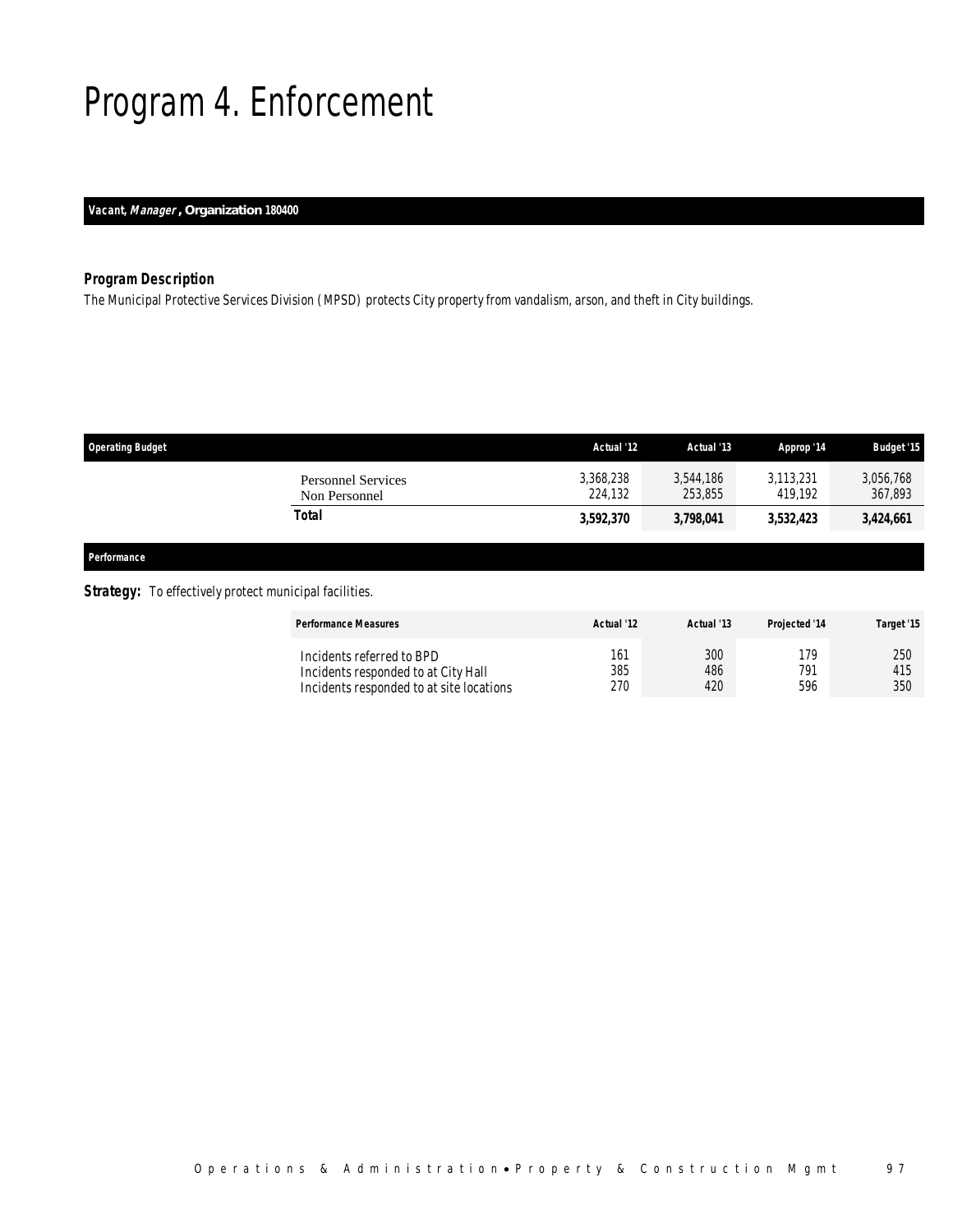# Program 4. Enforcement

***Vacant, Manager*, Organization 180400**

### *Program Description*

*The Municipal Protective Services Division (MPSD) protects City property from vandalism, arson, and theft in City buildings.*

| Operating Budget | Actual '12 | Actual '13 | Approp '14 | Budget '15 |
|---|---|---|---|---|
| Personnel Services | 3,368,238 | 3,544,186 | 3,113,231 | 3,056,768 |
| Non Personnel | 224,132 | 253,855 | 419,192 | 367,893 |
| **Total** | **3,592,370** | **3,798,041** | **3,532,423** | **3,424,661** |

### *Performance*

***Strategy:*** *To effectively protect municipal facilities.*

| Performance Measures | Actual '12 | Actual '13 | Projected '14 | Target '15 |
|---|---|---|---|---|
| Incidents referred to BPD | 161 | 300 | 179 | 250 |
| Incidents responded to at City Hall | 385 | 486 | 791 | 415 |
| Incidents responded to at site locations | 270 | 420 | 596 | 350 |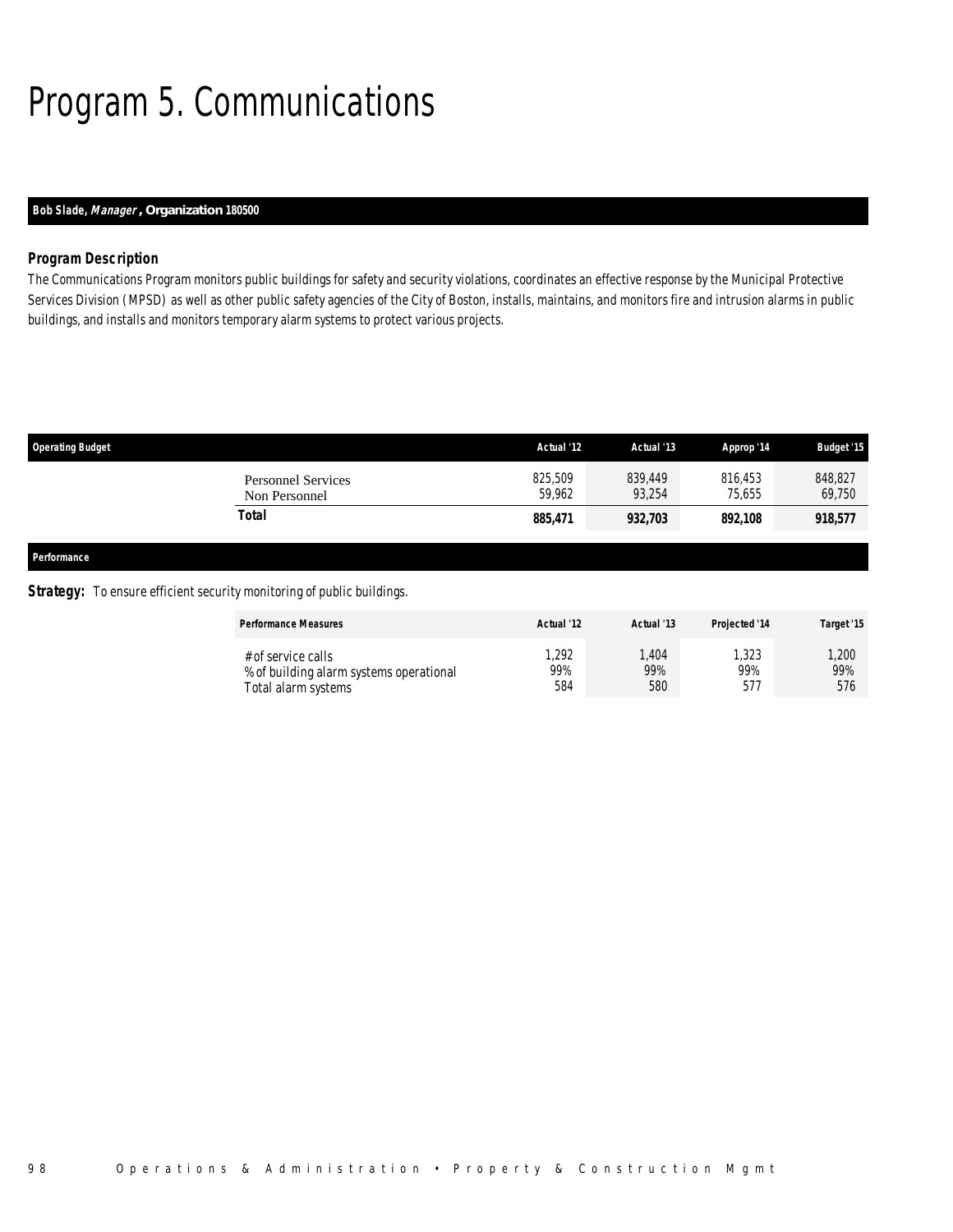# Program 5. Communications

**Bob Slade, *Manager*, Organization 180500**

### Program Description

The Communications Program monitors public buildings for safety and security violations, coordinates an effective response by the Municipal Protective Services Division (MPSD) as well as other public safety agencies of the City of Boston, installs, maintains, and monitors fire and intrusion alarms in public buildings, and installs and monitors temporary alarm systems to protect various projects.

| Operating Budget | Actual '12 | Actual '13 | Approp '14 | Budget '15 |
|---|---|---|---|---|
| Personnel Services | 825,509 | 839,449 | 816,453 | 848,827 |
| Non Personnel | 59,962 | 93,254 | 75,655 | 69,750 |
| **Total** | **885,471** | **932,703** | **892,108** | **918,577** |

### Performance

***Strategy:*** To ensure efficient security monitoring of public buildings.

| Performance Measures | Actual '12 | Actual '13 | Projected '14 | Target '15 |
|---|---|---|---|---|
| # of service calls | 1,292 | 1,404 | 1,323 | 1,200 |
| % of building alarm systems operational | 99% | 99% | 99% | 99% |
| Total alarm systems | 584 | 580 | 577 | 576 |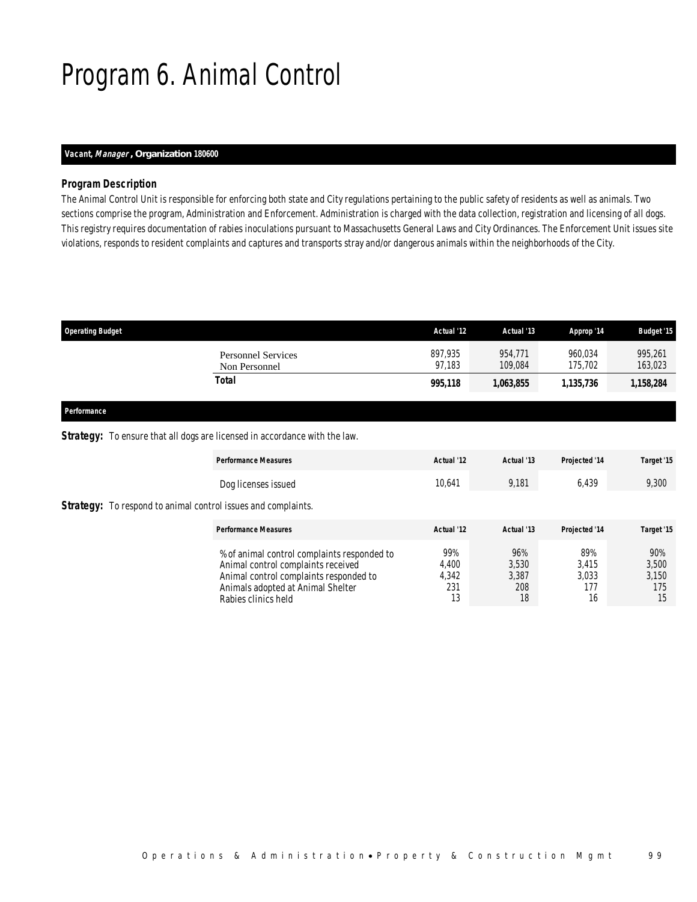# Program 6. Animal Control

***Vacant, Manager*, Organization 180600**

### *Program Description*

*The Animal Control Unit is responsible for enforcing both state and City regulations pertaining to the public safety of residents as well as animals. Two sections comprise the program, Administration and Enforcement. Administration is charged with the data collection, registration and licensing of all dogs. This registry requires documentation of rabies inoculations pursuant to Massachusetts General Laws and City Ordinances. The Enforcement Unit issues site violations, responds to resident complaints and captures and transports stray and/or dangerous animals within the neighborhoods of the City.*

| Operating Budget | Actual '12 | Actual '13 | Approp '14 | Budget '15 |
|---|---|---|---|---|
| Personnel Services | 897,935 | 954,771 | 960,034 | 995,261 |
| Non Personnel | 97,183 | 109,084 | 175,702 | 163,023 |
| **Total** | **995,118** | **1,063,855** | **1,135,736** | **1,158,284** |

### *Performance*

***Strategy:*** To ensure that all dogs are licensed in accordance with the law.

| Performance Measures | Actual '12 | Actual '13 | Projected '14 | Target '15 |
|---|---|---|---|---|
| Dog licenses issued | 10,641 | 9,181 | 6,439 | 9,300 |

***Strategy:*** To respond to animal control issues and complaints.

| Performance Measures | Actual '12 | Actual '13 | Projected '14 | Target '15 |
|---|---|---|---|---|
| % of animal control complaints responded to | 99% | 96% | 89% | 90% |
| Animal control complaints received | 4,400 | 3,530 | 3,415 | 3,500 |
| Animal control complaints responded to | 4,342 | 3,387 | 3,033 | 3,150 |
| Animals adopted at Animal Shelter | 231 | 208 | 177 | 175 |
| Rabies clinics held | 13 | 18 | 16 | 15 |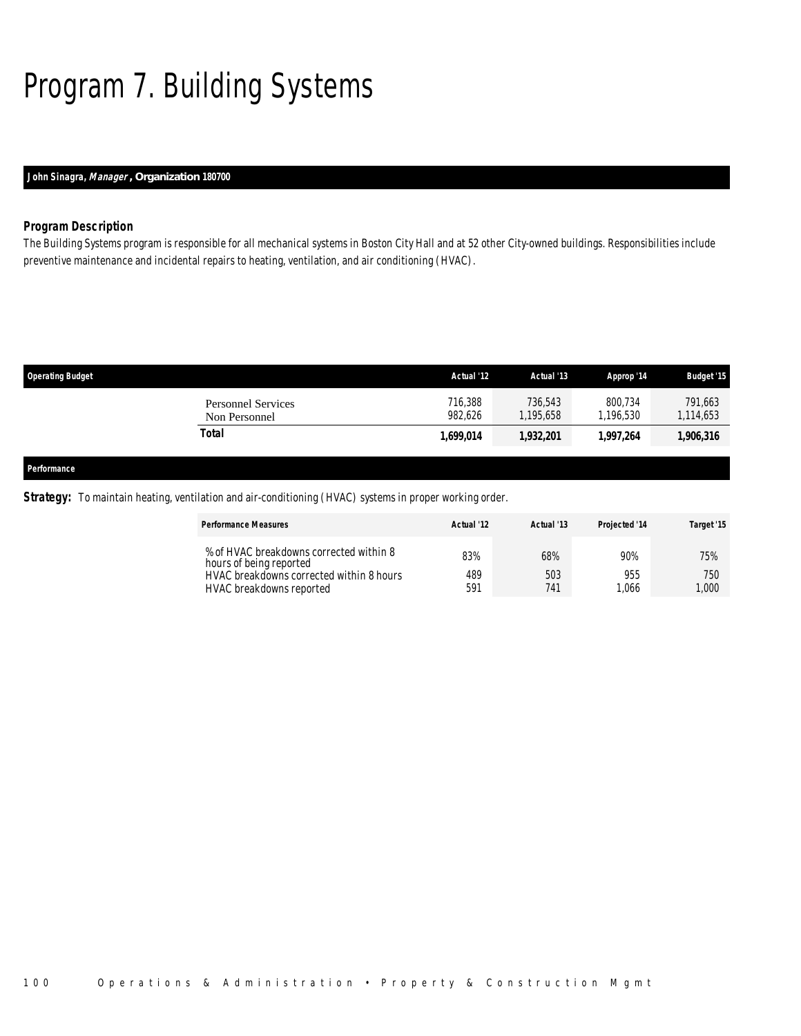# Program 7. Building Systems

**John Sinagra, *Manager*, Organization 180700**

### Program Description

The Building Systems program is responsible for all mechanical systems in Boston City Hall and at 52 other City-owned buildings. Responsibilities include preventive maintenance and incidental repairs to heating, ventilation, and air conditioning (HVAC).

| Operating Budget | Actual '12 | Actual '13 | Approp '14 | Budget '15 |
|---|---|---|---|---|
| Personnel Services | 716,388 | 736,543 | 800,734 | 791,663 |
| Non Personnel | 982,626 | 1,195,658 | 1,196,530 | 1,114,653 |
| **Total** | **1,699,014** | **1,932,201** | **1,997,264** | **1,906,316** |

### Performance

**Strategy:** To maintain heating, ventilation and air-conditioning (HVAC) systems in proper working order.

| Performance Measures | Actual '12 | Actual '13 | Projected '14 | Target '15 |
|---|---|---|---|---|
| % of HVAC breakdowns corrected within 8 hours of being reported | 83% | 68% | 90% | 75% |
| HVAC breakdowns corrected within 8 hours | 489 | 503 | 955 | 750 |
| HVAC breakdowns reported | 591 | 741 | 1,066 | 1,000 |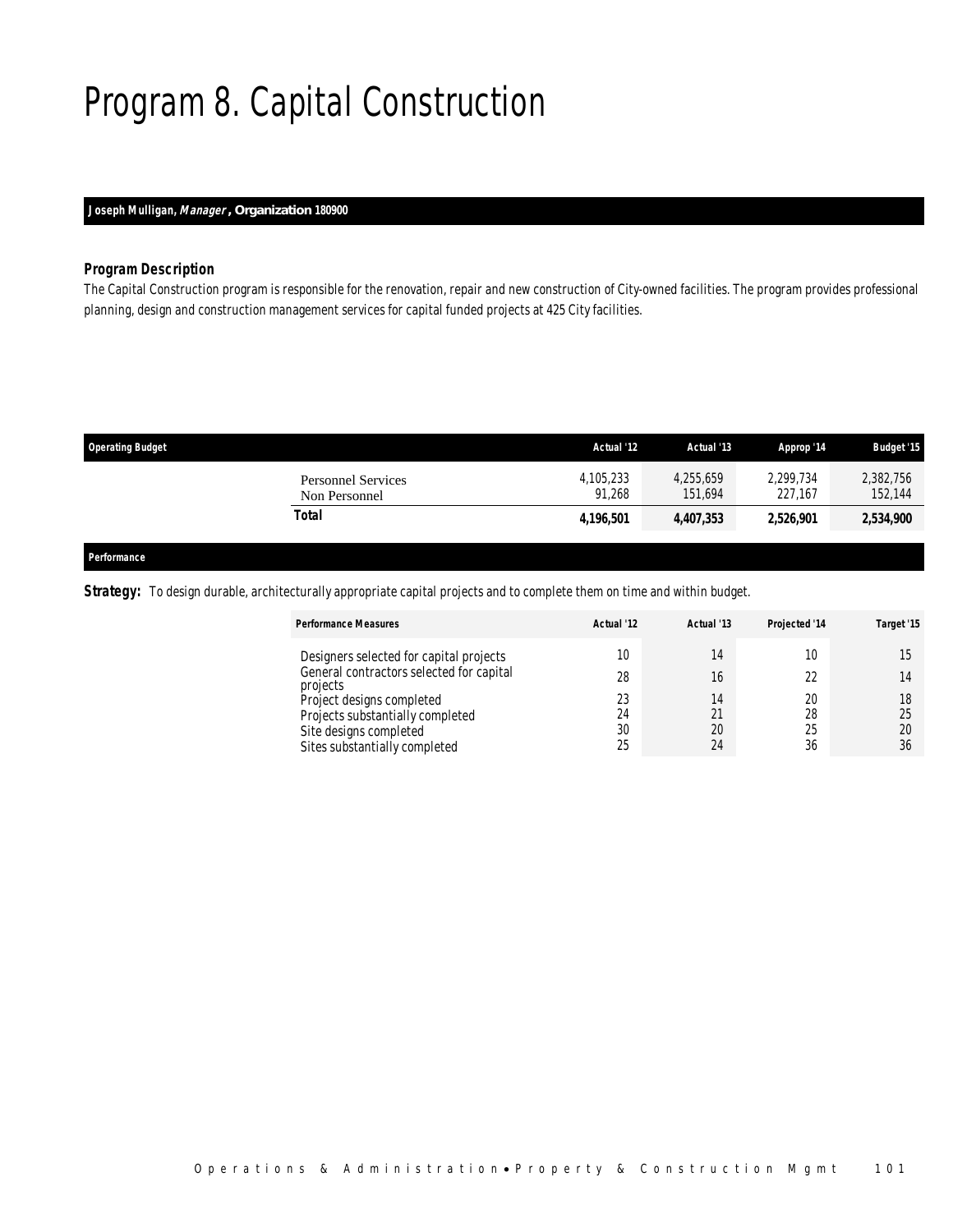# Program 8. Capital Construction

**Joseph Mulligan, *Manager*, Organization 180900**

### *Program Description*

*The Capital Construction program is responsible for the renovation, repair and new construction of City-owned facilities. The program provides professional planning, design and construction management services for capital funded projects at 425 City facilities.*

| Operating Budget | Actual '12 | Actual '13 | Approp '14 | Budget '15 |
|---|---|---|---|---|
| Personnel Services | 4,105,233 | 4,255,659 | 2,299,734 | 2,382,756 |
| Non Personnel | 91,268 | 151,694 | 227,167 | 152,144 |
| **Total** | **4,196,501** | **4,407,353** | **2,526,901** | **2,534,900** |

**Performance**

***Strategy:*** To design durable, architecturally appropriate capital projects and to complete them on time and within budget.

| Performance Measures | Actual '12 | Actual '13 | Projected '14 | Target '15 |
|---|---|---|---|---|
| Designers selected for capital projects | 10 | 14 | 10 | 15 |
| General contractors selected for capital projects | 28 | 16 | 22 | 14 |
| Project designs completed | 23 | 14 | 20 | 18 |
| Projects substantially completed | 24 | 21 | 28 | 25 |
| Site designs completed | 30 | 20 | 25 | 20 |
| Sites substantially completed | 25 | 24 | 36 | 36 |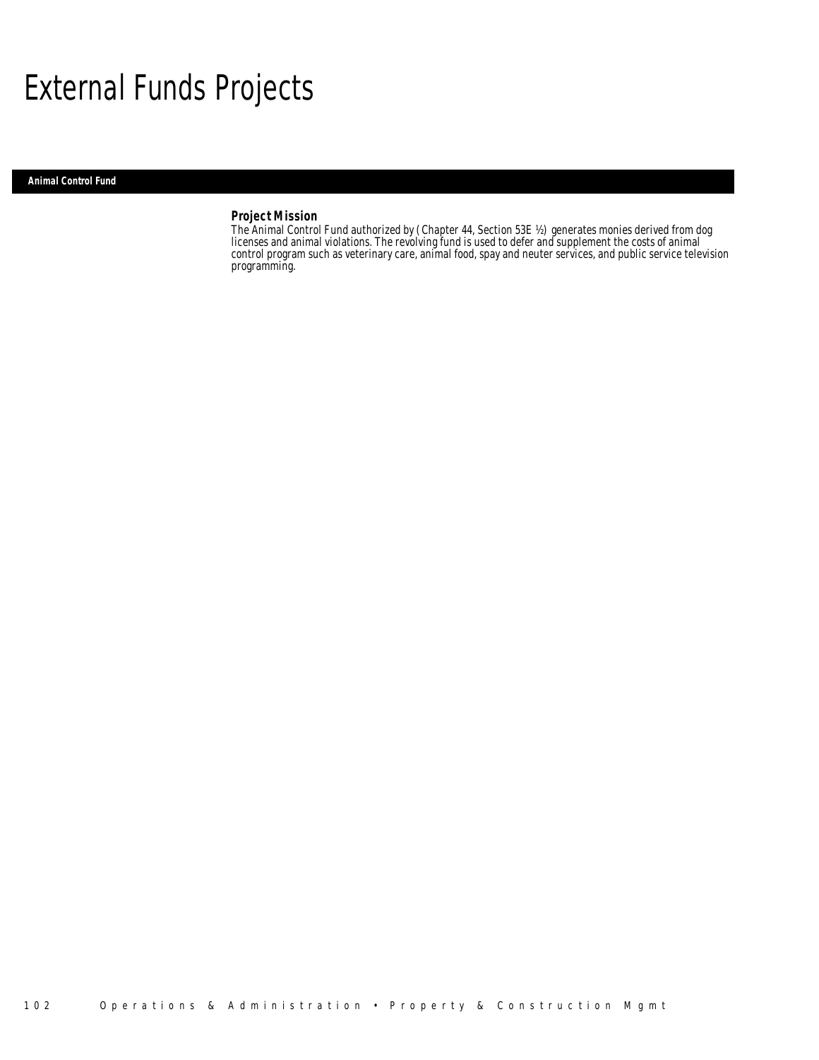# External Funds Projects

## Animal Control Fund

### Project Mission

The Animal Control Fund authorized by ( Chapter 44, Section 53E ½) generates monies derived from dog licenses and animal violations. The revolving fund is used to defer and supplement the costs of animal control program such as veterinary care, animal food, spay and neuter services, and public service television programming.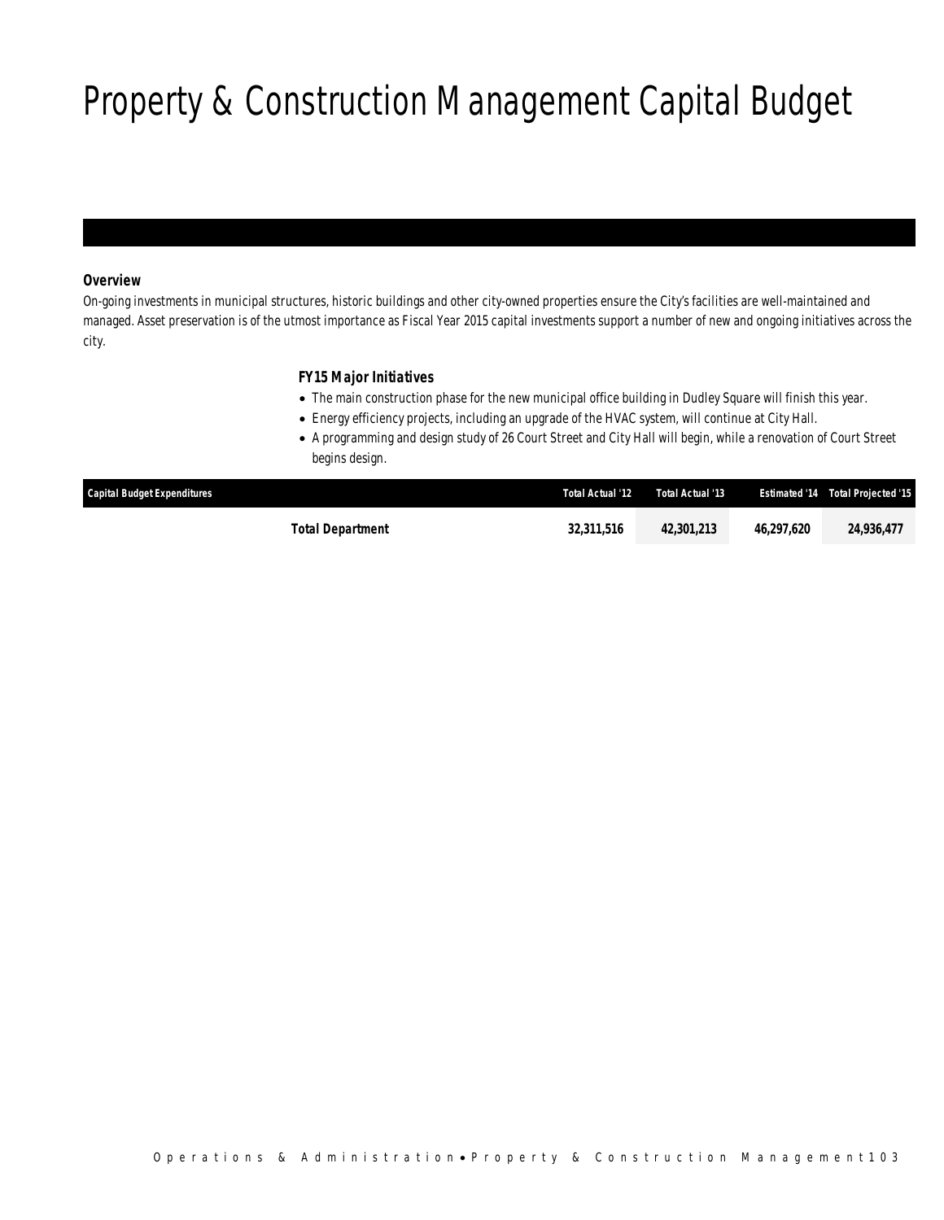# Property & Construction Management Capital Budget

### Overview

On-going investments in municipal structures, historic buildings and other city-owned properties ensure the City's facilities are well-maintained and managed. Asset preservation is of the utmost importance as Fiscal Year 2015 capital investments support a number of new and ongoing initiatives across the city.

### FY15 Major Initiatives

- The main construction phase for the new municipal office building in Dudley Square will finish this year.
- Energy efficiency projects, including an upgrade of the HVAC system, will continue at City Hall.
- A programming and design study of 26 Court Street and City Hall will begin, while a renovation of Court Street begins design.

| Capital Budget Expenditures | Total Actual '12 | Total Actual '13 | Estimated '14 | Total Projected '15 |
|---|---|---|---|---|
| **Total Department** | **32,311,516** | **42,301,213** | **46,297,620** | **24,936,477** |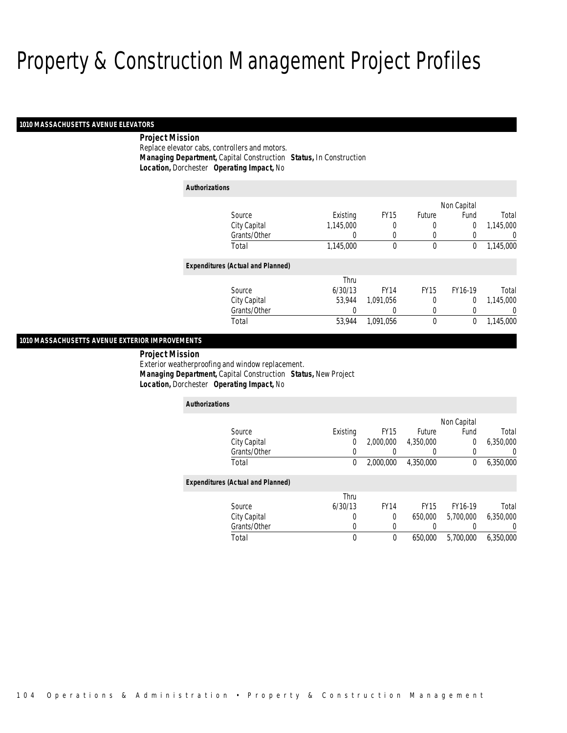# Property & Construction Management Project Profiles

## 1010 MASSACHUSETTS AVENUE ELEVATORS

**Project Mission**

Replace elevator cabs, controllers and motors.

***Managing Department,*** Capital Construction ***Status,*** In Construction

***Location,*** Dorchester ***Operating Impact,*** No

**Authorizations**

| Source | Existing | FY15 | Future | Non Capital Fund | Total |
|---|---|---|---|---|---|
| City Capital | 1,145,000 | 0 | 0 | 0 | 1,145,000 |
| Grants/Other | 0 | 0 | 0 | 0 | 0 |
| Total | 1,145,000 | 0 | 0 | 0 | 1,145,000 |

**Expenditures (Actual and Planned)**

| Source | Thru 6/30/13 | FY14 | FY15 | FY16-19 | Total |
|---|---|---|---|---|---|
| City Capital | 53,944 | 1,091,056 | 0 | 0 | 1,145,000 |
| Grants/Other | 0 | 0 | 0 | 0 | 0 |
| Total | 53,944 | 1,091,056 | 0 | 0 | 1,145,000 |

## 1010 MASSACHUSETTS AVENUE EXTERIOR IMPROVEMENTS

**Project Mission**

Exterior weatherproofing and window replacement.

***Managing Department,*** Capital Construction ***Status,*** New Project

***Location,*** Dorchester ***Operating Impact,*** No

**Authorizations**

| Source | Existing | FY15 | Future | Non Capital Fund | Total |
|---|---|---|---|---|---|
| City Capital | 0 | 2,000,000 | 4,350,000 | 0 | 6,350,000 |
| Grants/Other | 0 | 0 | 0 | 0 | 0 |
| Total | 0 | 2,000,000 | 4,350,000 | 0 | 6,350,000 |

**Expenditures (Actual and Planned)**

| Source | Thru 6/30/13 | FY14 | FY15 | FY16-19 | Total |
|---|---|---|---|---|---|
| City Capital | 0 | 0 | 650,000 | 5,700,000 | 6,350,000 |
| Grants/Other | 0 | 0 | 0 | 0 | 0 |
| Total | 0 | 0 | 650,000 | 5,700,000 | 6,350,000 |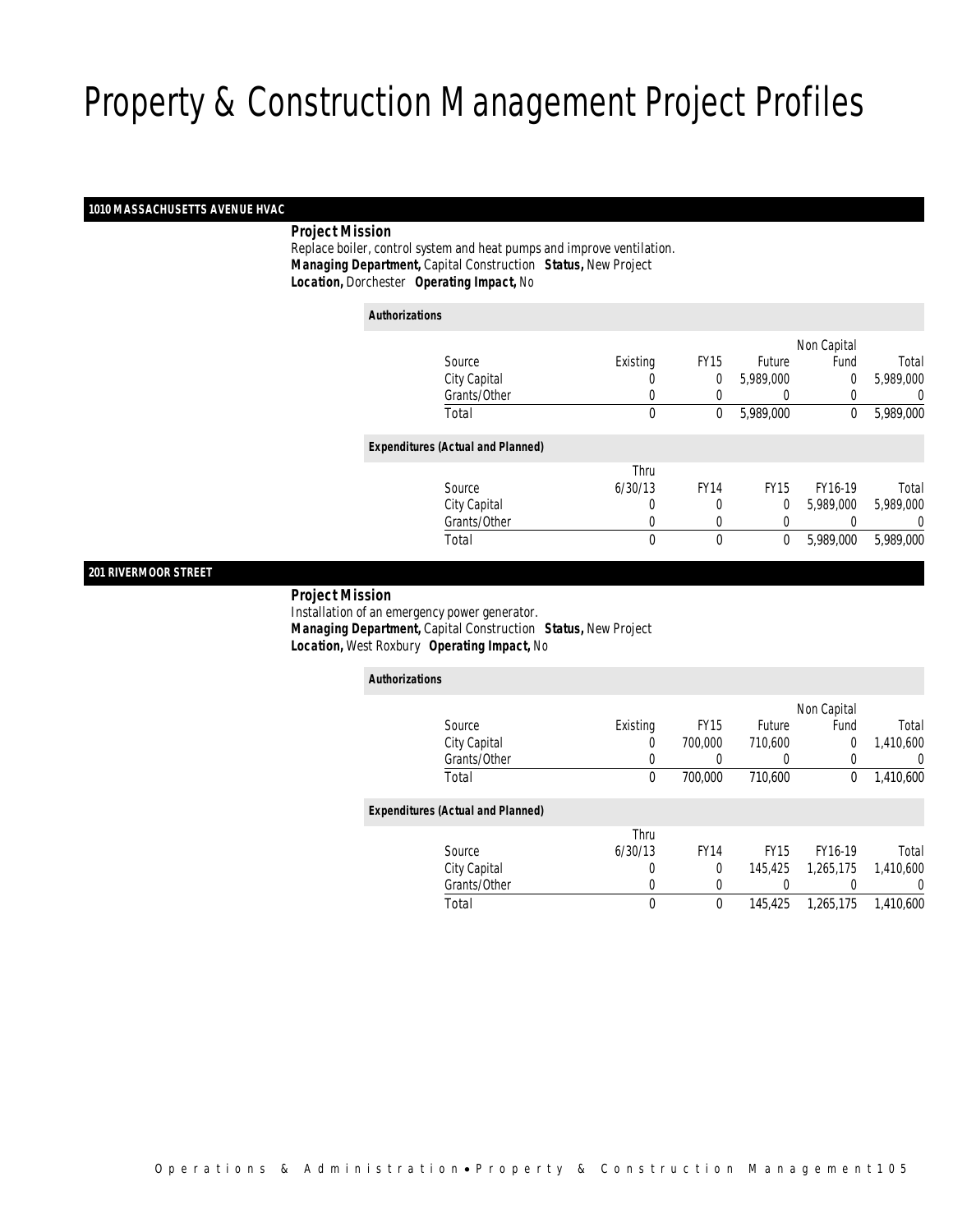# Property & Construction Management Project Profiles

## 1010 MASSACHUSETTS AVENUE HVAC

***Project Mission***

Replace boiler, control system and heat pumps and improve ventilation.

***Managing Department,*** Capital Construction ***Status,*** New Project

***Location,*** Dorchester ***Operating Impact,*** No

***Authorizations***

| Source | Existing | FY15 | Future | Non Capital Fund | Total |
|---|---|---|---|---|---|
| City Capital | 0 | 0 | 5,989,000 | 0 | 5,989,000 |
| Grants/Other | 0 | 0 | 0 | 0 | 0 |
| Total | 0 | 0 | 5,989,000 | 0 | 5,989,000 |

***Expenditures (Actual and Planned)***

| Source | Thru 6/30/13 | FY14 | FY15 | FY16-19 | Total |
|---|---|---|---|---|---|
| City Capital | 0 | 0 | 0 | 5,989,000 | 5,989,000 |
| Grants/Other | 0 | 0 | 0 | 0 | 0 |
| Total | 0 | 0 | 0 | 5,989,000 | 5,989,000 |

## 201 RIVERMOOR STREET

***Project Mission***

Installation of an emergency power generator.

***Managing Department,*** Capital Construction ***Status,*** New Project

***Location,*** West Roxbury ***Operating Impact,*** No

***Authorizations***

| Source | Existing | FY15 | Future | Non Capital Fund | Total |
|---|---|---|---|---|---|
| City Capital | 0 | 700,000 | 710,600 | 0 | 1,410,600 |
| Grants/Other | 0 | 0 | 0 | 0 | 0 |
| Total | 0 | 700,000 | 710,600 | 0 | 1,410,600 |

***Expenditures (Actual and Planned)***

| Source | Thru 6/30/13 | FY14 | FY15 | FY16-19 | Total |
|---|---|---|---|---|---|
| City Capital | 0 | 0 | 145,425 | 1,265,175 | 1,410,600 |
| Grants/Other | 0 | 0 | 0 | 0 | 0 |
| Total | 0 | 0 | 145,425 | 1,265,175 | 1,410,600 |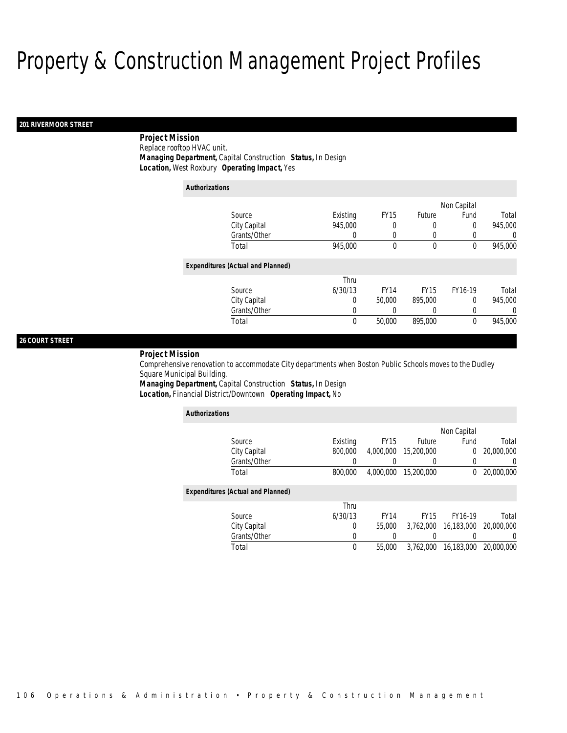# Property & Construction Management Project Profiles

## 201 RIVERMOOR STREET

**Project Mission**

Replace rooftop HVAC unit.

***Managing Department,*** Capital Construction ***Status,*** In Design

***Location,*** West Roxbury ***Operating Impact,*** Yes

**Authorizations**

| Source | Existing | FY15 | Future | Non Capital Fund | Total |
|---|---|---|---|---|---|
| City Capital | 945,000 | 0 | 0 | 0 | 945,000 |
| Grants/Other | 0 | 0 | 0 | 0 | 0 |
| Total | 945,000 | 0 | 0 | 0 | 945,000 |

**Expenditures (Actual and Planned)**

| Source | Thru 6/30/13 | FY14 | FY15 | FY16-19 | Total |
|---|---|---|---|---|---|
| City Capital | 0 | 50,000 | 895,000 | 0 | 945,000 |
| Grants/Other | 0 | 0 | 0 | 0 | 0 |
| Total | 0 | 50,000 | 895,000 | 0 | 945,000 |

## 26 COURT STREET

**Project Mission**

Comprehensive renovation to accommodate City departments when Boston Public Schools moves to the Dudley Square Municipal Building.

***Managing Department,*** Capital Construction ***Status,*** In Design

***Location,*** Financial District/Downtown ***Operating Impact,*** No

**Authorizations**

| Source | Existing | FY15 | Future | Non Capital Fund | Total |
|---|---|---|---|---|---|
| City Capital | 800,000 | 4,000,000 | 15,200,000 | 0 | 20,000,000 |
| Grants/Other | 0 | 0 | 0 | 0 | 0 |
| Total | 800,000 | 4,000,000 | 15,200,000 | 0 | 20,000,000 |

**Expenditures (Actual and Planned)**

| Source | Thru 6/30/13 | FY14 | FY15 | FY16-19 | Total |
|---|---|---|---|---|---|
| City Capital | 0 | 55,000 | 3,762,000 | 16,183,000 | 20,000,000 |
| Grants/Other | 0 | 0 | 0 | 0 | 0 |
| Total | 0 | 55,000 | 3,762,000 | 16,183,000 | 20,000,000 |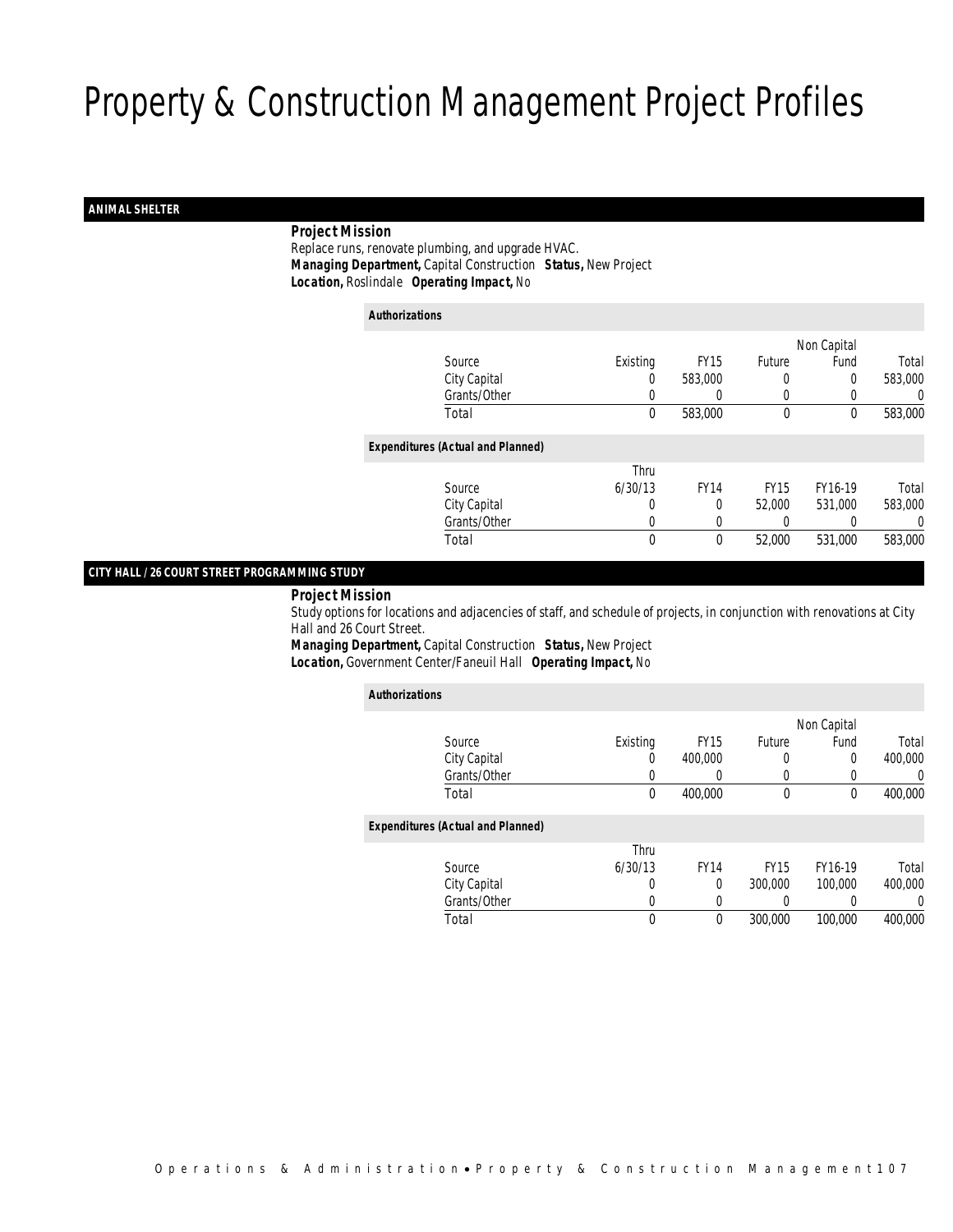# Property & Construction Management Project Profiles

## ANIMAL SHELTER

**Project Mission**

Replace runs, renovate plumbing, and upgrade HVAC.

***Managing Department,*** Capital Construction ***Status,*** New Project

***Location,*** Roslindale ***Operating Impact,*** No

**Authorizations**

| Source | Existing | FY15 | Future | Non Capital Fund | Total |
|---|---|---|---|---|---|
| City Capital | 0 | 583,000 | 0 | 0 | 583,000 |
| Grants/Other | 0 | 0 | 0 | 0 | 0 |
| Total | 0 | 583,000 | 0 | 0 | 583,000 |

**Expenditures (Actual and Planned)**

| Source | Thru 6/30/13 | FY14 | FY15 | FY16-19 | Total |
|---|---|---|---|---|---|
| City Capital | 0 | 0 | 52,000 | 531,000 | 583,000 |
| Grants/Other | 0 | 0 | 0 | 0 | 0 |
| Total | 0 | 0 | 52,000 | 531,000 | 583,000 |

## CITY HALL / 26 COURT STREET PROGRAMMING STUDY

**Project Mission**

Study options for locations and adjacencies of staff, and schedule of projects, in conjunction with renovations at City Hall and 26 Court Street.

***Managing Department,*** Capital Construction ***Status,*** New Project

***Location,*** Government Center/Faneuil Hall ***Operating Impact,*** No

**Authorizations**

| Source | Existing | FY15 | Future | Non Capital Fund | Total |
|---|---|---|---|---|---|
| City Capital | 0 | 400,000 | 0 | 0 | 400,000 |
| Grants/Other | 0 | 0 | 0 | 0 | 0 |
| Total | 0 | 400,000 | 0 | 0 | 400,000 |

**Expenditures (Actual and Planned)**

| Source | Thru 6/30/13 | FY14 | FY15 | FY16-19 | Total |
|---|---|---|---|---|---|
| City Capital | 0 | 0 | 300,000 | 100,000 | 400,000 |
| Grants/Other | 0 | 0 | 0 | 0 | 0 |
| Total | 0 | 0 | 300,000 | 100,000 | 400,000 |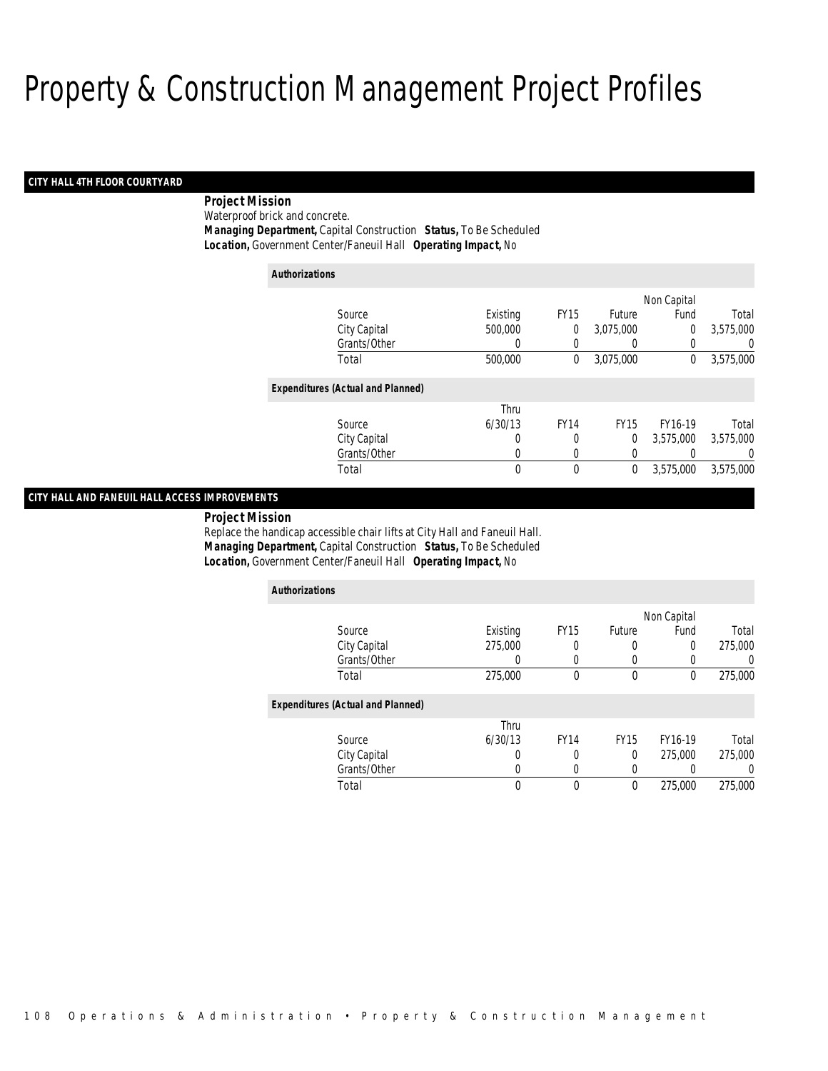# Property & Construction Management Project Profiles

## CITY HALL 4TH FLOOR COURTYARD

**Project Mission**
Waterproof brick and concrete.
***Managing Department,*** Capital Construction ***Status,*** To Be Scheduled
***Location,*** Government Center/Faneuil Hall ***Operating Impact,*** No

**Authorizations**

| Source | Existing | FY15 | Future | Non Capital Fund | Total |
|---|---|---|---|---|---|
| City Capital | 500,000 | 0 | 3,075,000 | 0 | 3,575,000 |
| Grants/Other | 0 | 0 | 0 | 0 | 0 |
| Total | 500,000 | 0 | 3,075,000 | 0 | 3,575,000 |

**Expenditures (Actual and Planned)**

| Source | Thru 6/30/13 | FY14 | FY15 | FY16-19 | Total |
|---|---|---|---|---|---|
| City Capital | 0 | 0 | 0 | 3,575,000 | 3,575,000 |
| Grants/Other | 0 | 0 | 0 | 0 | 0 |
| Total | 0 | 0 | 0 | 3,575,000 | 3,575,000 |

## CITY HALL AND FANEUIL HALL ACCESS IMPROVEMENTS

**Project Mission**
Replace the handicap accessible chair lifts at City Hall and Faneuil Hall.
***Managing Department,*** Capital Construction ***Status,*** To Be Scheduled
***Location,*** Government Center/Faneuil Hall ***Operating Impact,*** No

**Authorizations**

| Source | Existing | FY15 | Future | Non Capital Fund | Total |
|---|---|---|---|---|---|
| City Capital | 275,000 | 0 | 0 | 0 | 275,000 |
| Grants/Other | 0 | 0 | 0 | 0 | 0 |
| Total | 275,000 | 0 | 0 | 0 | 275,000 |

**Expenditures (Actual and Planned)**

| Source | Thru 6/30/13 | FY14 | FY15 | FY16-19 | Total |
|---|---|---|---|---|---|
| City Capital | 0 | 0 | 0 | 275,000 | 275,000 |
| Grants/Other | 0 | 0 | 0 | 0 | 0 |
| Total | 0 | 0 | 0 | 275,000 | 275,000 |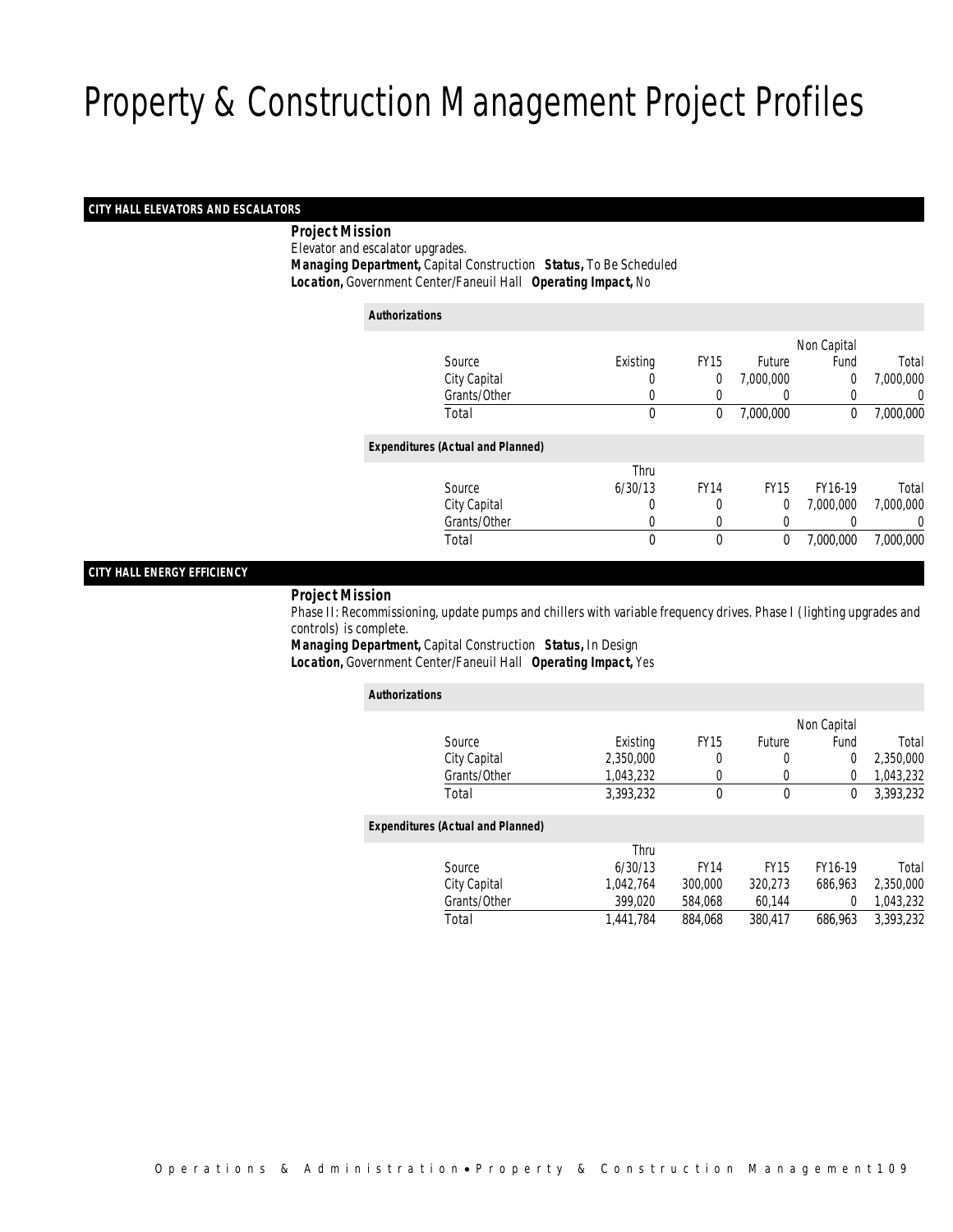# Property & Construction Management Project Profiles

## CITY HALL ELEVATORS AND ESCALATORS

***Project Mission***

Elevator and escalator upgrades.

***Managing Department,*** Capital Construction ***Status,*** To Be Scheduled
***Location,*** Government Center/Faneuil Hall ***Operating Impact,*** No

***Authorizations***

| Source | Existing | FY15 | Future | Non Capital Fund | Total |
|---|---|---|---|---|---|
| City Capital | 0 | 0 | 7,000,000 | 0 | 7,000,000 |
| Grants/Other | 0 | 0 | 0 | 0 | 0 |
| Total | 0 | 0 | 7,000,000 | 0 | 7,000,000 |

***Expenditures (Actual and Planned)***

| Source | Thru 6/30/13 | FY14 | FY15 | FY16-19 | Total |
|---|---|---|---|---|---|
| City Capital | 0 | 0 | 0 | 7,000,000 | 7,000,000 |
| Grants/Other | 0 | 0 | 0 | 0 | 0 |
| Total | 0 | 0 | 0 | 7,000,000 | 7,000,000 |

## CITY HALL ENERGY EFFICIENCY

***Project Mission***

Phase II: Recommissioning, update pumps and chillers with variable frequency drives. Phase I (lighting upgrades and controls) is complete.

***Managing Department,*** Capital Construction ***Status,*** In Design
***Location,*** Government Center/Faneuil Hall ***Operating Impact,*** Yes

***Authorizations***

| Source | Existing | FY15 | Future | Non Capital Fund | Total |
|---|---|---|---|---|---|
| City Capital | 2,350,000 | 0 | 0 | 0 | 2,350,000 |
| Grants/Other | 1,043,232 | 0 | 0 | 0 | 1,043,232 |
| Total | 3,393,232 | 0 | 0 | 0 | 3,393,232 |

***Expenditures (Actual and Planned)***

| Source | Thru 6/30/13 | FY14 | FY15 | FY16-19 | Total |
|---|---|---|---|---|---|
| City Capital | 1,042,764 | 300,000 | 320,273 | 686,963 | 2,350,000 |
| Grants/Other | 399,020 | 584,068 | 60,144 | 0 | 1,043,232 |
| Total | 1,441,784 | 884,068 | 380,417 | 686,963 | 3,393,232 |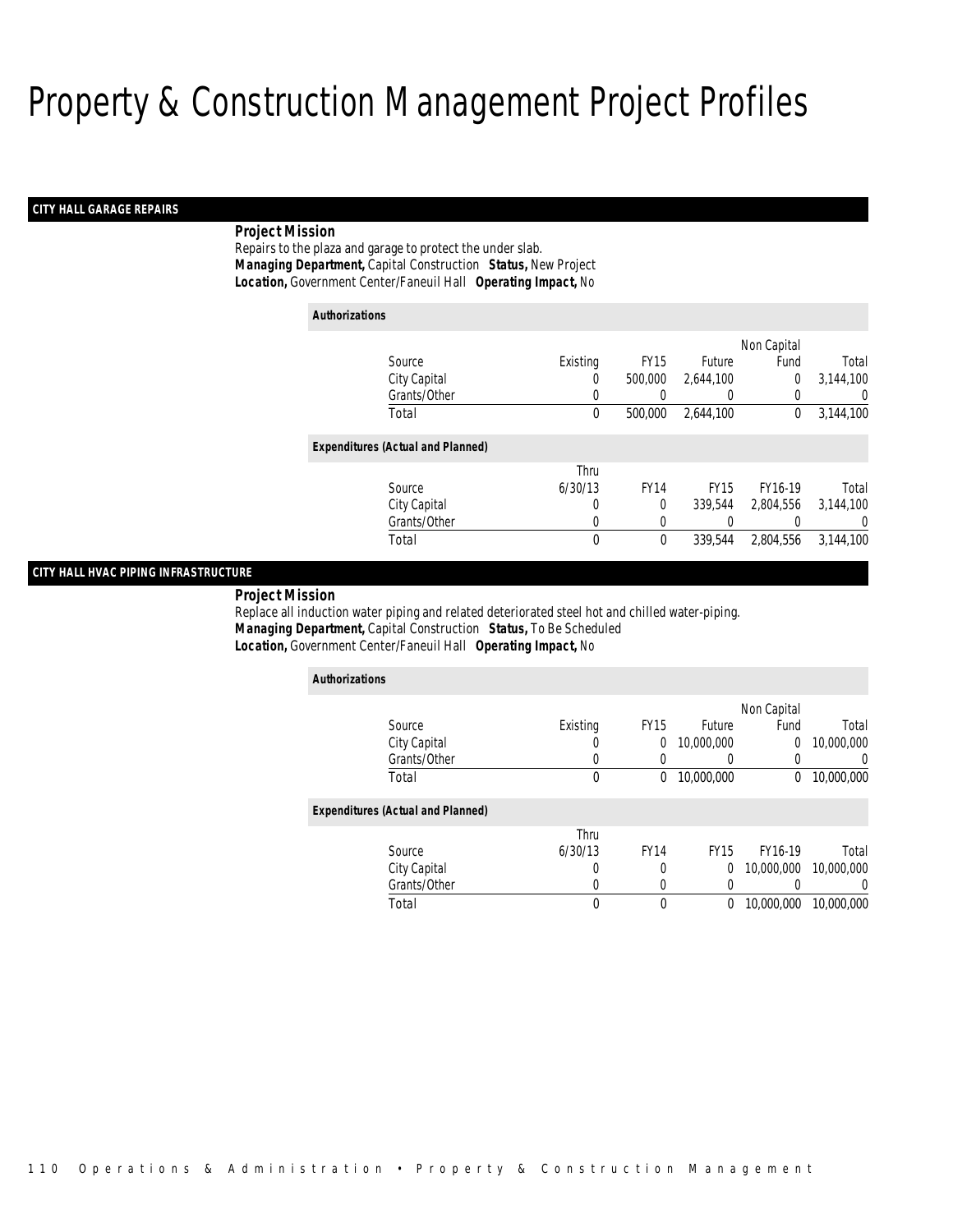# Property & Construction Management Project Profiles

## CITY HALL GARAGE REPAIRS

**Project Mission**

Repairs to the plaza and garage to protect the under slab.

***Managing Department,*** Capital Construction ***Status,*** New Project

***Location,*** Government Center/Faneuil Hall ***Operating Impact,*** No

**Authorizations**

| Source | Existing | FY15 | Future | Non Capital Fund | Total |
|---|---|---|---|---|---|
| City Capital | 0 | 500,000 | 2,644,100 | 0 | 3,144,100 |
| Grants/Other | 0 | 0 | 0 | 0 | 0 |
| Total | 0 | 500,000 | 2,644,100 | 0 | 3,144,100 |

**Expenditures (Actual and Planned)**

| Source | Thru 6/30/13 | FY14 | FY15 | FY16-19 | Total |
|---|---|---|---|---|---|
| City Capital | 0 | 0 | 339,544 | 2,804,556 | 3,144,100 |
| Grants/Other | 0 | 0 | 0 | 0 | 0 |
| Total | 0 | 0 | 339,544 | 2,804,556 | 3,144,100 |

## CITY HALL HVAC PIPING INFRASTRUCTURE

**Project Mission**

Replace all induction water piping and related deteriorated steel hot and chilled water-piping.

***Managing Department,*** Capital Construction ***Status,*** To Be Scheduled

***Location,*** Government Center/Faneuil Hall ***Operating Impact,*** No

**Authorizations**

| Source | Existing | FY15 | Future | Non Capital Fund | Total |
|---|---|---|---|---|---|
| City Capital | 0 | 0 | 10,000,000 | 0 | 10,000,000 |
| Grants/Other | 0 | 0 | 0 | 0 | 0 |
| Total | 0 | 0 | 10,000,000 | 0 | 10,000,000 |

**Expenditures (Actual and Planned)**

| Source | Thru 6/30/13 | FY14 | FY15 | FY16-19 | Total |
|---|---|---|---|---|---|
| City Capital | 0 | 0 | 0 | 10,000,000 | 10,000,000 |
| Grants/Other | 0 | 0 | 0 | 0 | 0 |
| Total | 0 | 0 | 0 | 10,000,000 | 10,000,000 |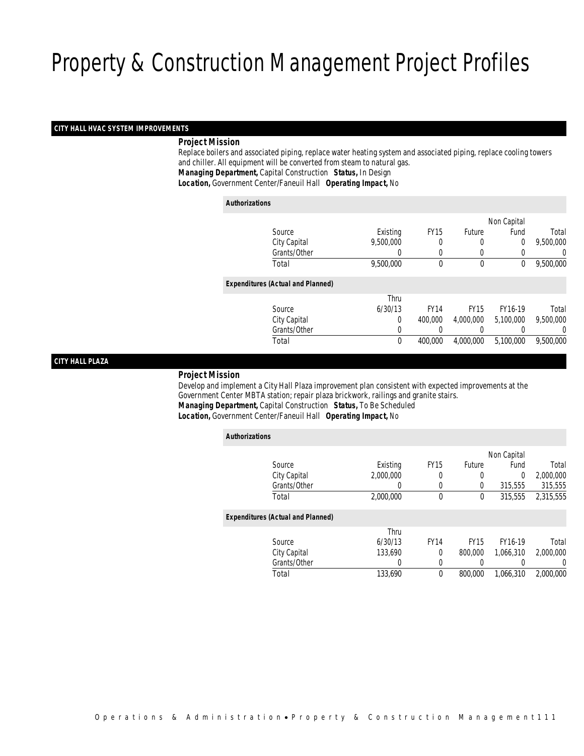# Property & Construction Management Project Profiles

## CITY HALL HVAC SYSTEM IMPROVEMENTS

***Project Mission***

Replace boilers and associated piping, replace water heating system and associated piping, replace cooling towers and chiller. All equipment will be converted from steam to natural gas.

***Managing Department,*** Capital Construction ***Status,*** In Design

***Location,*** Government Center/Faneuil Hall ***Operating Impact,*** No

*Authorizations*

| Source | Existing | FY15 | Future | Non Capital Fund | Total |
|---|---|---|---|---|---|
| City Capital | 9,500,000 | 0 | 0 | 0 | 9,500,000 |
| Grants/Other | 0 | 0 | 0 | 0 | 0 |
| Total | 9,500,000 | 0 | 0 | 0 | 9,500,000 |

*Expenditures (Actual and Planned)*

| Source | Thru 6/30/13 | FY14 | FY15 | FY16-19 | Total |
|---|---|---|---|---|---|
| City Capital | 0 | 400,000 | 4,000,000 | 5,100,000 | 9,500,000 |
| Grants/Other | 0 | 0 | 0 | 0 | 0 |
| Total | 0 | 400,000 | 4,000,000 | 5,100,000 | 9,500,000 |

## CITY HALL PLAZA

***Project Mission***

Develop and implement a City Hall Plaza improvement plan consistent with expected improvements at the Government Center MBTA station; repair plaza brickwork, railings and granite stairs.

***Managing Department,*** Capital Construction ***Status,*** To Be Scheduled

***Location,*** Government Center/Faneuil Hall ***Operating Impact,*** No

*Authorizations*

| Source | Existing | FY15 | Future | Non Capital Fund | Total |
|---|---|---|---|---|---|
| City Capital | 2,000,000 | 0 | 0 | 0 | 2,000,000 |
| Grants/Other | 0 | 0 | 0 | 315,555 | 315,555 |
| Total | 2,000,000 | 0 | 0 | 315,555 | 2,315,555 |

*Expenditures (Actual and Planned)*

| Source | Thru 6/30/13 | FY14 | FY15 | FY16-19 | Total |
|---|---|---|---|---|---|
| City Capital | 133,690 | 0 | 800,000 | 1,066,310 | 2,000,000 |
| Grants/Other | 0 | 0 | 0 | 0 | 0 |
| Total | 133,690 | 0 | 800,000 | 1,066,310 | 2,000,000 |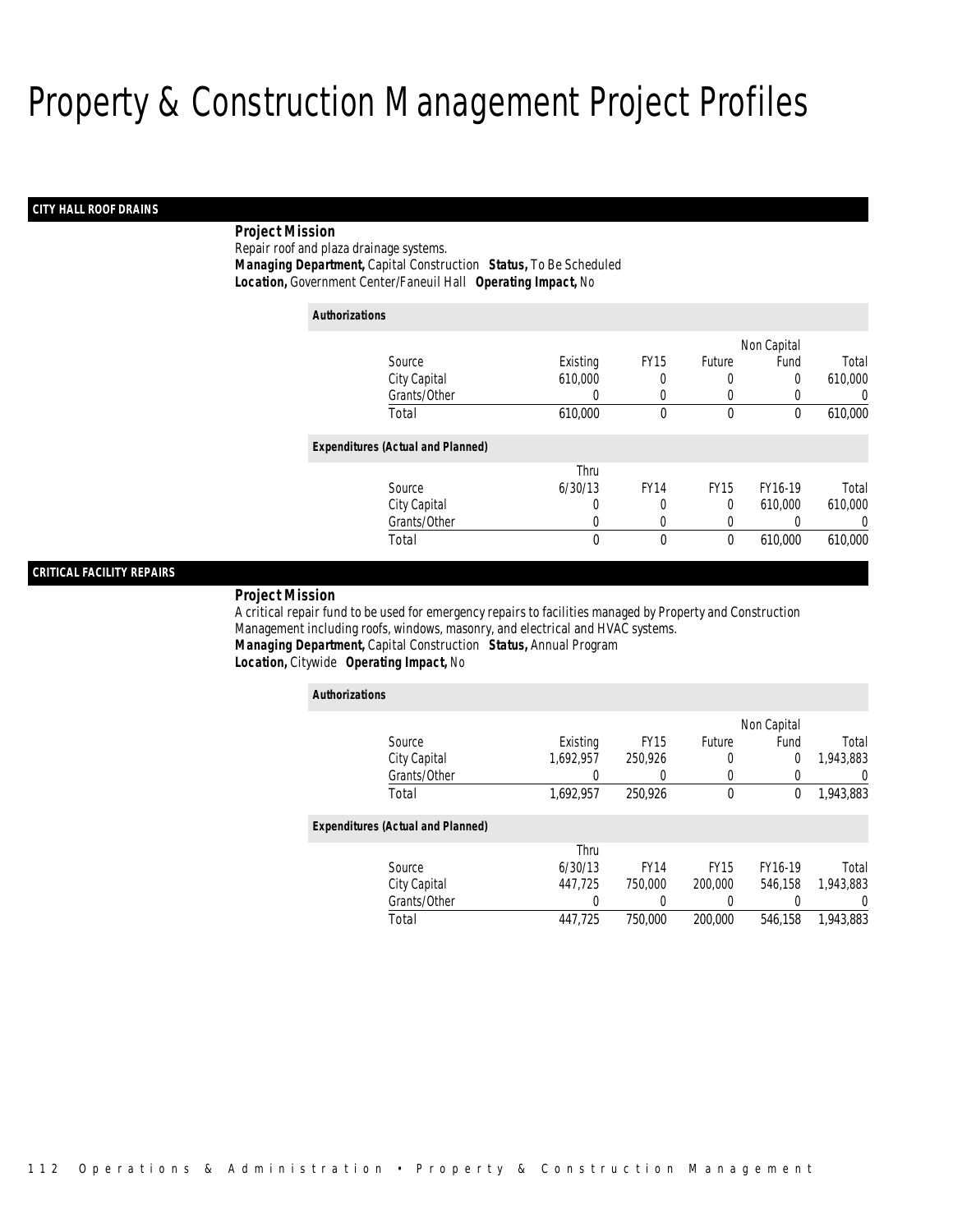# Property & Construction Management Project Profiles

## CITY HALL ROOF DRAINS

**Project Mission**

Repair roof and plaza drainage systems.

***Managing Department,*** Capital Construction ***Status,*** To Be Scheduled

***Location,*** Government Center/Faneuil Hall ***Operating Impact,*** No

***Authorizations***

| Source | Existing | FY15 | Future | Non Capital Fund | Total |
|---|---|---|---|---|---|
| City Capital | 610,000 | 0 | 0 | 0 | 610,000 |
| Grants/Other | 0 | 0 | 0 | 0 | 0 |
| Total | 610,000 | 0 | 0 | 0 | 610,000 |

***Expenditures (Actual and Planned)***

| Source | Thru 6/30/13 | FY14 | FY15 | FY16-19 | Total |
|---|---|---|---|---|---|
| City Capital | 0 | 0 | 0 | 610,000 | 610,000 |
| Grants/Other | 0 | 0 | 0 | 0 | 0 |
| Total | 0 | 0 | 0 | 610,000 | 610,000 |

## CRITICAL FACILITY REPAIRS

**Project Mission**

A critical repair fund to be used for emergency repairs to facilities managed by Property and Construction Management including roofs, windows, masonry, and electrical and HVAC systems.

***Managing Department,*** Capital Construction ***Status,*** Annual Program

***Location,*** Citywide ***Operating Impact,*** No

***Authorizations***

| Source | Existing | FY15 | Future | Non Capital Fund | Total |
|---|---|---|---|---|---|
| City Capital | 1,692,957 | 250,926 | 0 | 0 | 1,943,883 |
| Grants/Other | 0 | 0 | 0 | 0 | 0 |
| Total | 1,692,957 | 250,926 | 0 | 0 | 1,943,883 |

***Expenditures (Actual and Planned)***

| Source | Thru 6/30/13 | FY14 | FY15 | FY16-19 | Total |
|---|---|---|---|---|---|
| City Capital | 447,725 | 750,000 | 200,000 | 546,158 | 1,943,883 |
| Grants/Other | 0 | 0 | 0 | 0 | 0 |
| Total | 447,725 | 750,000 | 200,000 | 546,158 | 1,943,883 |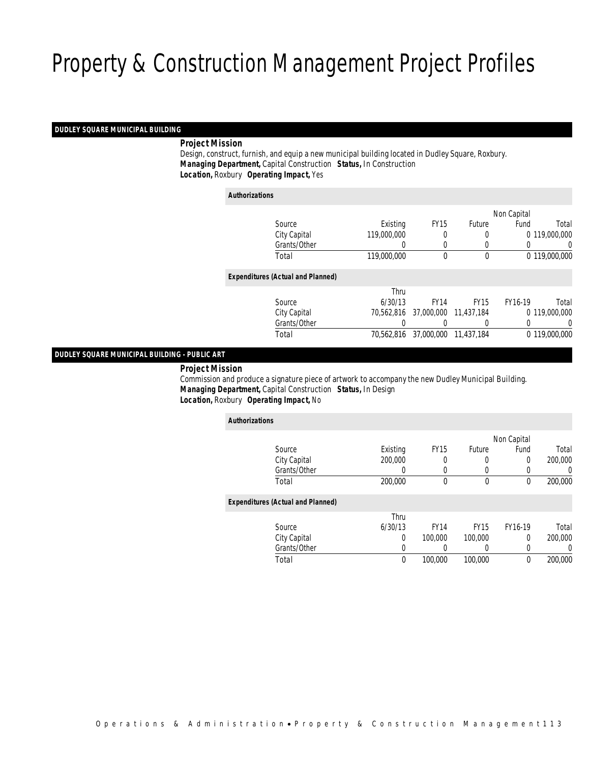# Property & Construction Management Project Profiles

## DUDLEY SQUARE MUNICIPAL BUILDING

**Project Mission**

Design, construct, furnish, and equip a new municipal building located in Dudley Square, Roxbury.

***Managing Department,*** Capital Construction ***Status,*** In Construction

***Location,*** Roxbury ***Operating Impact,*** Yes

***Authorizations***

| Source | Existing | FY15 | Future | Non Capital Fund | Total |
|---|---|---|---|---|---|
| City Capital | 119,000,000 | 0 | 0 | 0 | 119,000,000 |
| Grants/Other | 0 | 0 | 0 | 0 | 0 |
| Total | 119,000,000 | 0 | 0 | 0 | 119,000,000 |

***Expenditures (Actual and Planned)***

| Source | Thru 6/30/13 | FY14 | FY15 | FY16-19 | Total |
|---|---|---|---|---|---|
| City Capital | 70,562,816 | 37,000,000 | 11,437,184 | 0 | 119,000,000 |
| Grants/Other | 0 | 0 | 0 | 0 | 0 |
| Total | 70,562,816 | 37,000,000 | 11,437,184 | 0 | 119,000,000 |

## DUDLEY SQUARE MUNICIPAL BUILDING - PUBLIC ART

**Project Mission**

Commission and produce a signature piece of artwork to accompany the new Dudley Municipal Building.

***Managing Department,*** Capital Construction ***Status,*** In Design

***Location,*** Roxbury ***Operating Impact,*** No

***Authorizations***

| Source | Existing | FY15 | Future | Non Capital Fund | Total |
|---|---|---|---|---|---|
| City Capital | 200,000 | 0 | 0 | 0 | 200,000 |
| Grants/Other | 0 | 0 | 0 | 0 | 0 |
| Total | 200,000 | 0 | 0 | 0 | 200,000 |

***Expenditures (Actual and Planned)***

| Source | Thru 6/30/13 | FY14 | FY15 | FY16-19 | Total |
|---|---|---|---|---|---|
| City Capital | 0 | 100,000 | 100,000 | 0 | 200,000 |
| Grants/Other | 0 | 0 | 0 | 0 | 0 |
| Total | 0 | 100,000 | 100,000 | 0 | 200,000 |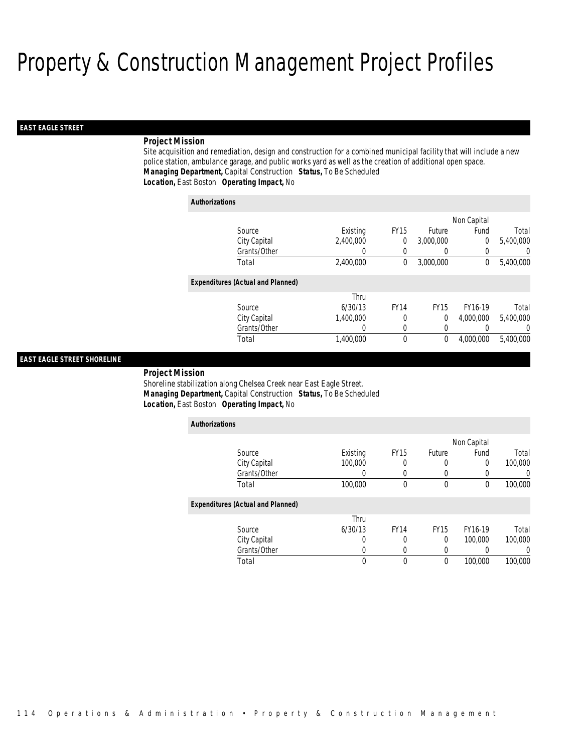# Property & Construction Management Project Profiles

## EAST EAGLE STREET

### Project Mission

Site acquisition and remediation, design and construction for a combined municipal facility that will include a new police station, ambulance garage, and public works yard as well as the creation of additional open space.
***Managing Department,*** Capital Construction ***Status,*** To Be Scheduled
***Location,*** East Boston ***Operating Impact,*** No

**Authorizations**

| Source | Existing | FY15 | Future | Non Capital Fund | Total |
|---|---|---|---|---|---|
| City Capital | 2,400,000 | 0 | 3,000,000 | 0 | 5,400,000 |
| Grants/Other | 0 | 0 | 0 | 0 | 0 |
| Total | 2,400,000 | 0 | 3,000,000 | 0 | 5,400,000 |

**Expenditures (Actual and Planned)**

| Source | Thru 6/30/13 | FY14 | FY15 | FY16-19 | Total |
|---|---|---|---|---|---|
| City Capital | 1,400,000 | 0 | 0 | 4,000,000 | 5,400,000 |
| Grants/Other | 0 | 0 | 0 | 0 | 0 |
| Total | 1,400,000 | 0 | 0 | 4,000,000 | 5,400,000 |

## EAST EAGLE STREET SHORELINE

### Project Mission

Shoreline stabilization along Chelsea Creek near East Eagle Street.
***Managing Department,*** Capital Construction ***Status,*** To Be Scheduled
***Location,*** East Boston ***Operating Impact,*** No

**Authorizations**

| Source | Existing | FY15 | Future | Non Capital Fund | Total |
|---|---|---|---|---|---|
| City Capital | 100,000 | 0 | 0 | 0 | 100,000 |
| Grants/Other | 0 | 0 | 0 | 0 | 0 |
| Total | 100,000 | 0 | 0 | 0 | 100,000 |

**Expenditures (Actual and Planned)**

| Source | Thru 6/30/13 | FY14 | FY15 | FY16-19 | Total |
|---|---|---|---|---|---|
| City Capital | 0 | 0 | 0 | 100,000 | 100,000 |
| Grants/Other | 0 | 0 | 0 | 0 | 0 |
| Total | 0 | 0 | 0 | 100,000 | 100,000 |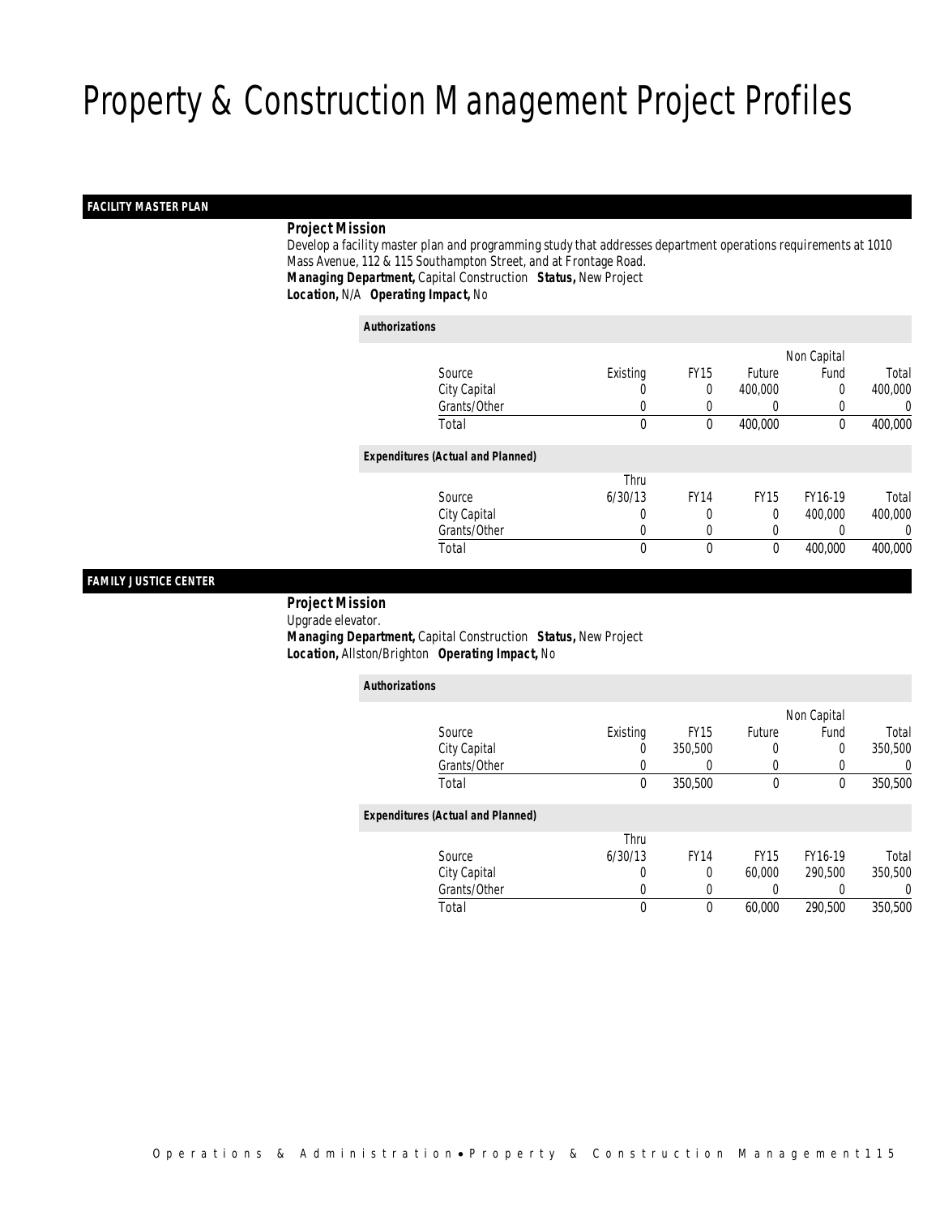# Property & Construction Management Project Profiles

## FACILITY MASTER PLAN

**Project Mission**

Develop a facility master plan and programming study that addresses department operations requirements at 1010 Mass Avenue, 112 & 115 Southampton Street, and at Frontage Road.

**Managing Department,** Capital Construction **Status,** New Project

**Location,** N/A **Operating Impact,** No

**Authorizations**

| Source | Existing | FY15 | Future | Non Capital Fund | Total |
|---|---|---|---|---|---|
| City Capital | 0 | 0 | 400,000 | 0 | 400,000 |
| Grants/Other | 0 | 0 | 0 | 0 | 0 |
| Total | 0 | 0 | 400,000 | 0 | 400,000 |

**Expenditures (Actual and Planned)**

| Source | Thru 6/30/13 | FY14 | FY15 | FY16-19 | Total |
|---|---|---|---|---|---|
| City Capital | 0 | 0 | 0 | 400,000 | 400,000 |
| Grants/Other | 0 | 0 | 0 | 0 | 0 |
| Total | 0 | 0 | 0 | 400,000 | 400,000 |

## FAMILY JUSTICE CENTER

**Project Mission**

Upgrade elevator.

**Managing Department,** Capital Construction **Status,** New Project

**Location,** Allston/Brighton **Operating Impact,** No

**Authorizations**

| Source | Existing | FY15 | Future | Non Capital Fund | Total |
|---|---|---|---|---|---|
| City Capital | 0 | 350,500 | 0 | 0 | 350,500 |
| Grants/Other | 0 | 0 | 0 | 0 | 0 |
| Total | 0 | 350,500 | 0 | 0 | 350,500 |

**Expenditures (Actual and Planned)**

| Source | Thru 6/30/13 | FY14 | FY15 | FY16-19 | Total |
|---|---|---|---|---|---|
| City Capital | 0 | 0 | 60,000 | 290,500 | 350,500 |
| Grants/Other | 0 | 0 | 0 | 0 | 0 |
| Total | 0 | 0 | 60,000 | 290,500 | 350,500 |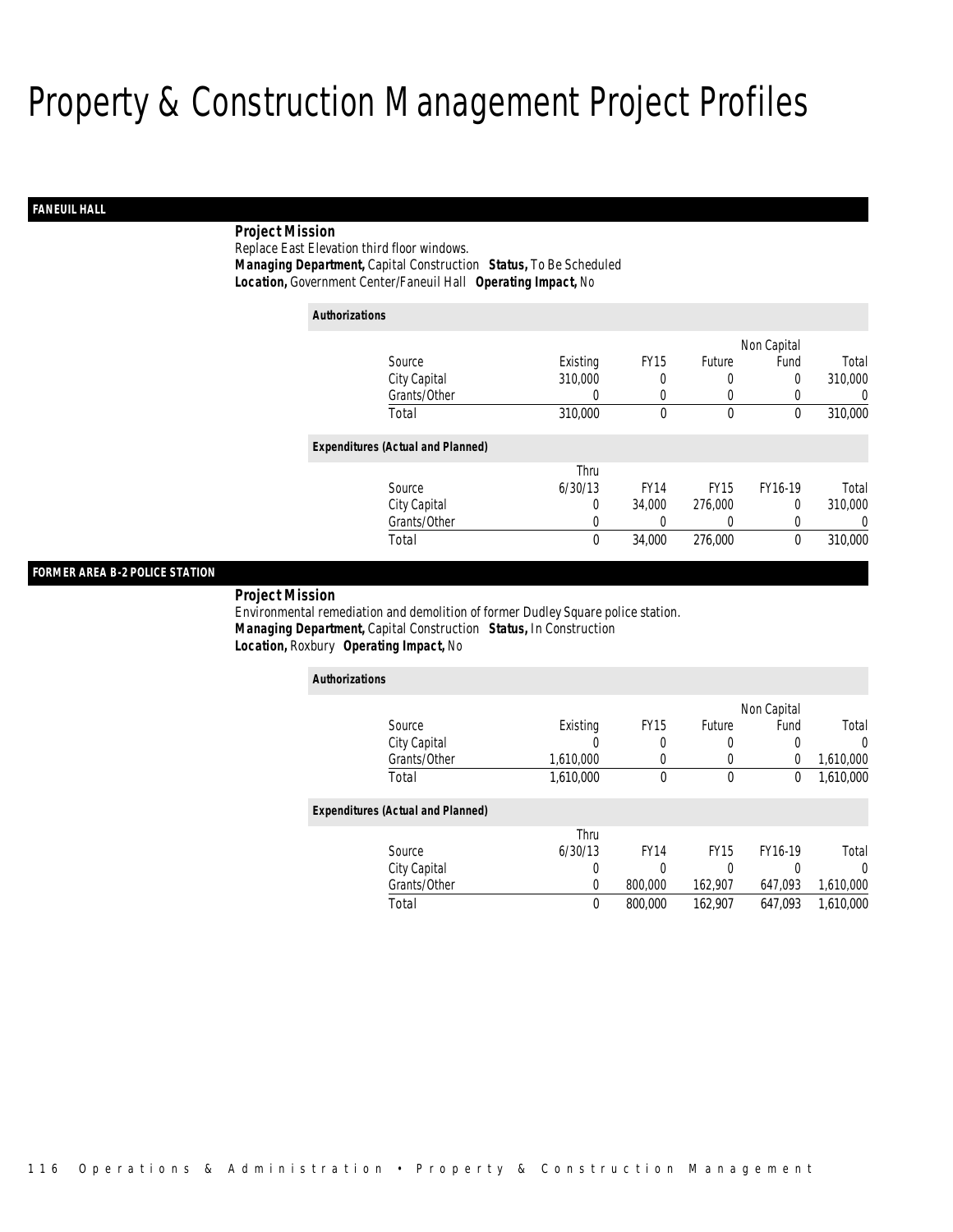# Property & Construction Management Project Profiles

## FANEUIL HALL

**Project Mission**

Replace East Elevation third floor windows.

***Managing Department,*** Capital Construction ***Status,*** To Be Scheduled

***Location,*** Government Center/Faneuil Hall ***Operating Impact,*** No

***Authorizations***

| Source | Existing | FY15 | Future | Non Capital Fund | Total |
|---|---|---|---|---|---|
| City Capital | 310,000 | 0 | 0 | 0 | 310,000 |
| Grants/Other | 0 | 0 | 0 | 0 | 0 |
| Total | 310,000 | 0 | 0 | 0 | 310,000 |

***Expenditures (Actual and Planned)***

| Source | Thru 6/30/13 | FY14 | FY15 | FY16-19 | Total |
|---|---|---|---|---|---|
| City Capital | 0 | 34,000 | 276,000 | 0 | 310,000 |
| Grants/Other | 0 | 0 | 0 | 0 | 0 |
| Total | 0 | 34,000 | 276,000 | 0 | 310,000 |

## FORMER AREA B-2 POLICE STATION

**Project Mission**

Environmental remediation and demolition of former Dudley Square police station.

***Managing Department,*** Capital Construction ***Status,*** In Construction

***Location,*** Roxbury ***Operating Impact,*** No

***Authorizations***

| Source | Existing | FY15 | Future | Non Capital Fund | Total |
|---|---|---|---|---|---|
| City Capital | 0 | 0 | 0 | 0 | 0 |
| Grants/Other | 1,610,000 | 0 | 0 | 0 | 1,610,000 |
| Total | 1,610,000 | 0 | 0 | 0 | 1,610,000 |

***Expenditures (Actual and Planned)***

| Source | Thru 6/30/13 | FY14 | FY15 | FY16-19 | Total |
|---|---|---|---|---|---|
| City Capital | 0 | 0 | 0 | 0 | 0 |
| Grants/Other | 0 | 800,000 | 162,907 | 647,093 | 1,610,000 |
| Total | 0 | 800,000 | 162,907 | 647,093 | 1,610,000 |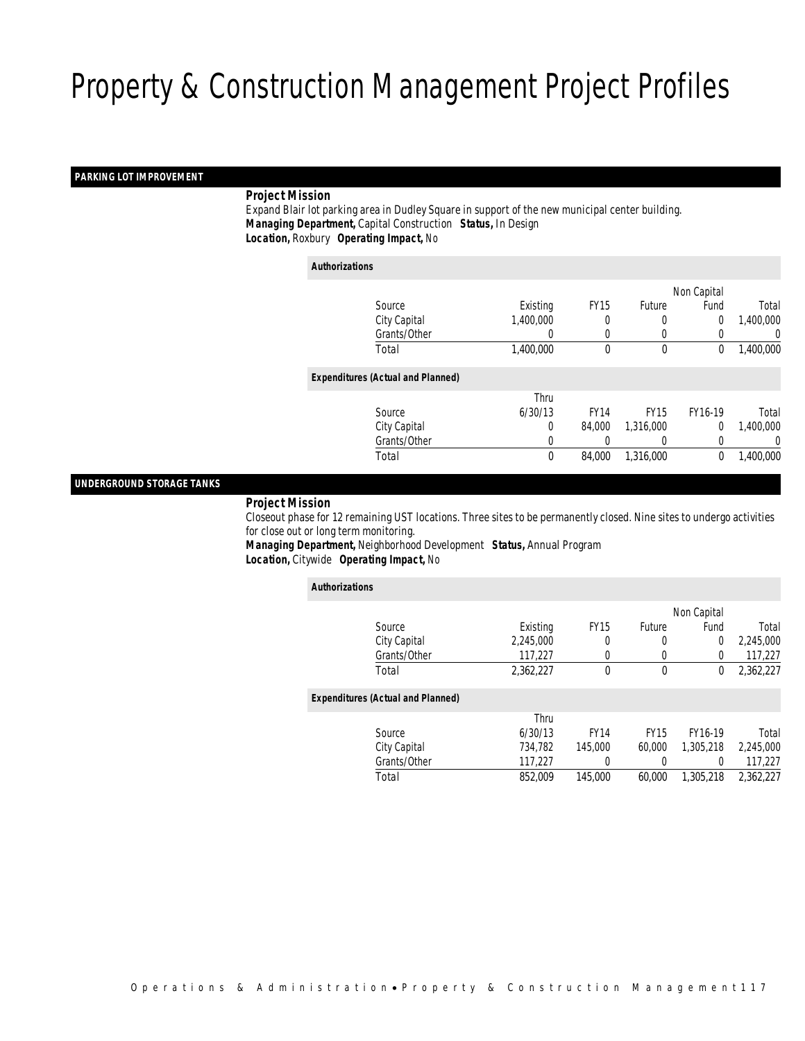# Property & Construction Management Project Profiles

## PARKING LOT IMPROVEMENT

**Project Mission**

Expand Blair lot parking area in Dudley Square in support of the new municipal center building.

***Managing Department,*** Capital Construction ***Status,*** In Design

***Location,*** Roxbury ***Operating Impact,*** No

***Authorizations***

| Source | Existing | FY15 | Future | Non Capital Fund | Total |
|---|---|---|---|---|---|
| City Capital | 1,400,000 | 0 | 0 | 0 | 1,400,000 |
| Grants/Other | 0 | 0 | 0 | 0 | 0 |
| Total | 1,400,000 | 0 | 0 | 0 | 1,400,000 |

***Expenditures (Actual and Planned)***

| Source | Thru 6/30/13 | FY14 | FY15 | FY16-19 | Total |
|---|---|---|---|---|---|
| City Capital | 0 | 84,000 | 1,316,000 | 0 | 1,400,000 |
| Grants/Other | 0 | 0 | 0 | 0 | 0 |
| Total | 0 | 84,000 | 1,316,000 | 0 | 1,400,000 |

## UNDERGROUND STORAGE TANKS

**Project Mission**

Closeout phase for 12 remaining UST locations. Three sites to be permanently closed. Nine sites to undergo activities for close out or long term monitoring.

***Managing Department,*** Neighborhood Development ***Status,*** Annual Program

***Location,*** Citywide ***Operating Impact,*** No

***Authorizations***

| Source | Existing | FY15 | Future | Non Capital Fund | Total |
|---|---|---|---|---|---|
| City Capital | 2,245,000 | 0 | 0 | 0 | 2,245,000 |
| Grants/Other | 117,227 | 0 | 0 | 0 | 117,227 |
| Total | 2,362,227 | 0 | 0 | 0 | 2,362,227 |

***Expenditures (Actual and Planned)***

| Source | Thru 6/30/13 | FY14 | FY15 | FY16-19 | Total |
|---|---|---|---|---|---|
| City Capital | 734,782 | 145,000 | 60,000 | 1,305,218 | 2,245,000 |
| Grants/Other | 117,227 | 0 | 0 | 0 | 117,227 |
| Total | 852,009 | 145,000 | 60,000 | 1,305,218 | 2,362,227 |